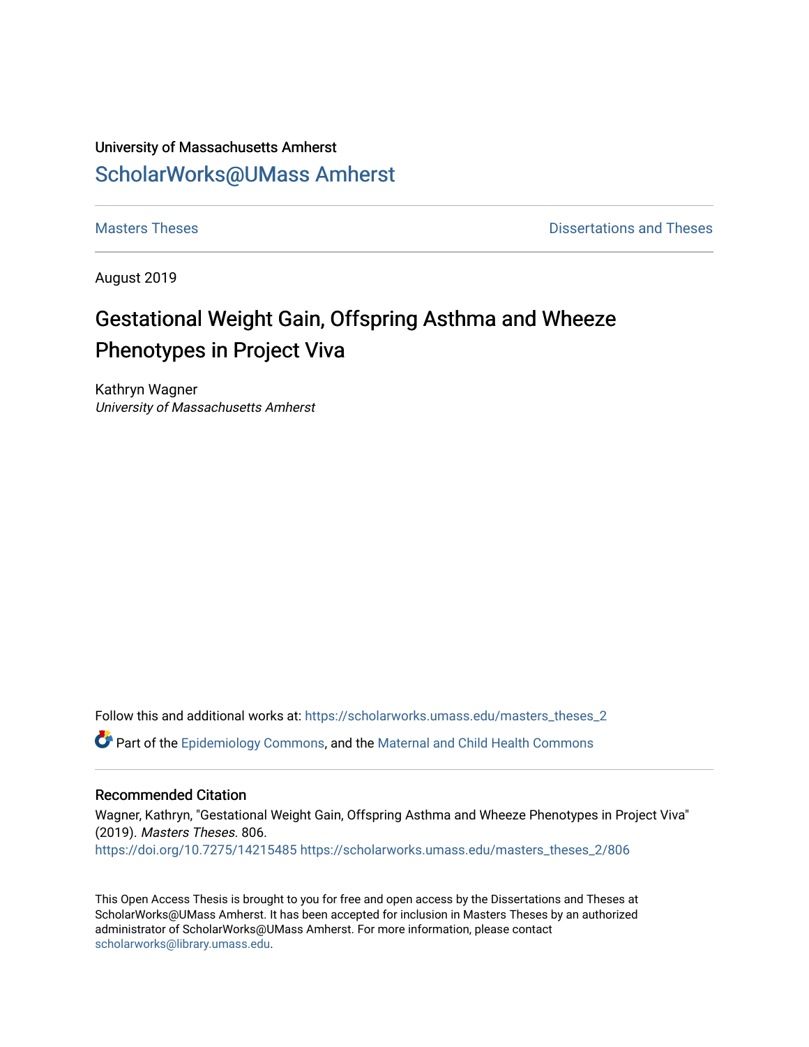University of Massachusetts Amherst

ScholarWorks@UMass Amherst

Masters Theses | Dissertations and Theses

August 2019

# Gestational Weight Gain, Offspring Asthma and Wheeze Phenotypes in Project Viva

Kathryn Wagner
*University of Massachusetts Amherst*

Follow this and additional works at: https://scholarworks.umass.edu/masters_theses_2

Part of the Epidemiology Commons, and the Maternal and Child Health Commons

## Recommended Citation

Wagner, Kathryn, "Gestational Weight Gain, Offspring Asthma and Wheeze Phenotypes in Project Viva" (2019). *Masters Theses*. 806.
https://doi.org/10.7275/14215485 https://scholarworks.umass.edu/masters_theses_2/806

This Open Access Thesis is brought to you for free and open access by the Dissertations and Theses at ScholarWorks@UMass Amherst. It has been accepted for inclusion in Masters Theses by an authorized administrator of ScholarWorks@UMass Amherst. For more information, please contact scholarworks@library.umass.edu.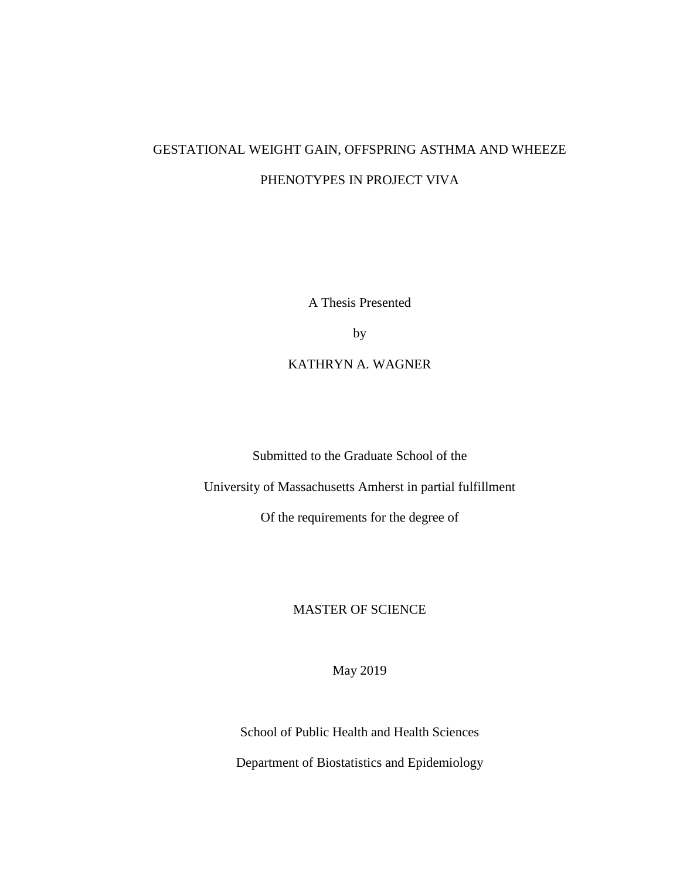GESTATIONAL WEIGHT GAIN, OFFSPRING ASTHMA AND WHEEZE

PHENOTYPES IN PROJECT VIVA

A Thesis Presented

by

KATHRYN A. WAGNER

Submitted to the Graduate School of the

University of Massachusetts Amherst in partial fulfillment

Of the requirements for the degree of

MASTER OF SCIENCE

May 2019

School of Public Health and Health Sciences

Department of Biostatistics and Epidemiology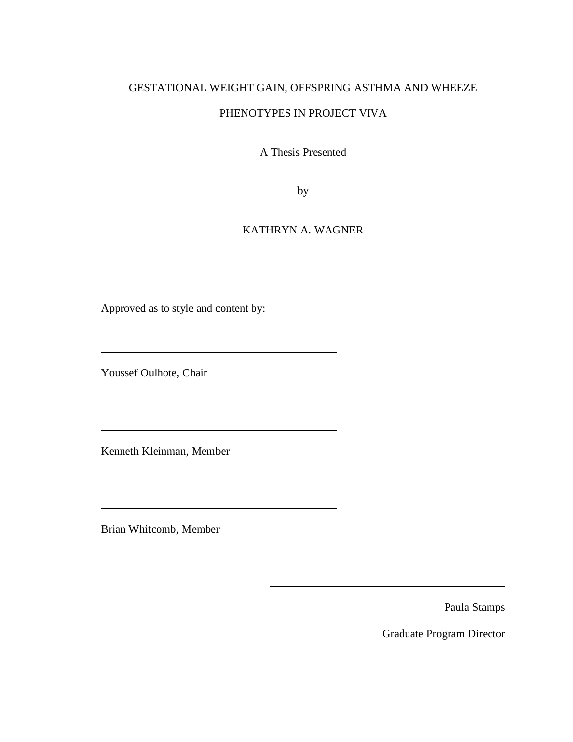GESTATIONAL WEIGHT GAIN, OFFSPRING ASTHMA AND WHEEZE PHENOTYPES IN PROJECT VIVA

A Thesis Presented

by

KATHRYN A. WAGNER

Approved as to style and content by:

---

Youssef Oulhote, Chair

---

Kenneth Kleinman, Member

---

Brian Whitcomb, Member

---

Paula Stamps

Graduate Program Director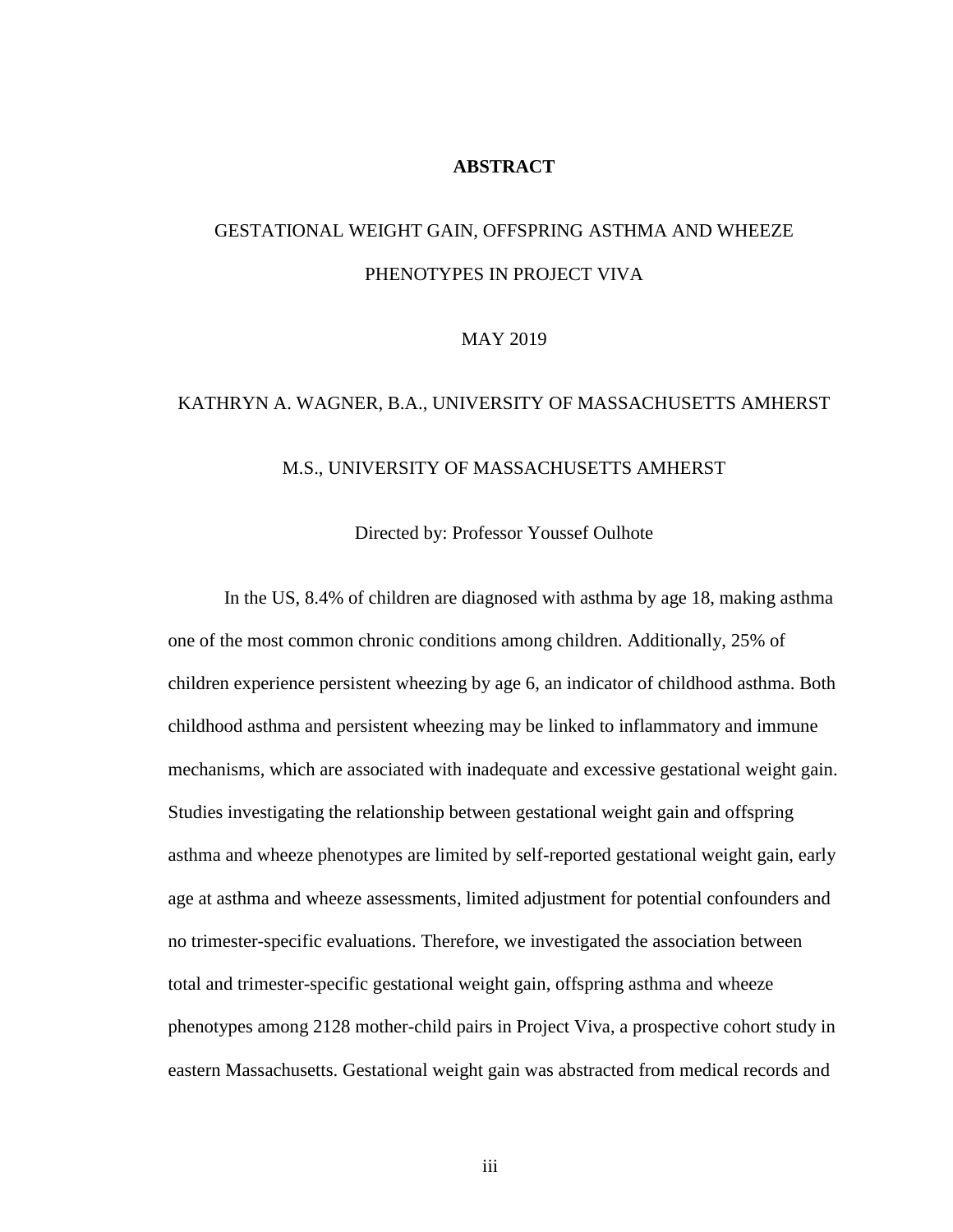# ABSTRACT

GESTATIONAL WEIGHT GAIN, OFFSPRING ASTHMA AND WHEEZE PHENOTYPES IN PROJECT VIVA

MAY 2019

KATHRYN A. WAGNER, B.A., UNIVERSITY OF MASSACHUSETTS AMHERST

M.S., UNIVERSITY OF MASSACHUSETTS AMHERST

Directed by: Professor Youssef Oulhote

In the US, 8.4% of children are diagnosed with asthma by age 18, making asthma one of the most common chronic conditions among children. Additionally, 25% of children experience persistent wheezing by age 6, an indicator of childhood asthma. Both childhood asthma and persistent wheezing may be linked to inflammatory and immune mechanisms, which are associated with inadequate and excessive gestational weight gain. Studies investigating the relationship between gestational weight gain and offspring asthma and wheeze phenotypes are limited by self-reported gestational weight gain, early age at asthma and wheeze assessments, limited adjustment for potential confounders and no trimester-specific evaluations. Therefore, we investigated the association between total and trimester-specific gestational weight gain, offspring asthma and wheeze phenotypes among 2128 mother-child pairs in Project Viva, a prospective cohort study in eastern Massachusetts. Gestational weight gain was abstracted from medical records and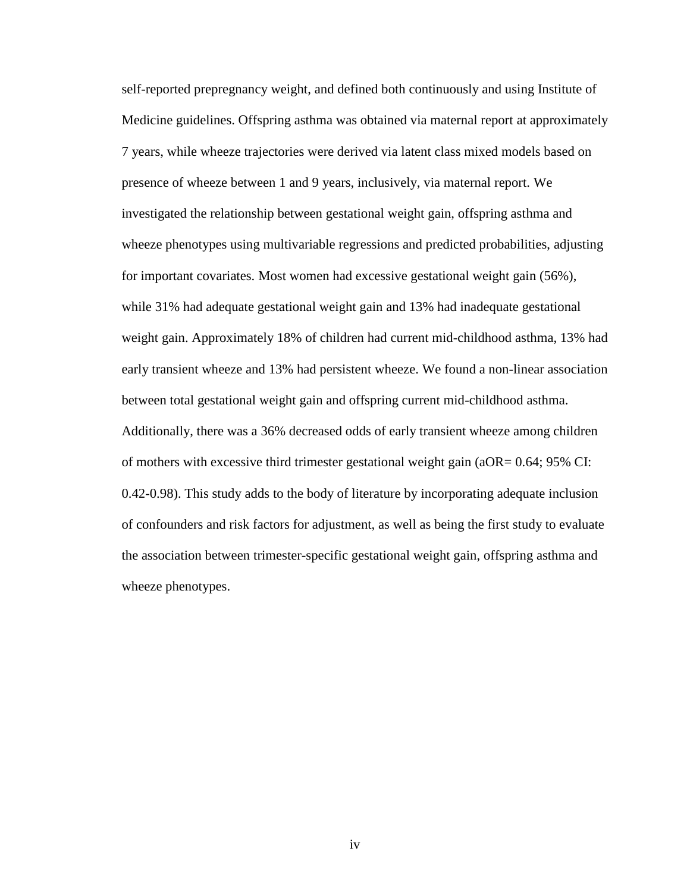self-reported prepregnancy weight, and defined both continuously and using Institute of Medicine guidelines. Offspring asthma was obtained via maternal report at approximately 7 years, while wheeze trajectories were derived via latent class mixed models based on presence of wheeze between 1 and 9 years, inclusively, via maternal report. We investigated the relationship between gestational weight gain, offspring asthma and wheeze phenotypes using multivariable regressions and predicted probabilities, adjusting for important covariates. Most women had excessive gestational weight gain (56%), while 31% had adequate gestational weight gain and 13% had inadequate gestational weight gain. Approximately 18% of children had current mid-childhood asthma, 13% had early transient wheeze and 13% had persistent wheeze. We found a non-linear association between total gestational weight gain and offspring current mid-childhood asthma. Additionally, there was a 36% decreased odds of early transient wheeze among children of mothers with excessive third trimester gestational weight gain (aOR= 0.64; 95% CI: 0.42-0.98). This study adds to the body of literature by incorporating adequate inclusion of confounders and risk factors for adjustment, as well as being the first study to evaluate the association between trimester-specific gestational weight gain, offspring asthma and wheeze phenotypes.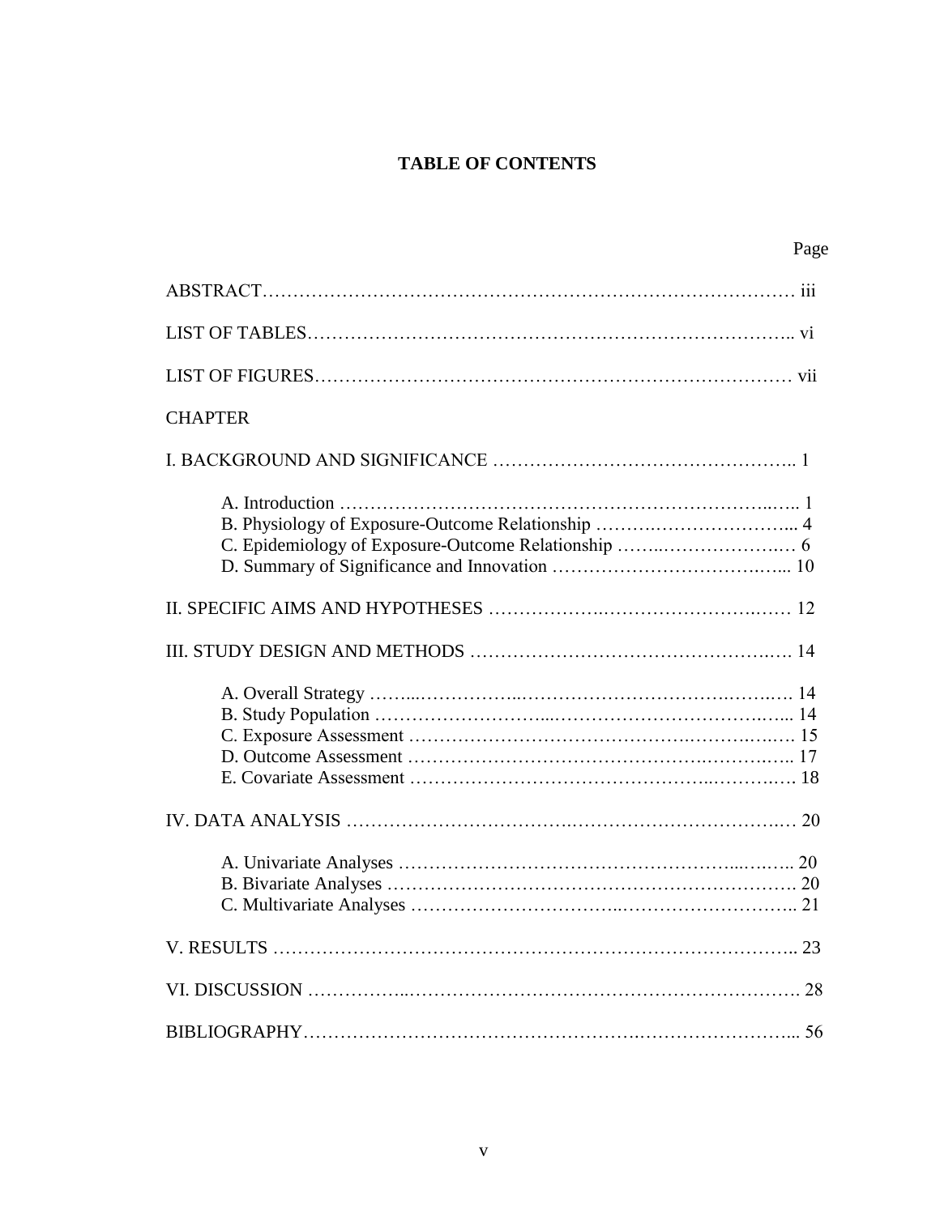# TABLE OF CONTENTS

| | Page |
|---|---|
| ABSTRACT | iii |
| LIST OF TABLES | vi |
| LIST OF FIGURES | vii |
| CHAPTER | |
| I. BACKGROUND AND SIGNIFICANCE | 1 |
| A. Introduction | 1 |
| B. Physiology of Exposure-Outcome Relationship | 4 |
| C. Epidemiology of Exposure-Outcome Relationship | 6 |
| D. Summary of Significance and Innovation | 10 |
| II. SPECIFIC AIMS AND HYPOTHESES | 12 |
| III. STUDY DESIGN AND METHODS | 14 |
| A. Overall Strategy | 14 |
| B. Study Population | 14 |
| C. Exposure Assessment | 15 |
| D. Outcome Assessment | 17 |
| E. Covariate Assessment | 18 |
| IV. DATA ANALYSIS | 20 |
| A. Univariate Analyses | 20 |
| B. Bivariate Analyses | 20 |
| C. Multivariate Analyses | 21 |
| V. RESULTS | 23 |
| VI. DISCUSSION | 28 |
| BIBLIOGRAPHY | 56 |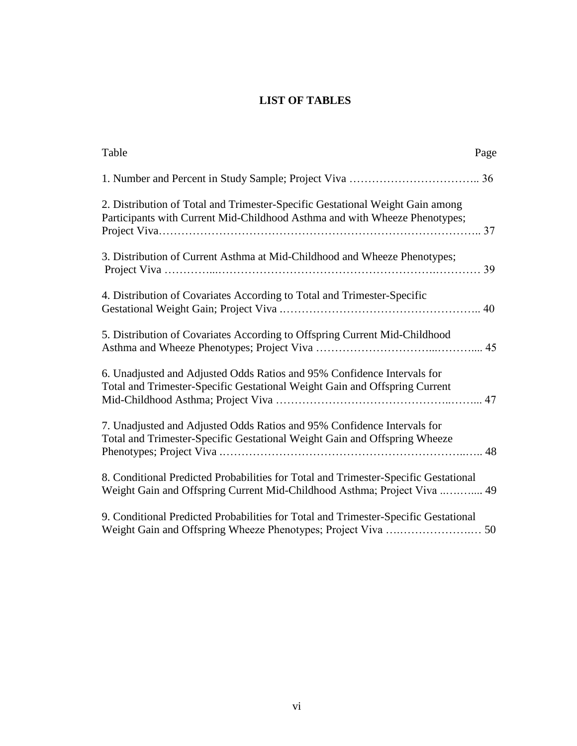# LIST OF TABLES

| Table | Page |
|---|---|
| 1. Number and Percent in Study Sample; Project Viva | 36 |
| 2. Distribution of Total and Trimester-Specific Gestational Weight Gain among Participants with Current Mid-Childhood Asthma and with Wheeze Phenotypes; Project Viva | 37 |
| 3. Distribution of Current Asthma at Mid-Childhood and Wheeze Phenotypes; Project Viva | 39 |
| 4. Distribution of Covariates According to Total and Trimester-Specific Gestational Weight Gain; Project Viva | 40 |
| 5. Distribution of Covariates According to Offspring Current Mid-Childhood Asthma and Wheeze Phenotypes; Project Viva | 45 |
| 6. Unadjusted and Adjusted Odds Ratios and 95% Confidence Intervals for Total and Trimester-Specific Gestational Weight Gain and Offspring Current Mid-Childhood Asthma; Project Viva | 47 |
| 7. Unadjusted and Adjusted Odds Ratios and 95% Confidence Intervals for Total and Trimester-Specific Gestational Weight Gain and Offspring Wheeze Phenotypes; Project Viva | 48 |
| 8. Conditional Predicted Probabilities for Total and Trimester-Specific Gestational Weight Gain and Offspring Current Mid-Childhood Asthma; Project Viva | 49 |
| 9. Conditional Predicted Probabilities for Total and Trimester-Specific Gestational Weight Gain and Offspring Wheeze Phenotypes; Project Viva | 50 |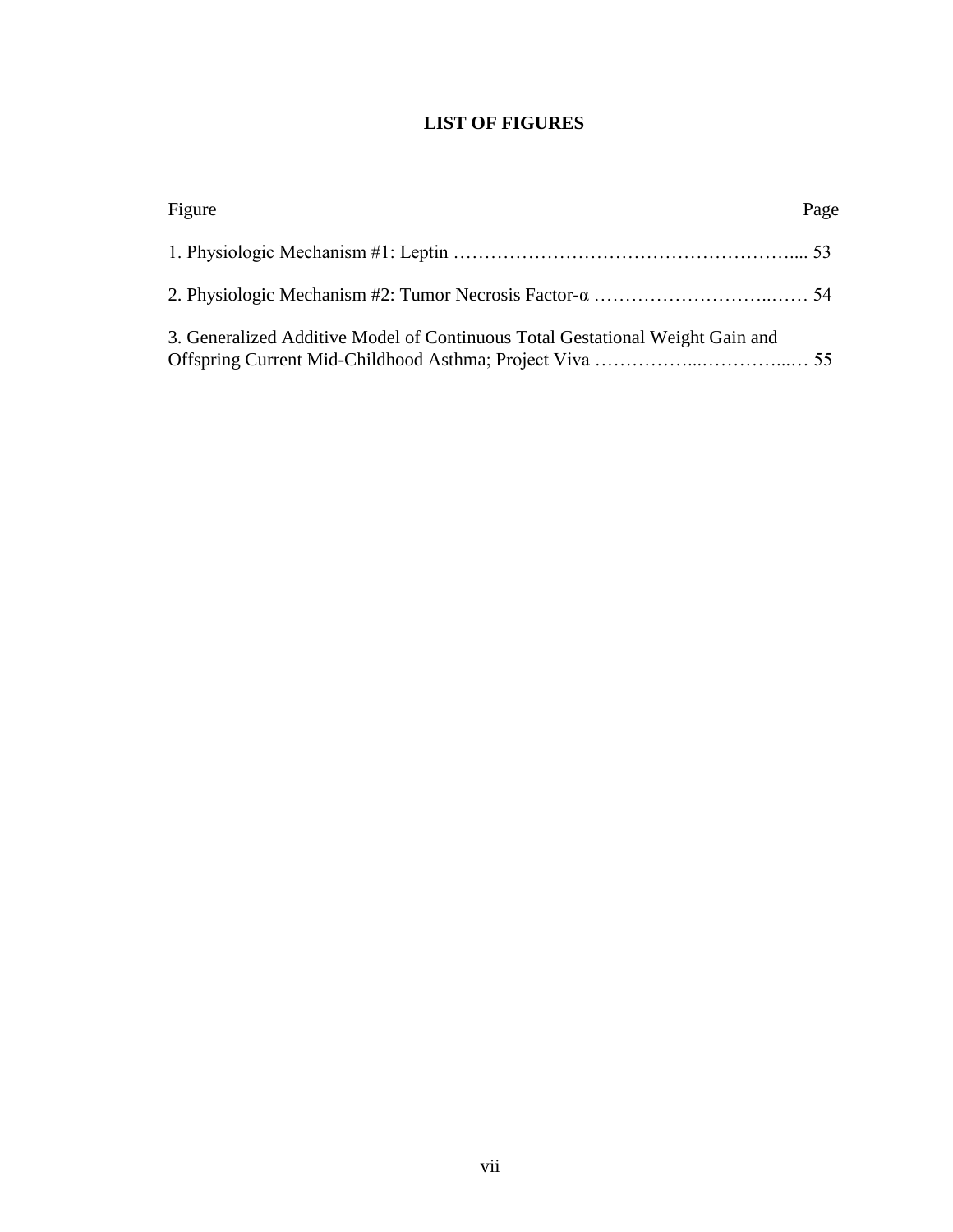# LIST OF FIGURES

| Figure | Page |
|---|---|
| 1. Physiologic Mechanism #1: Leptin | 53 |
| 2. Physiologic Mechanism #2: Tumor Necrosis Factor-α | 54 |
| 3. Generalized Additive Model of Continuous Total Gestational Weight Gain and Offspring Current Mid-Childhood Asthma; Project Viva | 55 |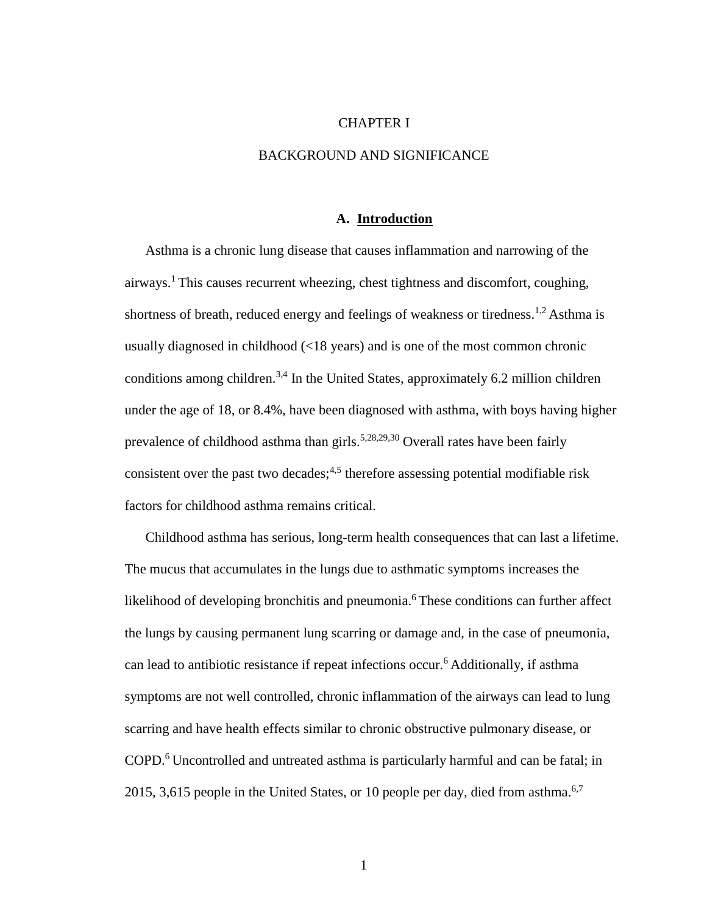# CHAPTER I

# BACKGROUND AND SIGNIFICANCE

## A. Introduction

Asthma is a chronic lung disease that causes inflammation and narrowing of the airways.[1] This causes recurrent wheezing, chest tightness and discomfort, coughing, shortness of breath, reduced energy and feelings of weakness or tiredness.[1,2] Asthma is usually diagnosed in childhood (<18 years) and is one of the most common chronic conditions among children.[3,4] In the United States, approximately 6.2 million children under the age of 18, or 8.4%, have been diagnosed with asthma, with boys having higher prevalence of childhood asthma than girls.[5,28,29,30] Overall rates have been fairly consistent over the past two decades;[4,5] therefore assessing potential modifiable risk factors for childhood asthma remains critical.

Childhood asthma has serious, long-term health consequences that can last a lifetime. The mucus that accumulates in the lungs due to asthmatic symptoms increases the likelihood of developing bronchitis and pneumonia.[6] These conditions can further affect the lungs by causing permanent lung scarring or damage and, in the case of pneumonia, can lead to antibiotic resistance if repeat infections occur.[6] Additionally, if asthma symptoms are not well controlled, chronic inflammation of the airways can lead to lung scarring and have health effects similar to chronic obstructive pulmonary disease, or COPD.[6] Uncontrolled and untreated asthma is particularly harmful and can be fatal; in 2015, 3,615 people in the United States, or 10 people per day, died from asthma.[6,7]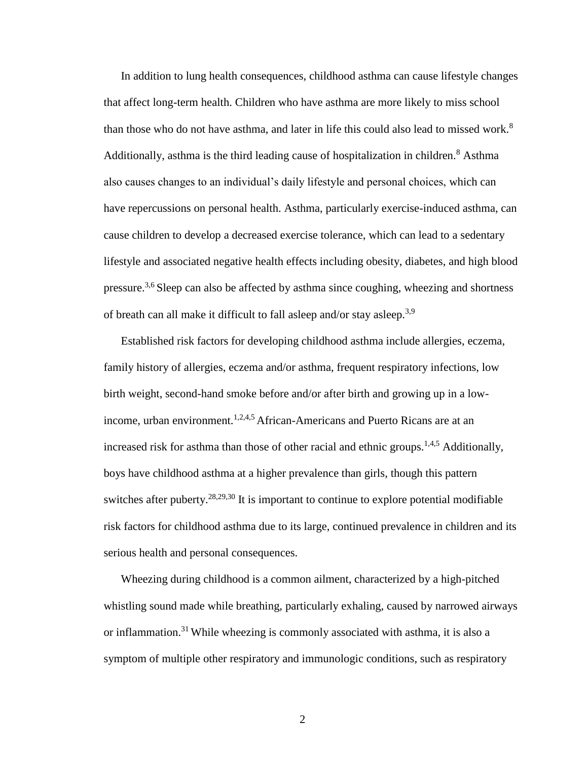In addition to lung health consequences, childhood asthma can cause lifestyle changes that affect long-term health. Children who have asthma are more likely to miss school than those who do not have asthma, and later in life this could also lead to missed work.[8] Additionally, asthma is the third leading cause of hospitalization in children.[8] Asthma also causes changes to an individual's daily lifestyle and personal choices, which can have repercussions on personal health. Asthma, particularly exercise-induced asthma, can cause children to develop a decreased exercise tolerance, which can lead to a sedentary lifestyle and associated negative health effects including obesity, diabetes, and high blood pressure.[3,6] Sleep can also be affected by asthma since coughing, wheezing and shortness of breath can all make it difficult to fall asleep and/or stay asleep.[3,9]

Established risk factors for developing childhood asthma include allergies, eczema, family history of allergies, eczema and/or asthma, frequent respiratory infections, low birth weight, second-hand smoke before and/or after birth and growing up in a low-income, urban environment.[1,2,4,5] African-Americans and Puerto Ricans are at an increased risk for asthma than those of other racial and ethnic groups.[1,4,5] Additionally, boys have childhood asthma at a higher prevalence than girls, though this pattern switches after puberty.[28,29,30] It is important to continue to explore potential modifiable risk factors for childhood asthma due to its large, continued prevalence in children and its serious health and personal consequences.

Wheezing during childhood is a common ailment, characterized by a high-pitched whistling sound made while breathing, particularly exhaling, caused by narrowed airways or inflammation.[31] While wheezing is commonly associated with asthma, it is also a symptom of multiple other respiratory and immunologic conditions, such as respiratory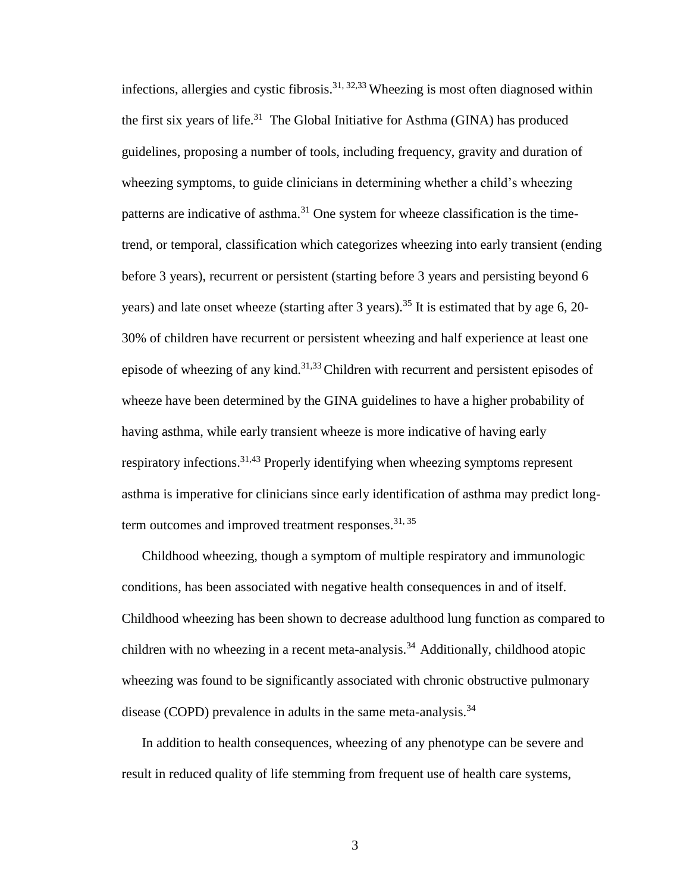infections, allergies and cystic fibrosis.[31, 32,33] Wheezing is most often diagnosed within the first six years of life.[31] The Global Initiative for Asthma (GINA) has produced guidelines, proposing a number of tools, including frequency, gravity and duration of wheezing symptoms, to guide clinicians in determining whether a child's wheezing patterns are indicative of asthma.[31] One system for wheeze classification is the time-trend, or temporal, classification which categorizes wheezing into early transient (ending before 3 years), recurrent or persistent (starting before 3 years and persisting beyond 6 years) and late onset wheeze (starting after 3 years).[35] It is estimated that by age 6, 20-30% of children have recurrent or persistent wheezing and half experience at least one episode of wheezing of any kind.[31,33] Children with recurrent and persistent episodes of wheeze have been determined by the GINA guidelines to have a higher probability of having asthma, while early transient wheeze is more indicative of having early respiratory infections.[31,43] Properly identifying when wheezing symptoms represent asthma is imperative for clinicians since early identification of asthma may predict long-term outcomes and improved treatment responses.[31, 35]

Childhood wheezing, though a symptom of multiple respiratory and immunologic conditions, has been associated with negative health consequences in and of itself. Childhood wheezing has been shown to decrease adulthood lung function as compared to children with no wheezing in a recent meta-analysis.[34] Additionally, childhood atopic wheezing was found to be significantly associated with chronic obstructive pulmonary disease (COPD) prevalence in adults in the same meta-analysis.[34]

In addition to health consequences, wheezing of any phenotype can be severe and result in reduced quality of life stemming from frequent use of health care systems,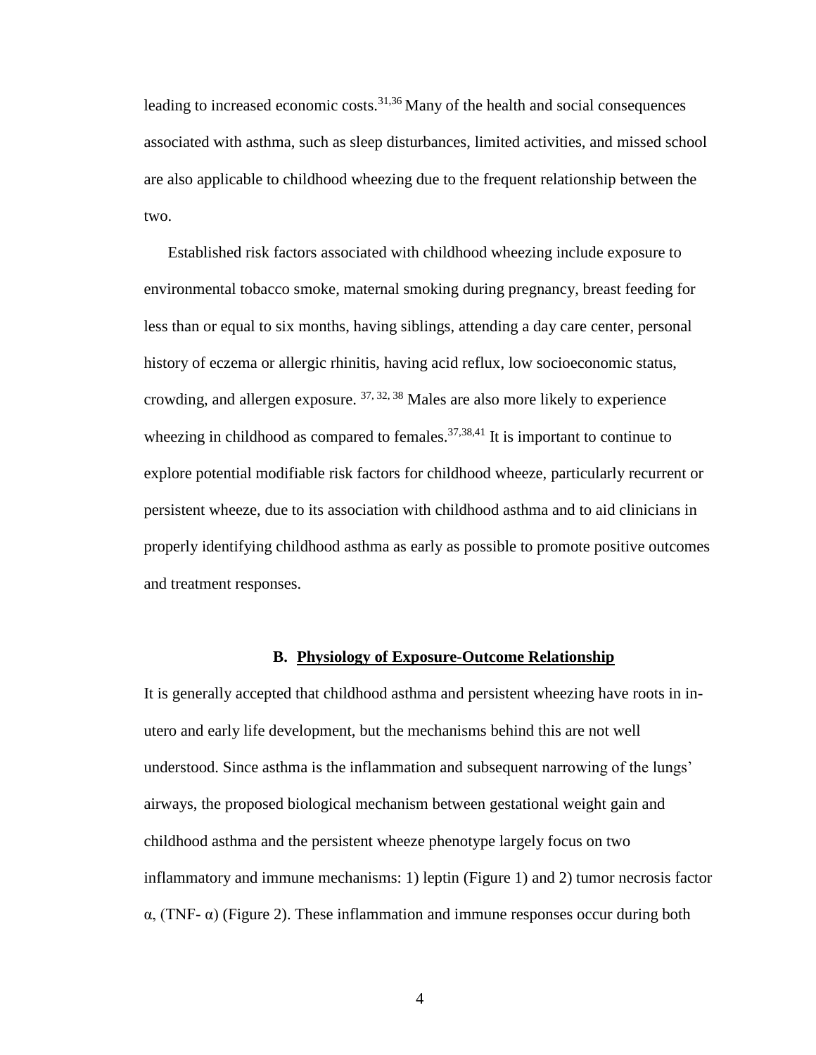leading to increased economic costs.[31,36] Many of the health and social consequences associated with asthma, such as sleep disturbances, limited activities, and missed school are also applicable to childhood wheezing due to the frequent relationship between the two.

Established risk factors associated with childhood wheezing include exposure to environmental tobacco smoke, maternal smoking during pregnancy, breast feeding for less than or equal to six months, having siblings, attending a day care center, personal history of eczema or allergic rhinitis, having acid reflux, low socioeconomic status, crowding, and allergen exposure. [37, 32, 38] Males are also more likely to experience wheezing in childhood as compared to females.[37,38,41] It is important to continue to explore potential modifiable risk factors for childhood wheeze, particularly recurrent or persistent wheeze, due to its association with childhood asthma and to aid clinicians in properly identifying childhood asthma as early as possible to promote positive outcomes and treatment responses.

### B. Physiology of Exposure-Outcome Relationship

It is generally accepted that childhood asthma and persistent wheezing have roots in in-utero and early life development, but the mechanisms behind this are not well understood. Since asthma is the inflammation and subsequent narrowing of the lungs' airways, the proposed biological mechanism between gestational weight gain and childhood asthma and the persistent wheeze phenotype largely focus on two inflammatory and immune mechanisms: 1) leptin (Figure 1) and 2) tumor necrosis factor α, (TNF- α) (Figure 2). These inflammation and immune responses occur during both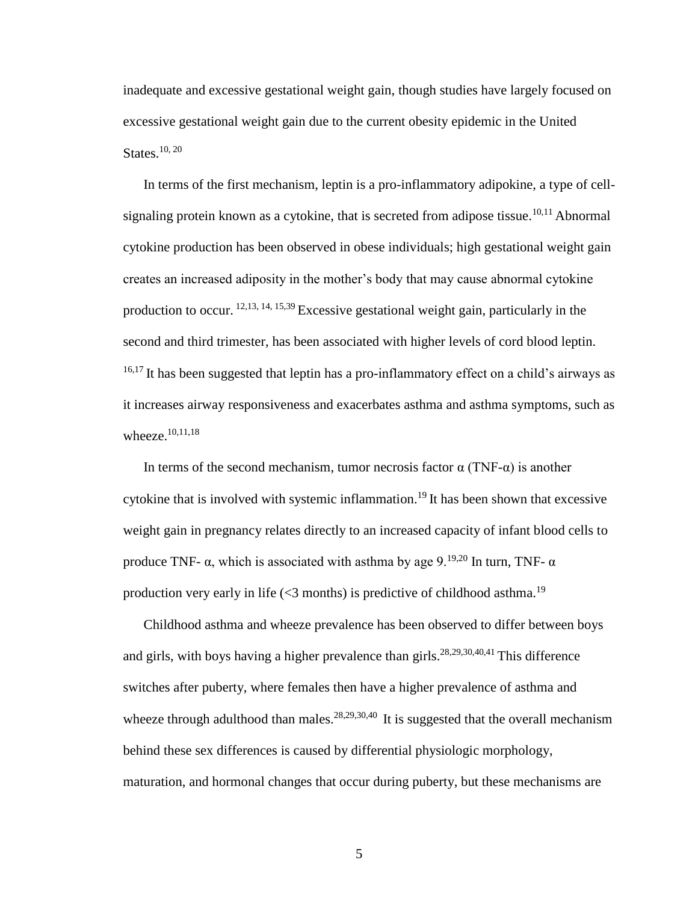inadequate and excessive gestational weight gain, though studies have largely focused on excessive gestational weight gain due to the current obesity epidemic in the United States.[10, 20]

In terms of the first mechanism, leptin is a pro-inflammatory adipokine, a type of cell-signaling protein known as a cytokine, that is secreted from adipose tissue.[10,11] Abnormal cytokine production has been observed in obese individuals; high gestational weight gain creates an increased adiposity in the mother's body that may cause abnormal cytokine production to occur. [12,13, 14, 15,39] Excessive gestational weight gain, particularly in the second and third trimester, has been associated with higher levels of cord blood leptin. [16,17] It has been suggested that leptin has a pro-inflammatory effect on a child's airways as it increases airway responsiveness and exacerbates asthma and asthma symptoms, such as wheeze.[10,11,18]

In terms of the second mechanism, tumor necrosis factor α (TNF-α) is another cytokine that is involved with systemic inflammation.[19] It has been shown that excessive weight gain in pregnancy relates directly to an increased capacity of infant blood cells to produce TNF- α, which is associated with asthma by age 9.[19,20] In turn, TNF- α production very early in life (<3 months) is predictive of childhood asthma.[19]

Childhood asthma and wheeze prevalence has been observed to differ between boys and girls, with boys having a higher prevalence than girls.[28,29,30,40,41] This difference switches after puberty, where females then have a higher prevalence of asthma and wheeze through adulthood than males.[28,29,30,40] It is suggested that the overall mechanism behind these sex differences is caused by differential physiologic morphology, maturation, and hormonal changes that occur during puberty, but these mechanisms are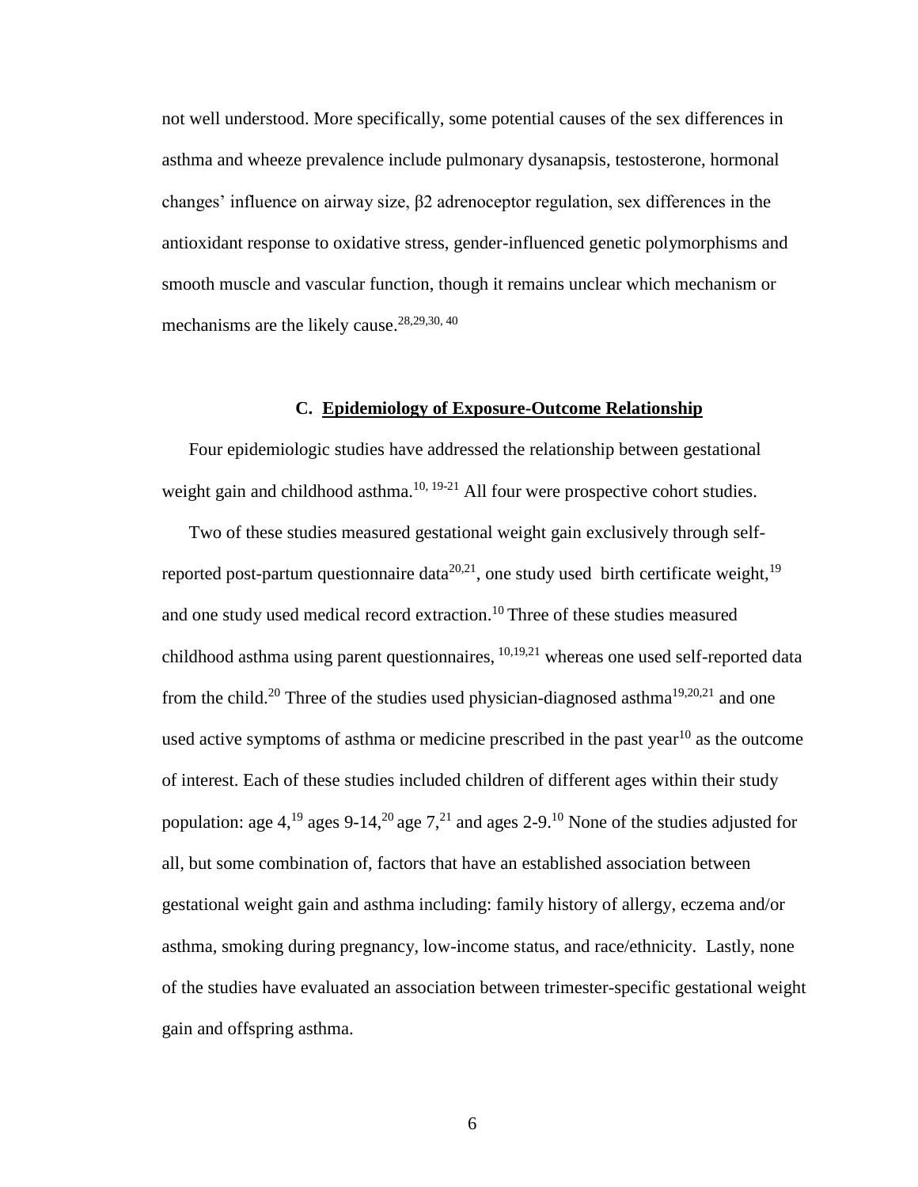not well understood. More specifically, some potential causes of the sex differences in asthma and wheeze prevalence include pulmonary dysanapsis, testosterone, hormonal changes' influence on airway size, β2 adrenoceptor regulation, sex differences in the antioxidant response to oxidative stress, gender-influenced genetic polymorphisms and smooth muscle and vascular function, though it remains unclear which mechanism or mechanisms are the likely cause.[28,29,30, 40]

### C. Epidemiology of Exposure-Outcome Relationship

Four epidemiologic studies have addressed the relationship between gestational weight gain and childhood asthma.[10, 19-21] All four were prospective cohort studies.

Two of these studies measured gestational weight gain exclusively through self-reported post-partum questionnaire data[20,21], one study used birth certificate weight,[19] and one study used medical record extraction.[10] Three of these studies measured childhood asthma using parent questionnaires, [10,19,21] whereas one used self-reported data from the child.[20] Three of the studies used physician-diagnosed asthma[19,20,21] and one used active symptoms of asthma or medicine prescribed in the past year[10] as the outcome of interest. Each of these studies included children of different ages within their study population: age 4,[19] ages 9-14,[20] age 7,[21] and ages 2-9.[10] None of the studies adjusted for all, but some combination of, factors that have an established association between gestational weight gain and asthma including: family history of allergy, eczema and/or asthma, smoking during pregnancy, low-income status, and race/ethnicity. Lastly, none of the studies have evaluated an association between trimester-specific gestational weight gain and offspring asthma.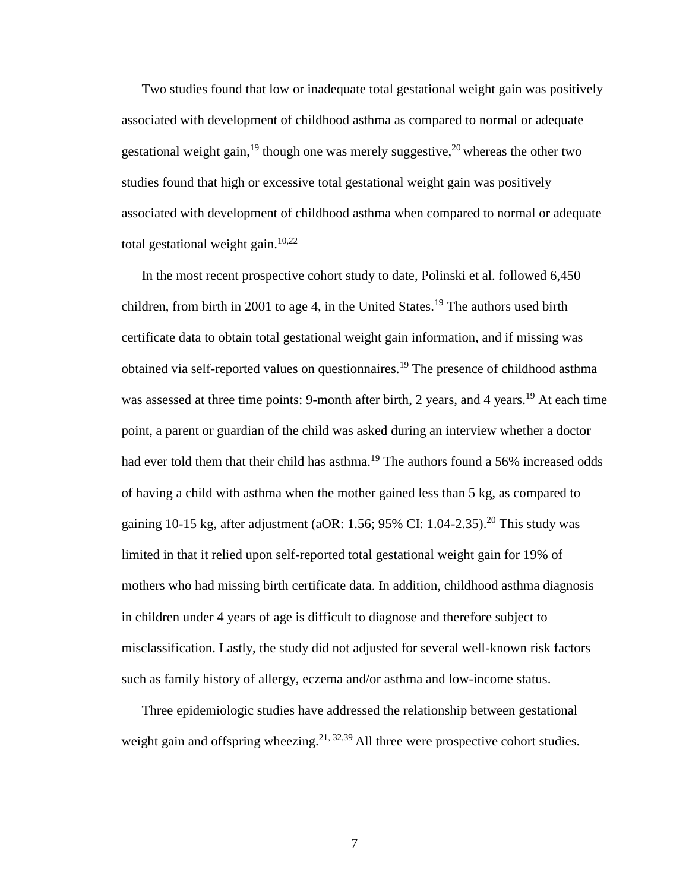Two studies found that low or inadequate total gestational weight gain was positively associated with development of childhood asthma as compared to normal or adequate gestational weight gain,[19] though one was merely suggestive,[20] whereas the other two studies found that high or excessive total gestational weight gain was positively associated with development of childhood asthma when compared to normal or adequate total gestational weight gain.[10,22]

In the most recent prospective cohort study to date, Polinski et al. followed 6,450 children, from birth in 2001 to age 4, in the United States.[19] The authors used birth certificate data to obtain total gestational weight gain information, and if missing was obtained via self-reported values on questionnaires.[19] The presence of childhood asthma was assessed at three time points: 9-month after birth, 2 years, and 4 years.[19] At each time point, a parent or guardian of the child was asked during an interview whether a doctor had ever told them that their child has asthma.[19] The authors found a 56% increased odds of having a child with asthma when the mother gained less than 5 kg, as compared to gaining 10-15 kg, after adjustment (aOR: 1.56; 95% CI: 1.04-2.35).[20] This study was limited in that it relied upon self-reported total gestational weight gain for 19% of mothers who had missing birth certificate data. In addition, childhood asthma diagnosis in children under 4 years of age is difficult to diagnose and therefore subject to misclassification. Lastly, the study did not adjusted for several well-known risk factors such as family history of allergy, eczema and/or asthma and low-income status.

Three epidemiologic studies have addressed the relationship between gestational weight gain and offspring wheezing.[21, 32,39] All three were prospective cohort studies.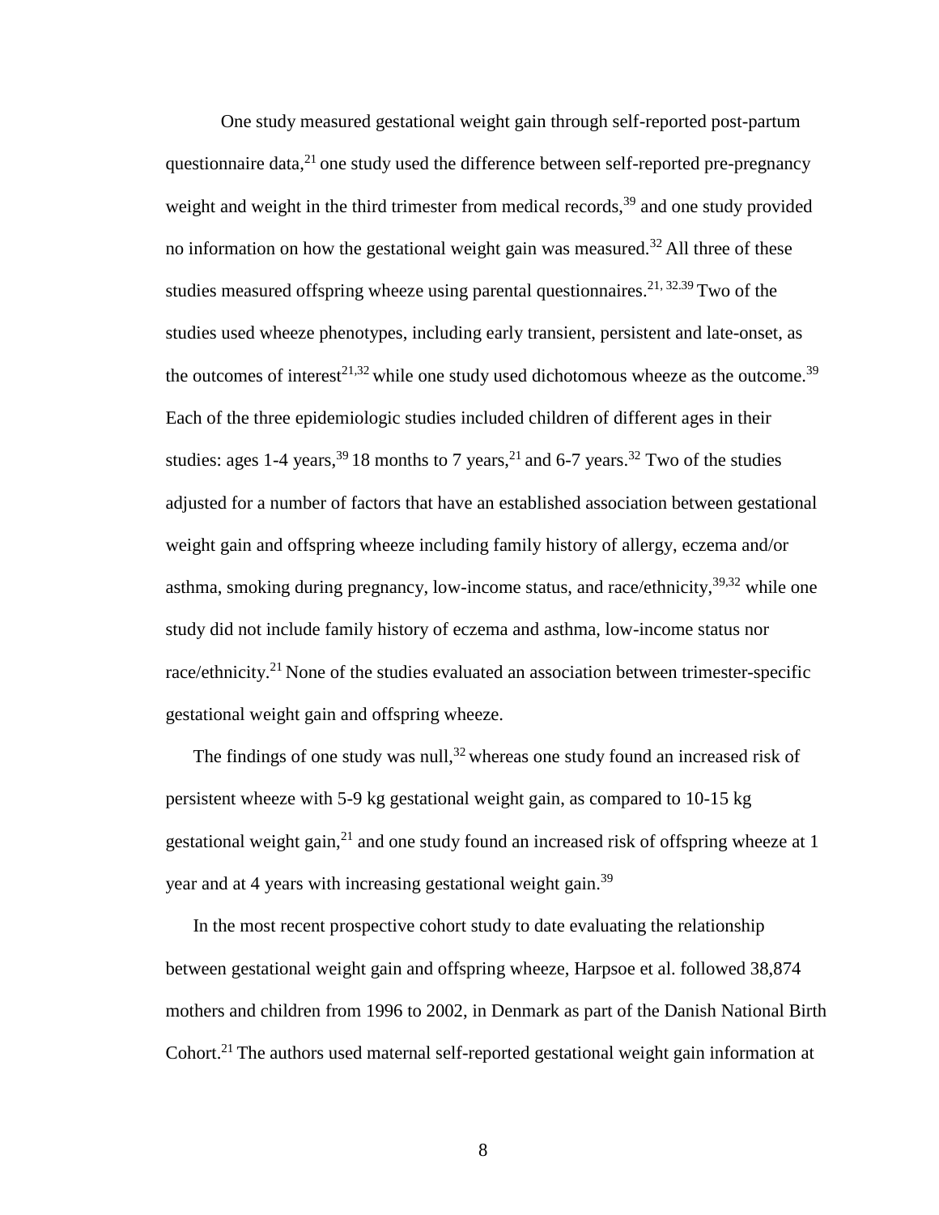One study measured gestational weight gain through self-reported post-partum questionnaire data,[21] one study used the difference between self-reported pre-pregnancy weight and weight in the third trimester from medical records,[39] and one study provided no information on how the gestational weight gain was measured.[32] All three of these studies measured offspring wheeze using parental questionnaires.[21, 32.39] Two of the studies used wheeze phenotypes, including early transient, persistent and late-onset, as the outcomes of interest[21,32] while one study used dichotomous wheeze as the outcome.[39] Each of the three epidemiologic studies included children of different ages in their studies: ages 1-4 years,[39] 18 months to 7 years,[21] and 6-7 years.[32] Two of the studies adjusted for a number of factors that have an established association between gestational weight gain and offspring wheeze including family history of allergy, eczema and/or asthma, smoking during pregnancy, low-income status, and race/ethnicity,[39,32] while one study did not include family history of eczema and asthma, low-income status nor race/ethnicity.[21] None of the studies evaluated an association between trimester-specific gestational weight gain and offspring wheeze.

The findings of one study was null,[32] whereas one study found an increased risk of persistent wheeze with 5-9 kg gestational weight gain, as compared to 10-15 kg gestational weight gain,[21] and one study found an increased risk of offspring wheeze at 1 year and at 4 years with increasing gestational weight gain.[39]

In the most recent prospective cohort study to date evaluating the relationship between gestational weight gain and offspring wheeze, Harpsoe et al. followed 38,874 mothers and children from 1996 to 2002, in Denmark as part of the Danish National Birth Cohort.[21] The authors used maternal self-reported gestational weight gain information at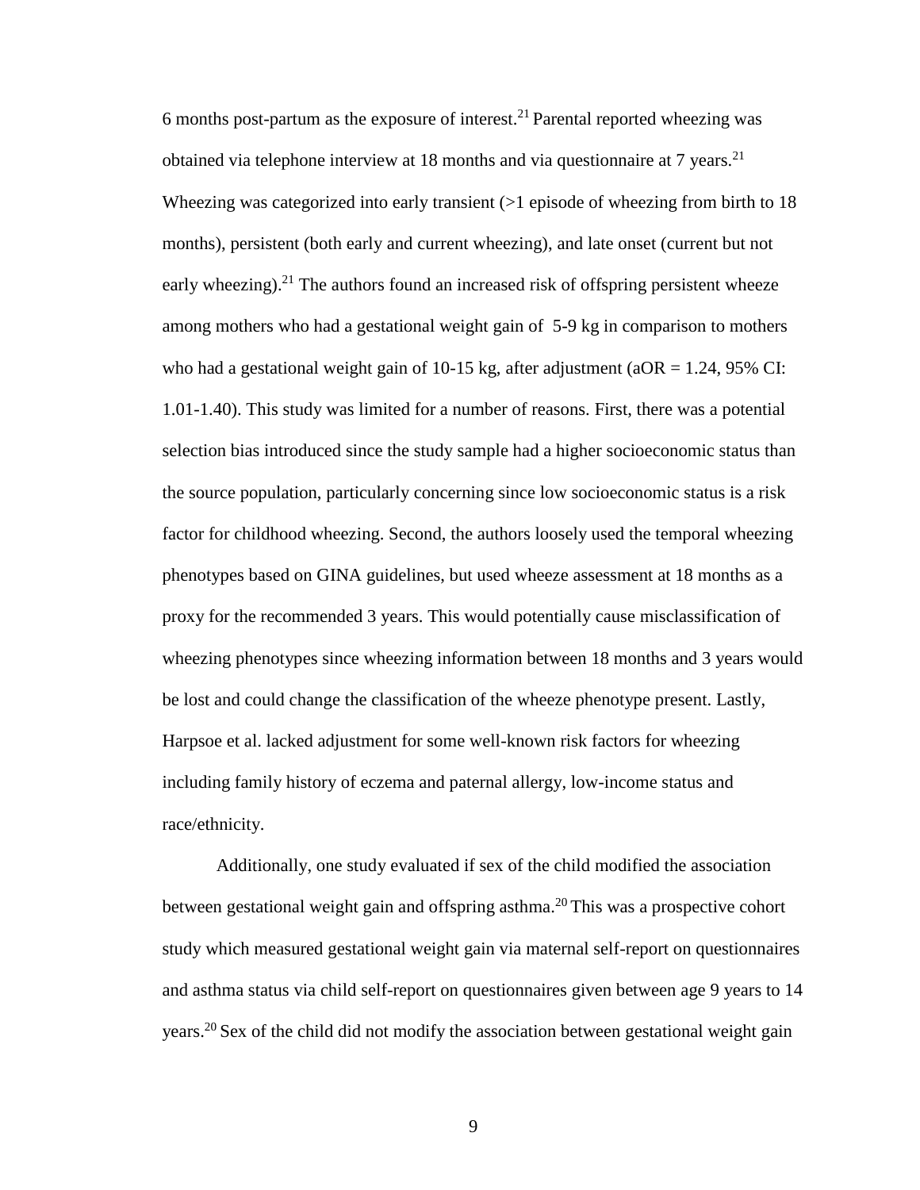6 months post-partum as the exposure of interest.[21] Parental reported wheezing was obtained via telephone interview at 18 months and via questionnaire at 7 years.[21] Wheezing was categorized into early transient (>1 episode of wheezing from birth to 18 months), persistent (both early and current wheezing), and late onset (current but not early wheezing).[21] The authors found an increased risk of offspring persistent wheeze among mothers who had a gestational weight gain of 5-9 kg in comparison to mothers who had a gestational weight gain of 10-15 kg, after adjustment (aOR = 1.24, 95% CI: 1.01-1.40). This study was limited for a number of reasons. First, there was a potential selection bias introduced since the study sample had a higher socioeconomic status than the source population, particularly concerning since low socioeconomic status is a risk factor for childhood wheezing. Second, the authors loosely used the temporal wheezing phenotypes based on GINA guidelines, but used wheeze assessment at 18 months as a proxy for the recommended 3 years. This would potentially cause misclassification of wheezing phenotypes since wheezing information between 18 months and 3 years would be lost and could change the classification of the wheeze phenotype present. Lastly, Harpsoe et al. lacked adjustment for some well-known risk factors for wheezing including family history of eczema and paternal allergy, low-income status and race/ethnicity.

Additionally, one study evaluated if sex of the child modified the association between gestational weight gain and offspring asthma.[20] This was a prospective cohort study which measured gestational weight gain via maternal self-report on questionnaires and asthma status via child self-report on questionnaires given between age 9 years to 14 years.[20] Sex of the child did not modify the association between gestational weight gain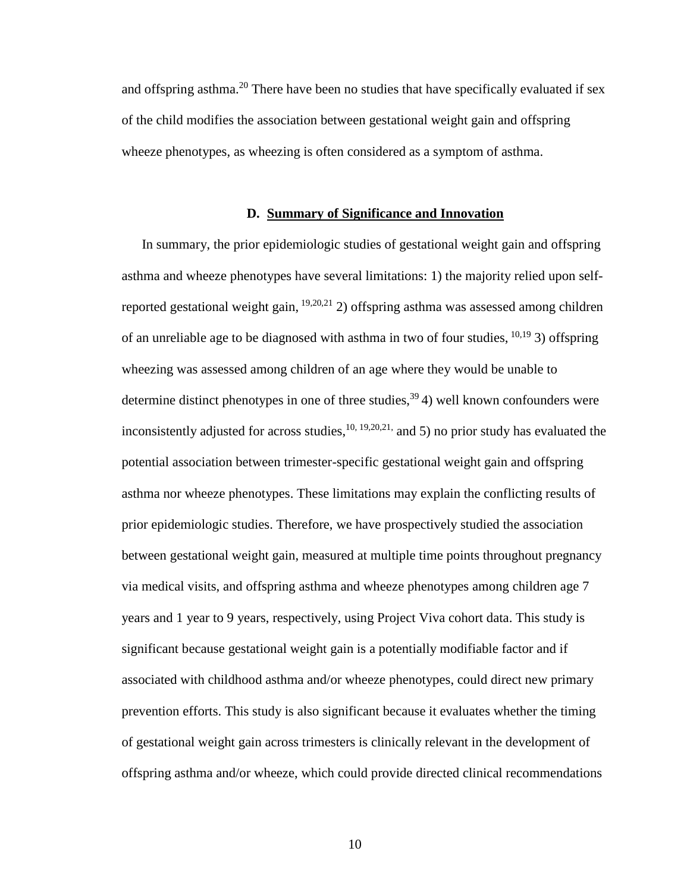and offspring asthma.[20] There have been no studies that have specifically evaluated if sex of the child modifies the association between gestational weight gain and offspring wheeze phenotypes, as wheezing is often considered as a symptom of asthma.

### D. Summary of Significance and Innovation

In summary, the prior epidemiologic studies of gestational weight gain and offspring asthma and wheeze phenotypes have several limitations: 1) the majority relied upon self-reported gestational weight gain, [19,20,21] 2) offspring asthma was assessed among children of an unreliable age to be diagnosed with asthma in two of four studies, [10,19] 3) offspring wheezing was assessed among children of an age where they would be unable to determine distinct phenotypes in one of three studies,[39] 4) well known confounders were inconsistently adjusted for across studies,[10, 19,20,21,] and 5) no prior study has evaluated the potential association between trimester-specific gestational weight gain and offspring asthma nor wheeze phenotypes. These limitations may explain the conflicting results of prior epidemiologic studies. Therefore, we have prospectively studied the association between gestational weight gain, measured at multiple time points throughout pregnancy via medical visits, and offspring asthma and wheeze phenotypes among children age 7 years and 1 year to 9 years, respectively, using Project Viva cohort data. This study is significant because gestational weight gain is a potentially modifiable factor and if associated with childhood asthma and/or wheeze phenotypes, could direct new primary prevention efforts. This study is also significant because it evaluates whether the timing of gestational weight gain across trimesters is clinically relevant in the development of offspring asthma and/or wheeze, which could provide directed clinical recommendations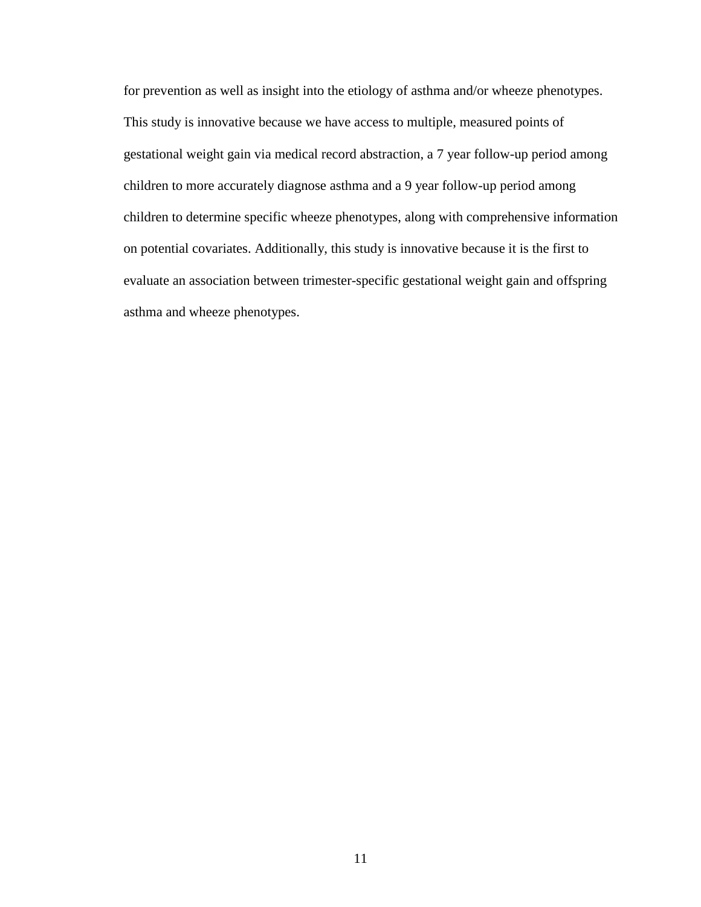for prevention as well as insight into the etiology of asthma and/or wheeze phenotypes. This study is innovative because we have access to multiple, measured points of gestational weight gain via medical record abstraction, a 7 year follow-up period among children to more accurately diagnose asthma and a 9 year follow-up period among children to determine specific wheeze phenotypes, along with comprehensive information on potential covariates. Additionally, this study is innovative because it is the first to evaluate an association between trimester-specific gestational weight gain and offspring asthma and wheeze phenotypes.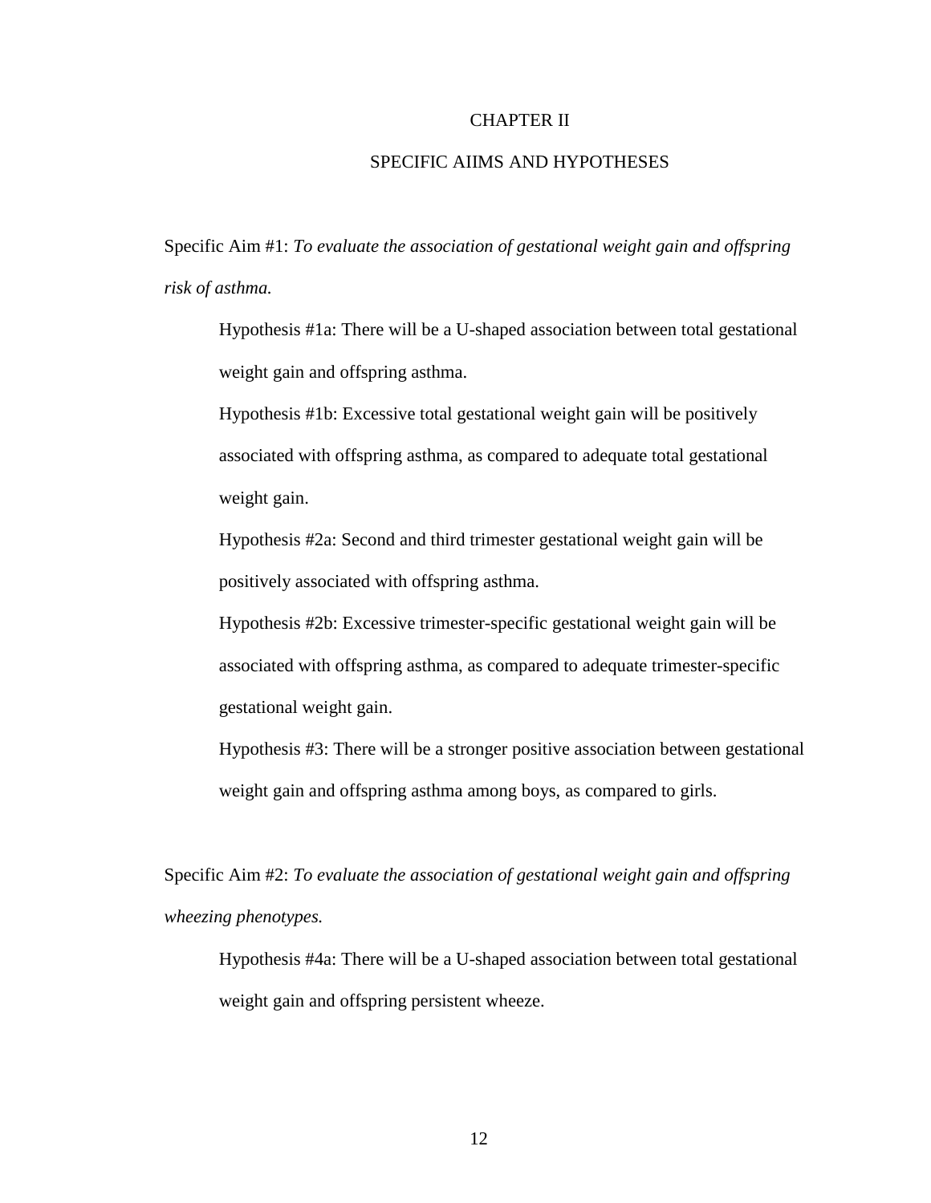# CHAPTER II

## SPECIFIC AIIMS AND HYPOTHESES

Specific Aim #1: *To evaluate the association of gestational weight gain and offspring risk of asthma.*

Hypothesis #1a: There will be a U-shaped association between total gestational weight gain and offspring asthma.

Hypothesis #1b: Excessive total gestational weight gain will be positively associated with offspring asthma, as compared to adequate total gestational weight gain.

Hypothesis #2a: Second and third trimester gestational weight gain will be positively associated with offspring asthma.

Hypothesis #2b: Excessive trimester-specific gestational weight gain will be associated with offspring asthma, as compared to adequate trimester-specific gestational weight gain.

Hypothesis #3: There will be a stronger positive association between gestational weight gain and offspring asthma among boys, as compared to girls.

Specific Aim #2: *To evaluate the association of gestational weight gain and offspring wheezing phenotypes.*

Hypothesis #4a: There will be a U-shaped association between total gestational weight gain and offspring persistent wheeze.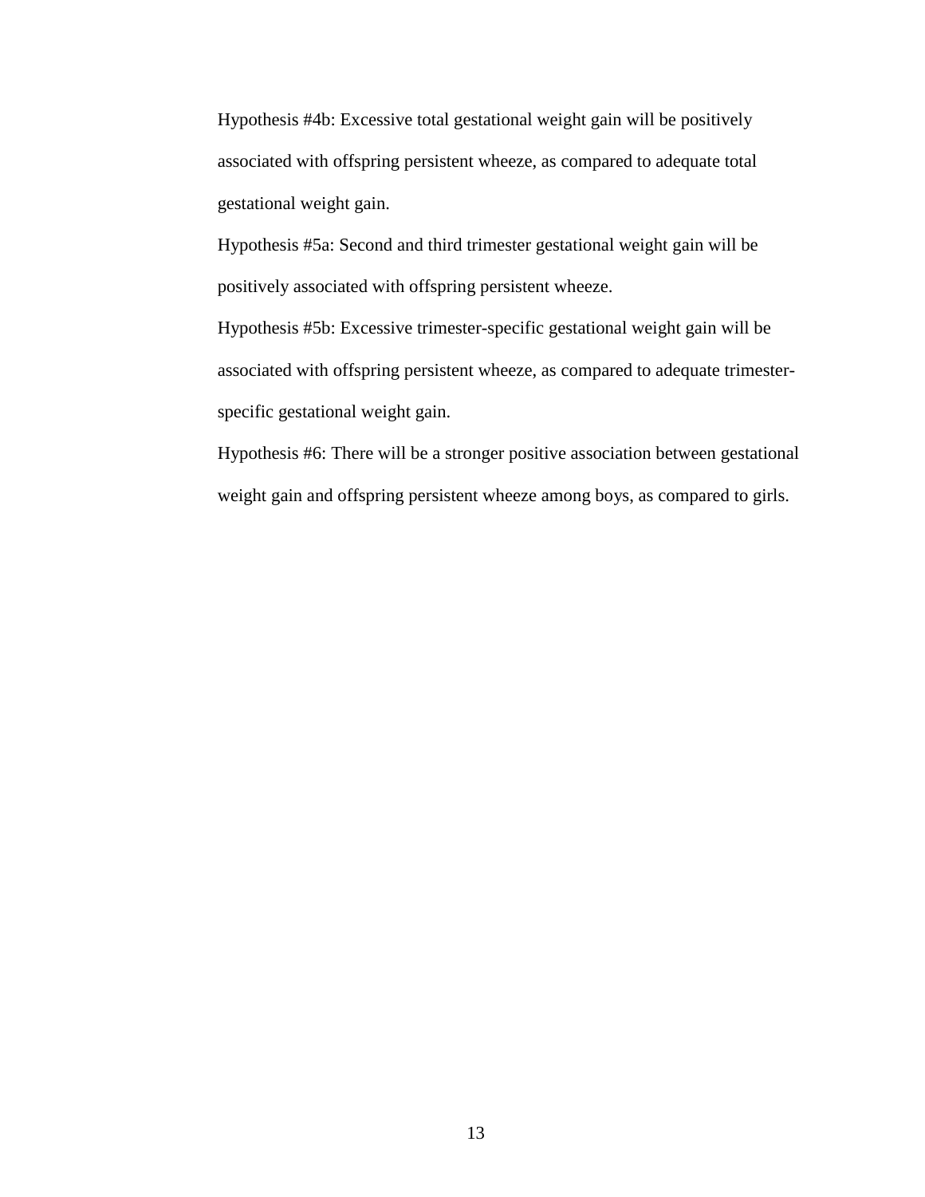Hypothesis #4b: Excessive total gestational weight gain will be positively associated with offspring persistent wheeze, as compared to adequate total gestational weight gain.

Hypothesis #5a: Second and third trimester gestational weight gain will be positively associated with offspring persistent wheeze.

Hypothesis #5b: Excessive trimester-specific gestational weight gain will be associated with offspring persistent wheeze, as compared to adequate trimester-specific gestational weight gain.

Hypothesis #6: There will be a stronger positive association between gestational weight gain and offspring persistent wheeze among boys, as compared to girls.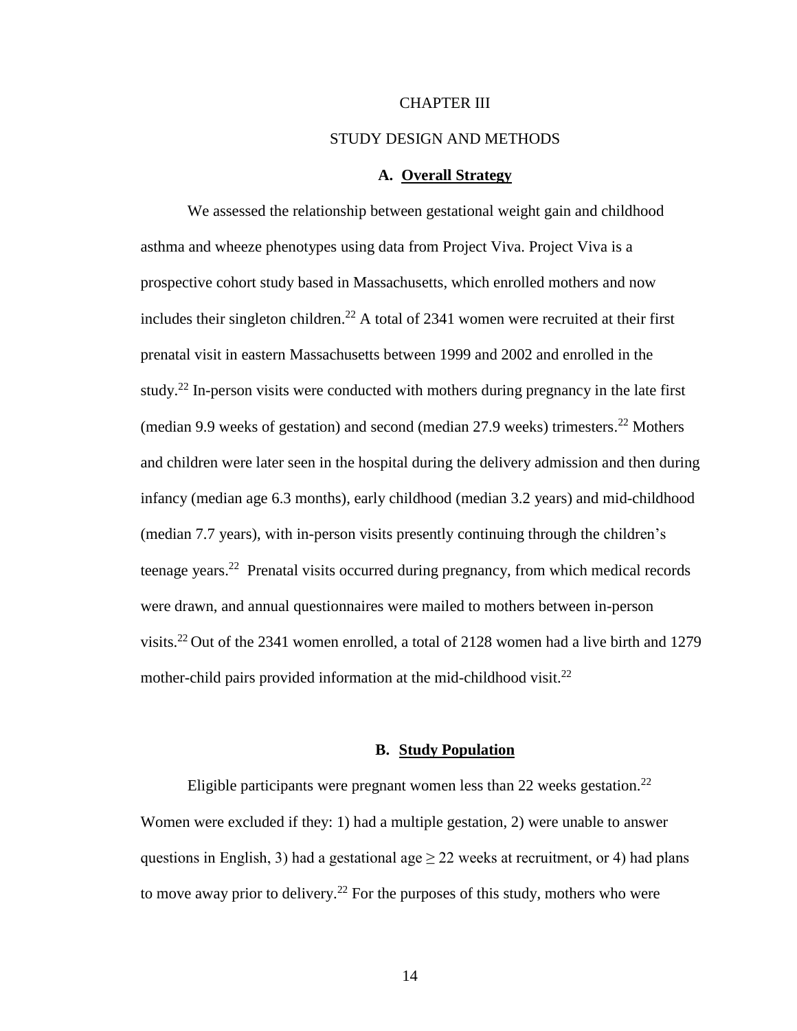# CHAPTER III

# STUDY DESIGN AND METHODS

## A. Overall Strategy

We assessed the relationship between gestational weight gain and childhood asthma and wheeze phenotypes using data from Project Viva. Project Viva is a prospective cohort study based in Massachusetts, which enrolled mothers and now includes their singleton children.[22] A total of 2341 women were recruited at their first prenatal visit in eastern Massachusetts between 1999 and 2002 and enrolled in the study.[22] In-person visits were conducted with mothers during pregnancy in the late first (median 9.9 weeks of gestation) and second (median 27.9 weeks) trimesters.[22] Mothers and children were later seen in the hospital during the delivery admission and then during infancy (median age 6.3 months), early childhood (median 3.2 years) and mid-childhood (median 7.7 years), with in-person visits presently continuing through the children's teenage years.[22] Prenatal visits occurred during pregnancy, from which medical records were drawn, and annual questionnaires were mailed to mothers between in-person visits.[22] Out of the 2341 women enrolled, a total of 2128 women had a live birth and 1279 mother-child pairs provided information at the mid-childhood visit.[22]

## B. Study Population

Eligible participants were pregnant women less than 22 weeks gestation.[22] Women were excluded if they: 1) had a multiple gestation, 2) were unable to answer questions in English, 3) had a gestational age ≥ 22 weeks at recruitment, or 4) had plans to move away prior to delivery.[22] For the purposes of this study, mothers who were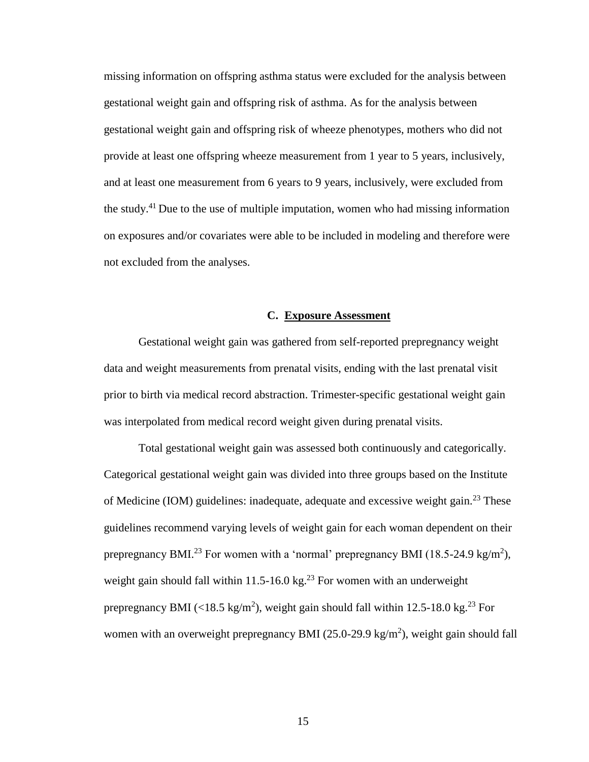missing information on offspring asthma status were excluded for the analysis between gestational weight gain and offspring risk of asthma. As for the analysis between gestational weight gain and offspring risk of wheeze phenotypes, mothers who did not provide at least one offspring wheeze measurement from 1 year to 5 years, inclusively, and at least one measurement from 6 years to 9 years, inclusively, were excluded from the study.[41] Due to the use of multiple imputation, women who had missing information on exposures and/or covariates were able to be included in modeling and therefore were not excluded from the analyses.

### C. Exposure Assessment

Gestational weight gain was gathered from self-reported prepregnancy weight data and weight measurements from prenatal visits, ending with the last prenatal visit prior to birth via medical record abstraction. Trimester-specific gestational weight gain was interpolated from medical record weight given during prenatal visits.

Total gestational weight gain was assessed both continuously and categorically. Categorical gestational weight gain was divided into three groups based on the Institute of Medicine (IOM) guidelines: inadequate, adequate and excessive weight gain.[23] These guidelines recommend varying levels of weight gain for each woman dependent on their prepregnancy BMI.[23] For women with a 'normal' prepregnancy BMI (18.5-24.9 kg/m$^2$), weight gain should fall within 11.5-16.0 kg.[23] For women with an underweight prepregnancy BMI (<18.5 kg/m$^2$), weight gain should fall within 12.5-18.0 kg.[23] For women with an overweight prepregnancy BMI (25.0-29.9 kg/m$^2$), weight gain should fall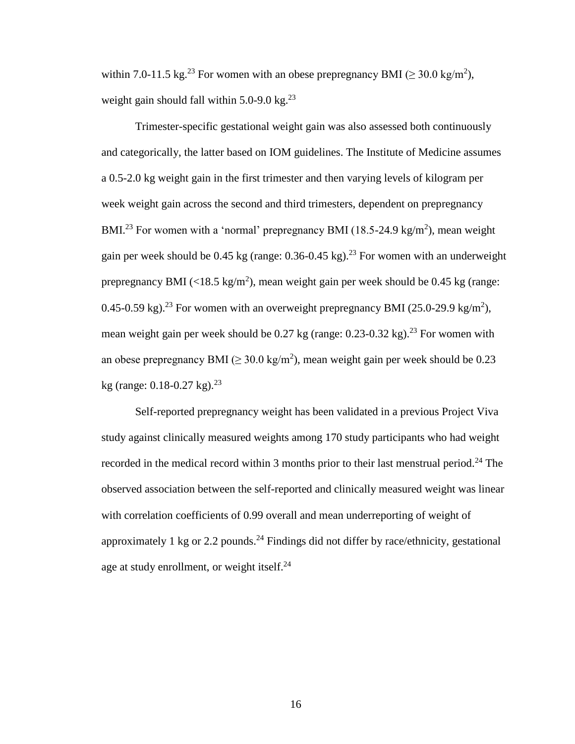within 7.0-11.5 kg.[23] For women with an obese prepregnancy BMI ($\geq$ 30.0 kg/m$^2$), weight gain should fall within 5.0-9.0 kg.[23]

Trimester-specific gestational weight gain was also assessed both continuously and categorically, the latter based on IOM guidelines. The Institute of Medicine assumes a 0.5-2.0 kg weight gain in the first trimester and then varying levels of kilogram per week weight gain across the second and third trimesters, dependent on prepregnancy BMI.[23] For women with a 'normal' prepregnancy BMI (18.5-24.9 kg/m$^2$), mean weight gain per week should be 0.45 kg (range: 0.36-0.45 kg).[23] For women with an underweight prepregnancy BMI (<18.5 kg/m$^2$), mean weight gain per week should be 0.45 kg (range: 0.45-0.59 kg).[23] For women with an overweight prepregnancy BMI (25.0-29.9 kg/m$^2$), mean weight gain per week should be 0.27 kg (range: 0.23-0.32 kg).[23] For women with an obese prepregnancy BMI ($\geq$ 30.0 kg/m$^2$), mean weight gain per week should be 0.23 kg (range: 0.18-0.27 kg).[23]

Self-reported prepregnancy weight has been validated in a previous Project Viva study against clinically measured weights among 170 study participants who had weight recorded in the medical record within 3 months prior to their last menstrual period.[24] The observed association between the self-reported and clinically measured weight was linear with correlation coefficients of 0.99 overall and mean underreporting of weight of approximately 1 kg or 2.2 pounds.[24] Findings did not differ by race/ethnicity, gestational age at study enrollment, or weight itself.[24]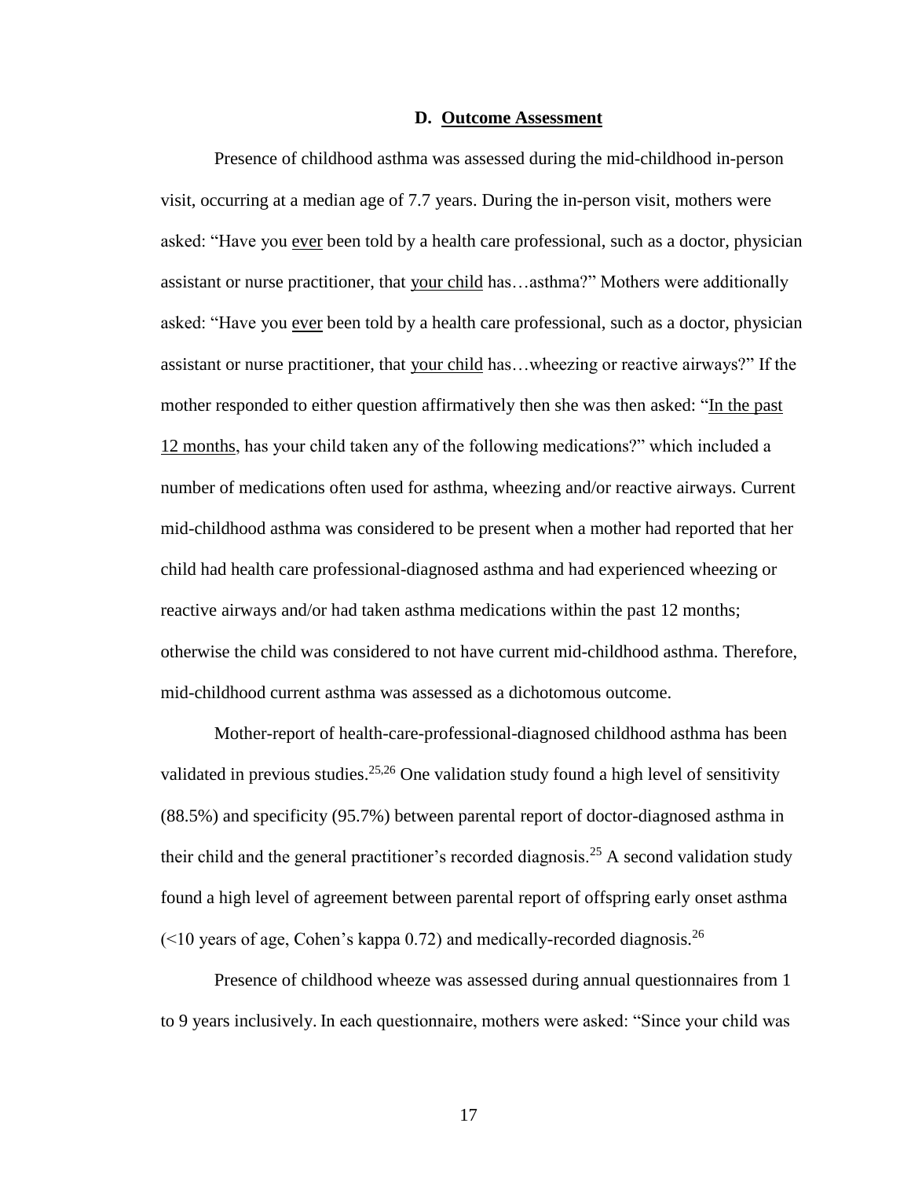### D. Outcome Assessment

Presence of childhood asthma was assessed during the mid-childhood in-person visit, occurring at a median age of 7.7 years. During the in-person visit, mothers were asked: "Have you ever been told by a health care professional, such as a doctor, physician assistant or nurse practitioner, that your child has…asthma?" Mothers were additionally asked: "Have you ever been told by a health care professional, such as a doctor, physician assistant or nurse practitioner, that your child has…wheezing or reactive airways?" If the mother responded to either question affirmatively then she was then asked: "In the past 12 months, has your child taken any of the following medications?" which included a number of medications often used for asthma, wheezing and/or reactive airways. Current mid-childhood asthma was considered to be present when a mother had reported that her child had health care professional-diagnosed asthma and had experienced wheezing or reactive airways and/or had taken asthma medications within the past 12 months; otherwise the child was considered to not have current mid-childhood asthma. Therefore, mid-childhood current asthma was assessed as a dichotomous outcome.

Mother-report of health-care-professional-diagnosed childhood asthma has been validated in previous studies.[25,26] One validation study found a high level of sensitivity (88.5%) and specificity (95.7%) between parental report of doctor-diagnosed asthma in their child and the general practitioner's recorded diagnosis.[25] A second validation study found a high level of agreement between parental report of offspring early onset asthma (<10 years of age, Cohen's kappa 0.72) and medically-recorded diagnosis.[26]

Presence of childhood wheeze was assessed during annual questionnaires from 1 to 9 years inclusively. In each questionnaire, mothers were asked: "Since your child was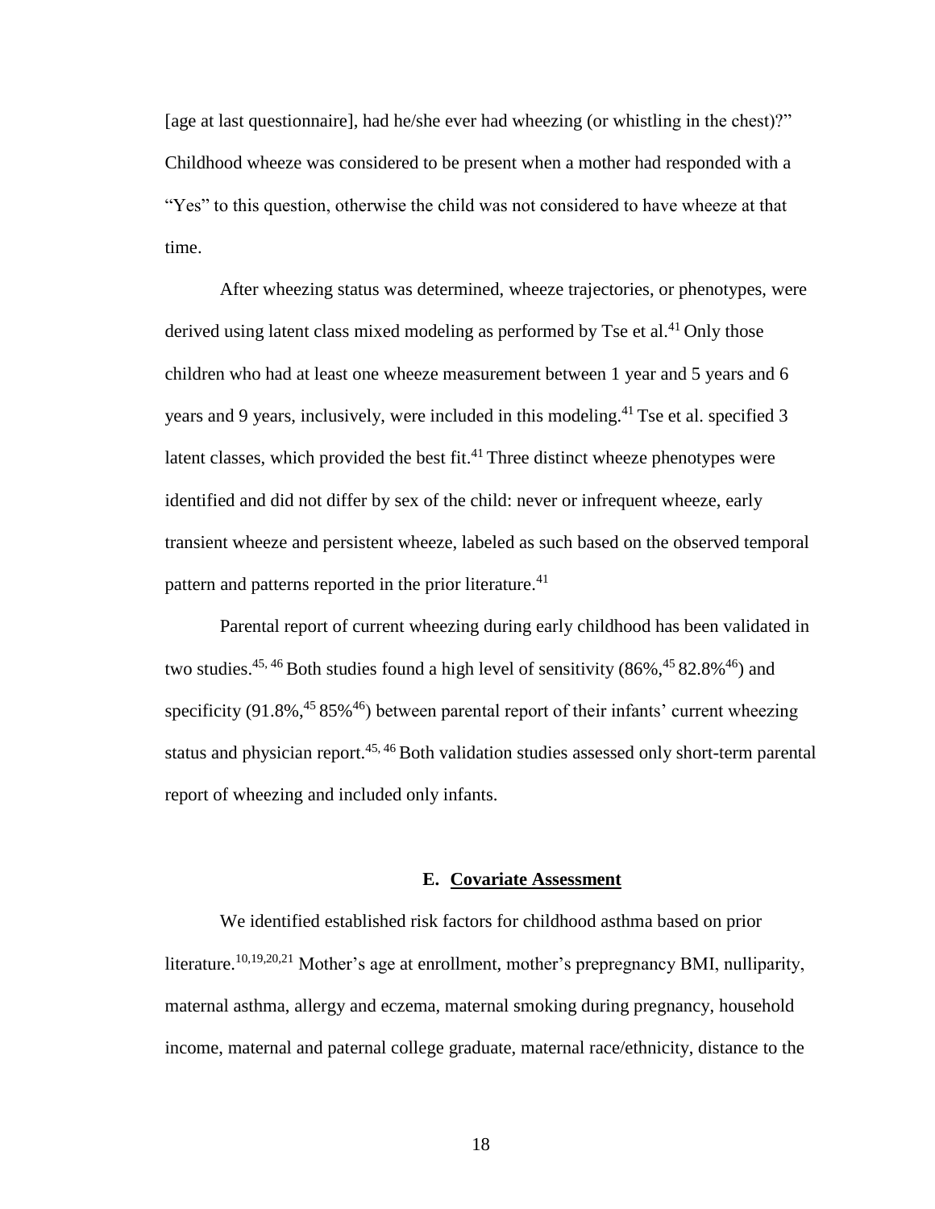[age at last questionnaire], had he/she ever had wheezing (or whistling in the chest)?" Childhood wheeze was considered to be present when a mother had responded with a "Yes" to this question, otherwise the child was not considered to have wheeze at that time.

After wheezing status was determined, wheeze trajectories, or phenotypes, were derived using latent class mixed modeling as performed by Tse et al.[41] Only those children who had at least one wheeze measurement between 1 year and 5 years and 6 years and 9 years, inclusively, were included in this modeling.[41] Tse et al. specified 3 latent classes, which provided the best fit.[41] Three distinct wheeze phenotypes were identified and did not differ by sex of the child: never or infrequent wheeze, early transient wheeze and persistent wheeze, labeled as such based on the observed temporal pattern and patterns reported in the prior literature.[41]

Parental report of current wheezing during early childhood has been validated in two studies.[45, 46] Both studies found a high level of sensitivity (86%,[45] 82.8%[46]) and specificity (91.8%,[45] 85%[46]) between parental report of their infants' current wheezing status and physician report.[45, 46] Both validation studies assessed only short-term parental report of wheezing and included only infants.

## E. Covariate Assessment

We identified established risk factors for childhood asthma based on prior literature.[10,19,20,21] Mother's age at enrollment, mother's prepregnancy BMI, nulliparity, maternal asthma, allergy and eczema, maternal smoking during pregnancy, household income, maternal and paternal college graduate, maternal race/ethnicity, distance to the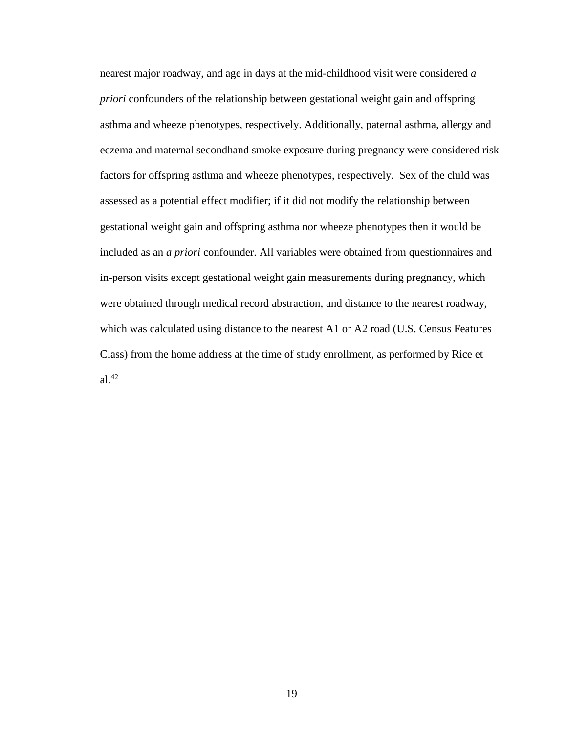nearest major roadway, and age in days at the mid-childhood visit were considered *a priori* confounders of the relationship between gestational weight gain and offspring asthma and wheeze phenotypes, respectively. Additionally, paternal asthma, allergy and eczema and maternal secondhand smoke exposure during pregnancy were considered risk factors for offspring asthma and wheeze phenotypes, respectively. Sex of the child was assessed as a potential effect modifier; if it did not modify the relationship between gestational weight gain and offspring asthma nor wheeze phenotypes then it would be included as an *a priori* confounder. All variables were obtained from questionnaires and in-person visits except gestational weight gain measurements during pregnancy, which were obtained through medical record abstraction, and distance to the nearest roadway, which was calculated using distance to the nearest A1 or A2 road (U.S. Census Features Class) from the home address at the time of study enrollment, as performed by Rice et al.[42]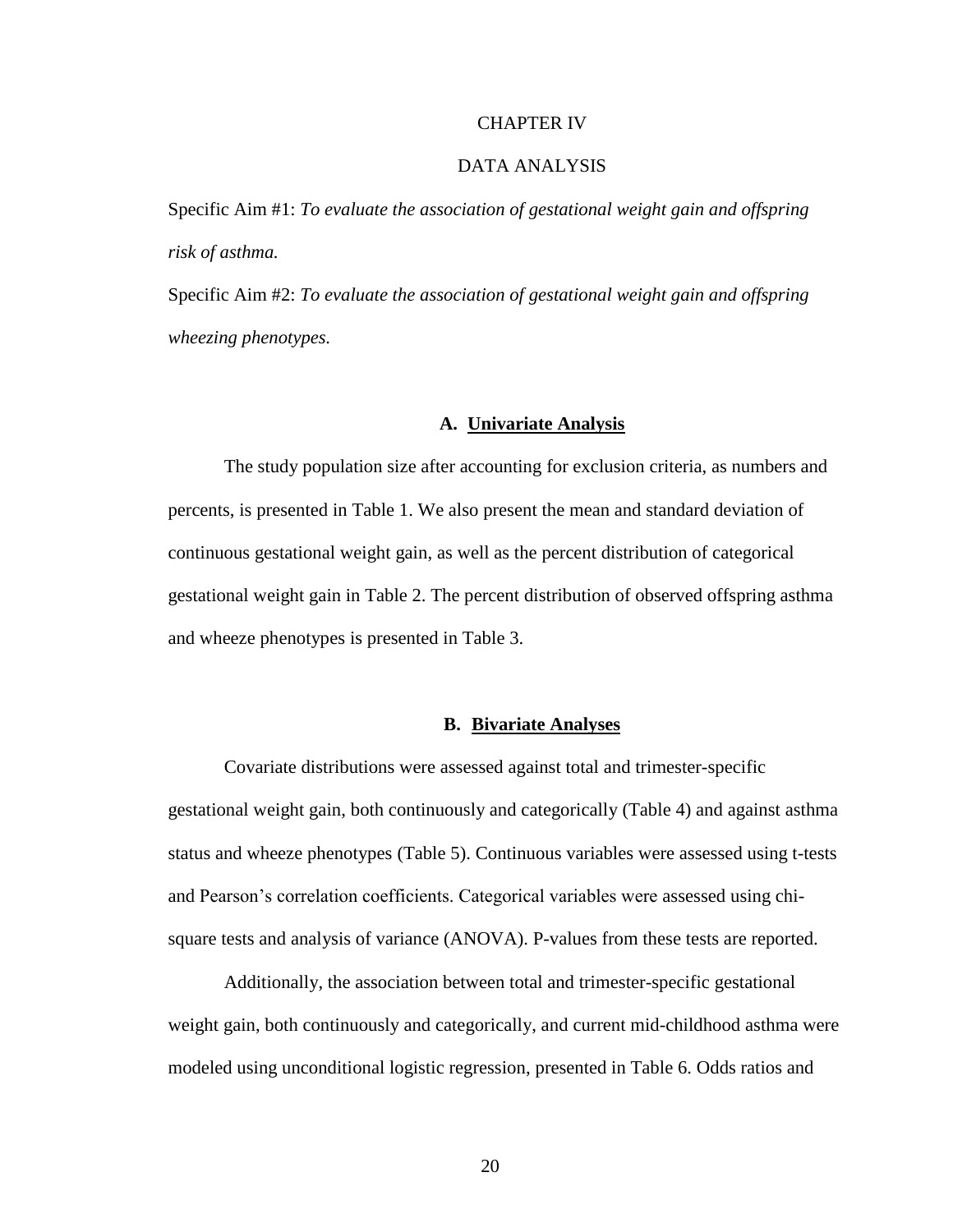# CHAPTER IV

# DATA ANALYSIS

Specific Aim #1: *To evaluate the association of gestational weight gain and offspring risk of asthma.*

Specific Aim #2: *To evaluate the association of gestational weight gain and offspring wheezing phenotypes.*

## A. Univariate Analysis

The study population size after accounting for exclusion criteria, as numbers and percents, is presented in Table 1. We also present the mean and standard deviation of continuous gestational weight gain, as well as the percent distribution of categorical gestational weight gain in Table 2. The percent distribution of observed offspring asthma and wheeze phenotypes is presented in Table 3.

## B. Bivariate Analyses

Covariate distributions were assessed against total and trimester-specific gestational weight gain, both continuously and categorically (Table 4) and against asthma status and wheeze phenotypes (Table 5). Continuous variables were assessed using t-tests and Pearson's correlation coefficients. Categorical variables were assessed using chi-square tests and analysis of variance (ANOVA). P-values from these tests are reported.

Additionally, the association between total and trimester-specific gestational weight gain, both continuously and categorically, and current mid-childhood asthma were modeled using unconditional logistic regression, presented in Table 6. Odds ratios and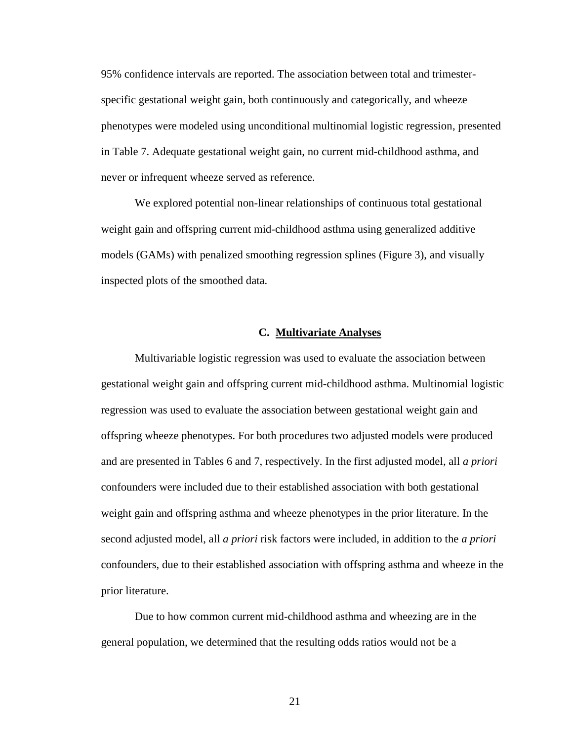95% confidence intervals are reported. The association between total and trimester-specific gestational weight gain, both continuously and categorically, and wheeze phenotypes were modeled using unconditional multinomial logistic regression, presented in Table 7. Adequate gestational weight gain, no current mid-childhood asthma, and never or infrequent wheeze served as reference.

We explored potential non-linear relationships of continuous total gestational weight gain and offspring current mid-childhood asthma using generalized additive models (GAMs) with penalized smoothing regression splines (Figure 3), and visually inspected plots of the smoothed data.

### C. Multivariate Analyses

Multivariable logistic regression was used to evaluate the association between gestational weight gain and offspring current mid-childhood asthma. Multinomial logistic regression was used to evaluate the association between gestational weight gain and offspring wheeze phenotypes. For both procedures two adjusted models were produced and are presented in Tables 6 and 7, respectively. In the first adjusted model, all *a priori* confounders were included due to their established association with both gestational weight gain and offspring asthma and wheeze phenotypes in the prior literature. In the second adjusted model, all *a priori* risk factors were included, in addition to the *a priori* confounders, due to their established association with offspring asthma and wheeze in the prior literature.

Due to how common current mid-childhood asthma and wheezing are in the general population, we determined that the resulting odds ratios would not be a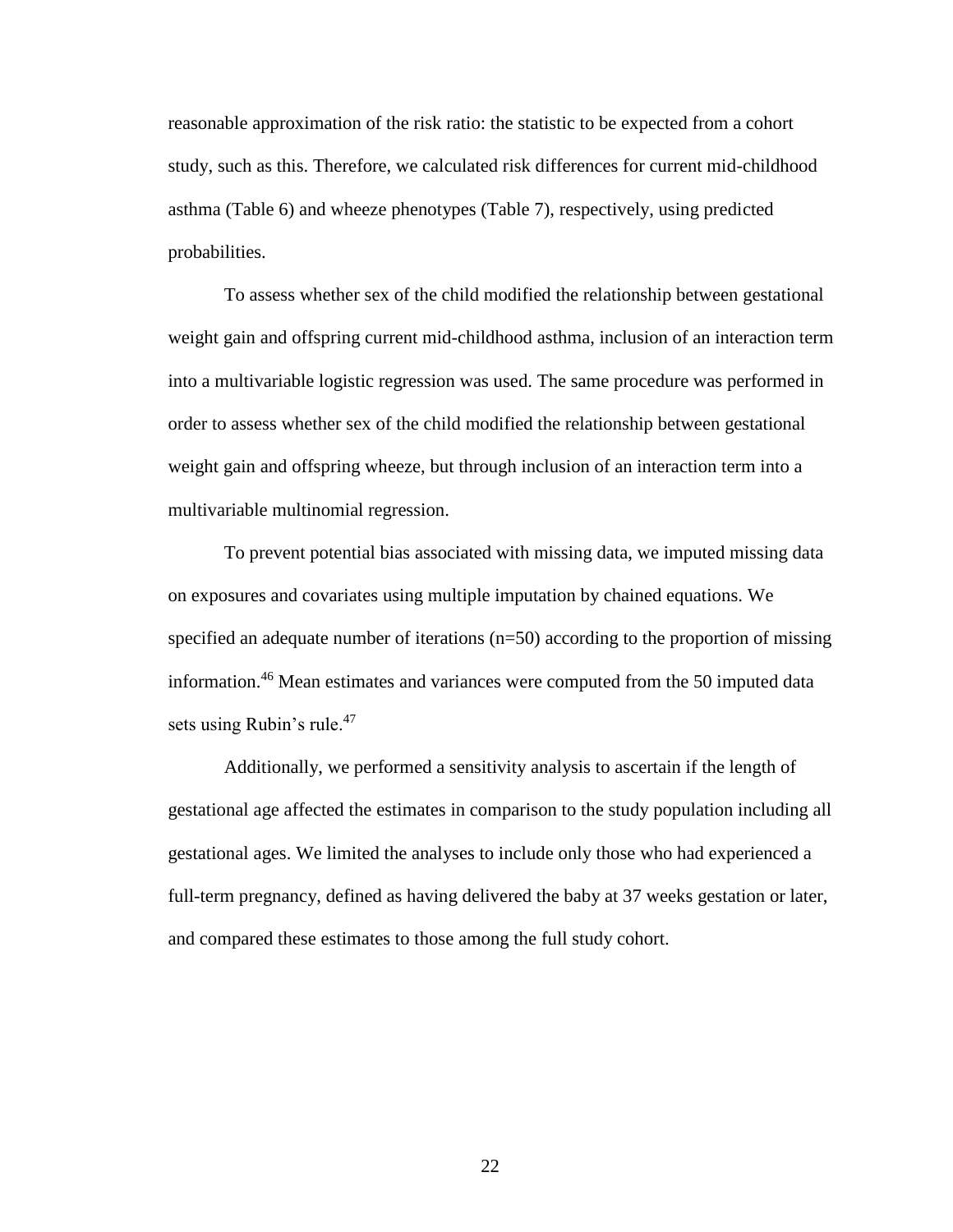reasonable approximation of the risk ratio: the statistic to be expected from a cohort study, such as this. Therefore, we calculated risk differences for current mid-childhood asthma (Table 6) and wheeze phenotypes (Table 7), respectively, using predicted probabilities.

To assess whether sex of the child modified the relationship between gestational weight gain and offspring current mid-childhood asthma, inclusion of an interaction term into a multivariable logistic regression was used. The same procedure was performed in order to assess whether sex of the child modified the relationship between gestational weight gain and offspring wheeze, but through inclusion of an interaction term into a multivariable multinomial regression.

To prevent potential bias associated with missing data, we imputed missing data on exposures and covariates using multiple imputation by chained equations. We specified an adequate number of iterations (n=50) according to the proportion of missing information.[46] Mean estimates and variances were computed from the 50 imputed data sets using Rubin's rule.[47]

Additionally, we performed a sensitivity analysis to ascertain if the length of gestational age affected the estimates in comparison to the study population including all gestational ages. We limited the analyses to include only those who had experienced a full-term pregnancy, defined as having delivered the baby at 37 weeks gestation or later, and compared these estimates to those among the full study cohort.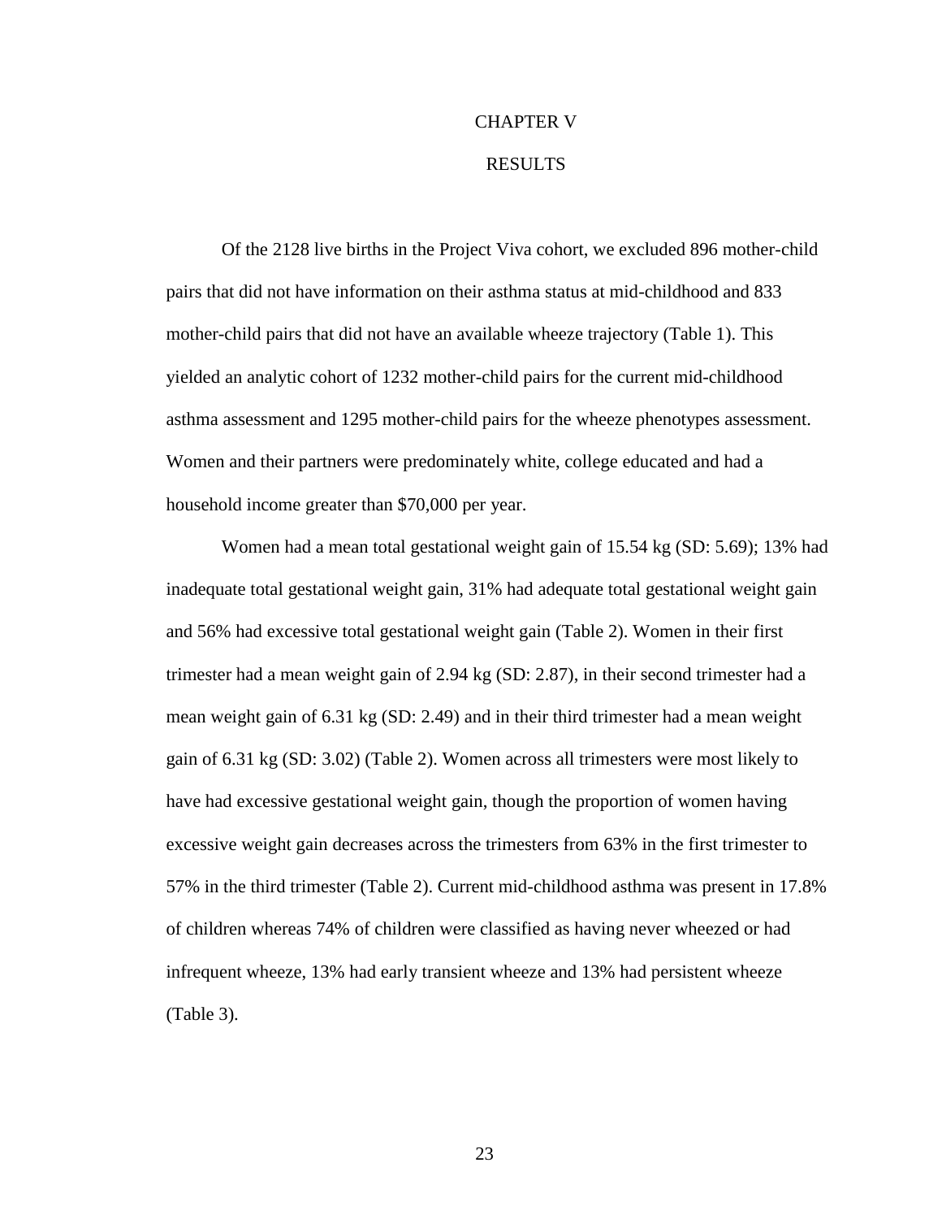# CHAPTER V

# RESULTS

Of the 2128 live births in the Project Viva cohort, we excluded 896 mother-child pairs that did not have information on their asthma status at mid-childhood and 833 mother-child pairs that did not have an available wheeze trajectory (Table 1). This yielded an analytic cohort of 1232 mother-child pairs for the current mid-childhood asthma assessment and 1295 mother-child pairs for the wheeze phenotypes assessment. Women and their partners were predominately white, college educated and had a household income greater than $70,000 per year.

Women had a mean total gestational weight gain of 15.54 kg (SD: 5.69); 13% had inadequate total gestational weight gain, 31% had adequate total gestational weight gain and 56% had excessive total gestational weight gain (Table 2). Women in their first trimester had a mean weight gain of 2.94 kg (SD: 2.87), in their second trimester had a mean weight gain of 6.31 kg (SD: 2.49) and in their third trimester had a mean weight gain of 6.31 kg (SD: 3.02) (Table 2). Women across all trimesters were most likely to have had excessive gestational weight gain, though the proportion of women having excessive weight gain decreases across the trimesters from 63% in the first trimester to 57% in the third trimester (Table 2). Current mid-childhood asthma was present in 17.8% of children whereas 74% of children were classified as having never wheezed or had infrequent wheeze, 13% had early transient wheeze and 13% had persistent wheeze (Table 3).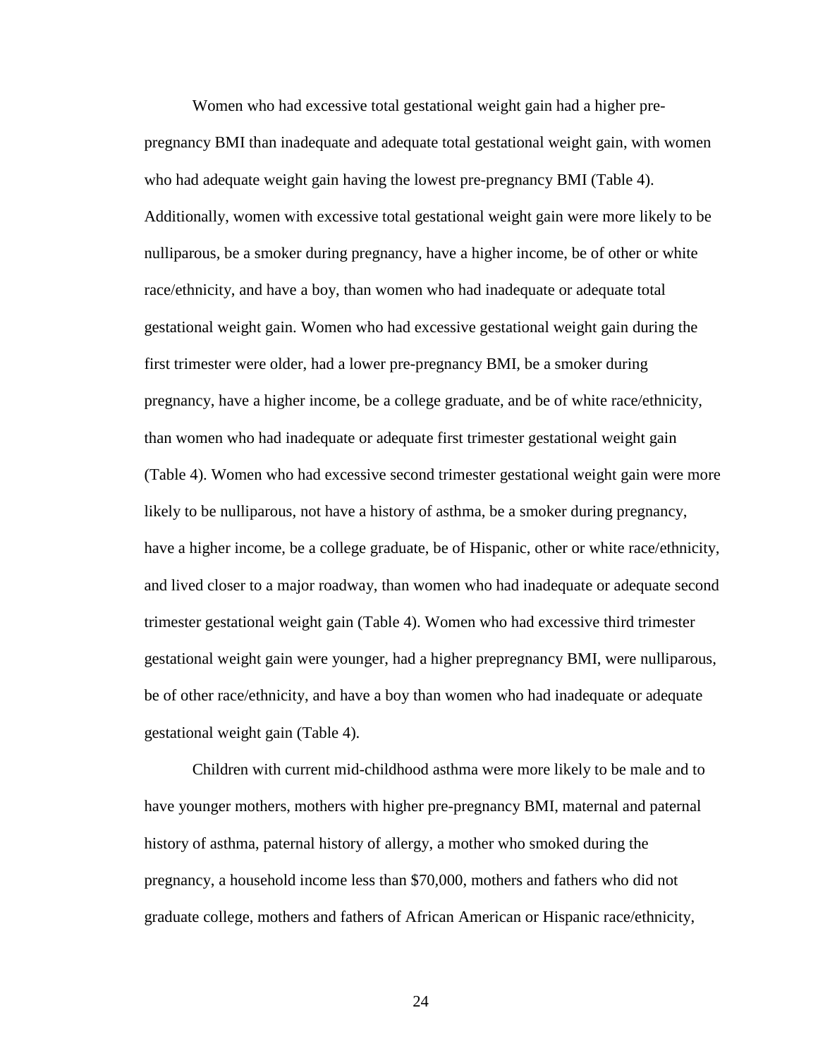Women who had excessive total gestational weight gain had a higher pre-pregnancy BMI than inadequate and adequate total gestational weight gain, with women who had adequate weight gain having the lowest pre-pregnancy BMI (Table 4). Additionally, women with excessive total gestational weight gain were more likely to be nulliparous, be a smoker during pregnancy, have a higher income, be of other or white race/ethnicity, and have a boy, than women who had inadequate or adequate total gestational weight gain. Women who had excessive gestational weight gain during the first trimester were older, had a lower pre-pregnancy BMI, be a smoker during pregnancy, have a higher income, be a college graduate, and be of white race/ethnicity, than women who had inadequate or adequate first trimester gestational weight gain (Table 4). Women who had excessive second trimester gestational weight gain were more likely to be nulliparous, not have a history of asthma, be a smoker during pregnancy, have a higher income, be a college graduate, be of Hispanic, other or white race/ethnicity, and lived closer to a major roadway, than women who had inadequate or adequate second trimester gestational weight gain (Table 4). Women who had excessive third trimester gestational weight gain were younger, had a higher prepregnancy BMI, were nulliparous, be of other race/ethnicity, and have a boy than women who had inadequate or adequate gestational weight gain (Table 4).

Children with current mid-childhood asthma were more likely to be male and to have younger mothers, mothers with higher pre-pregnancy BMI, maternal and paternal history of asthma, paternal history of allergy, a mother who smoked during the pregnancy, a household income less than $70,000, mothers and fathers who did not graduate college, mothers and fathers of African American or Hispanic race/ethnicity,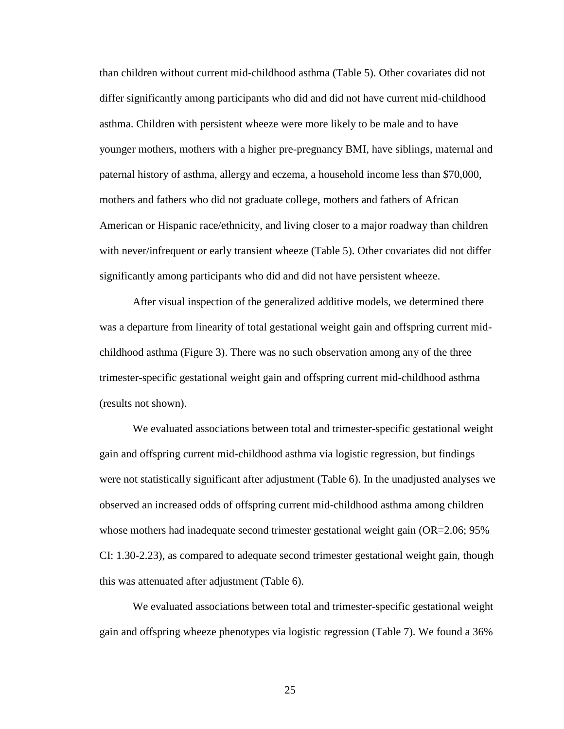than children without current mid-childhood asthma (Table 5). Other covariates did not differ significantly among participants who did and did not have current mid-childhood asthma. Children with persistent wheeze were more likely to be male and to have younger mothers, mothers with a higher pre-pregnancy BMI, have siblings, maternal and paternal history of asthma, allergy and eczema, a household income less than $70,000, mothers and fathers who did not graduate college, mothers and fathers of African American or Hispanic race/ethnicity, and living closer to a major roadway than children with never/infrequent or early transient wheeze (Table 5). Other covariates did not differ significantly among participants who did and did not have persistent wheeze.

After visual inspection of the generalized additive models, we determined there was a departure from linearity of total gestational weight gain and offspring current mid-childhood asthma (Figure 3). There was no such observation among any of the three trimester-specific gestational weight gain and offspring current mid-childhood asthma (results not shown).

We evaluated associations between total and trimester-specific gestational weight gain and offspring current mid-childhood asthma via logistic regression, but findings were not statistically significant after adjustment (Table 6). In the unadjusted analyses we observed an increased odds of offspring current mid-childhood asthma among children whose mothers had inadequate second trimester gestational weight gain (OR=2.06; 95% CI: 1.30-2.23), as compared to adequate second trimester gestational weight gain, though this was attenuated after adjustment (Table 6).

We evaluated associations between total and trimester-specific gestational weight gain and offspring wheeze phenotypes via logistic regression (Table 7). We found a 36%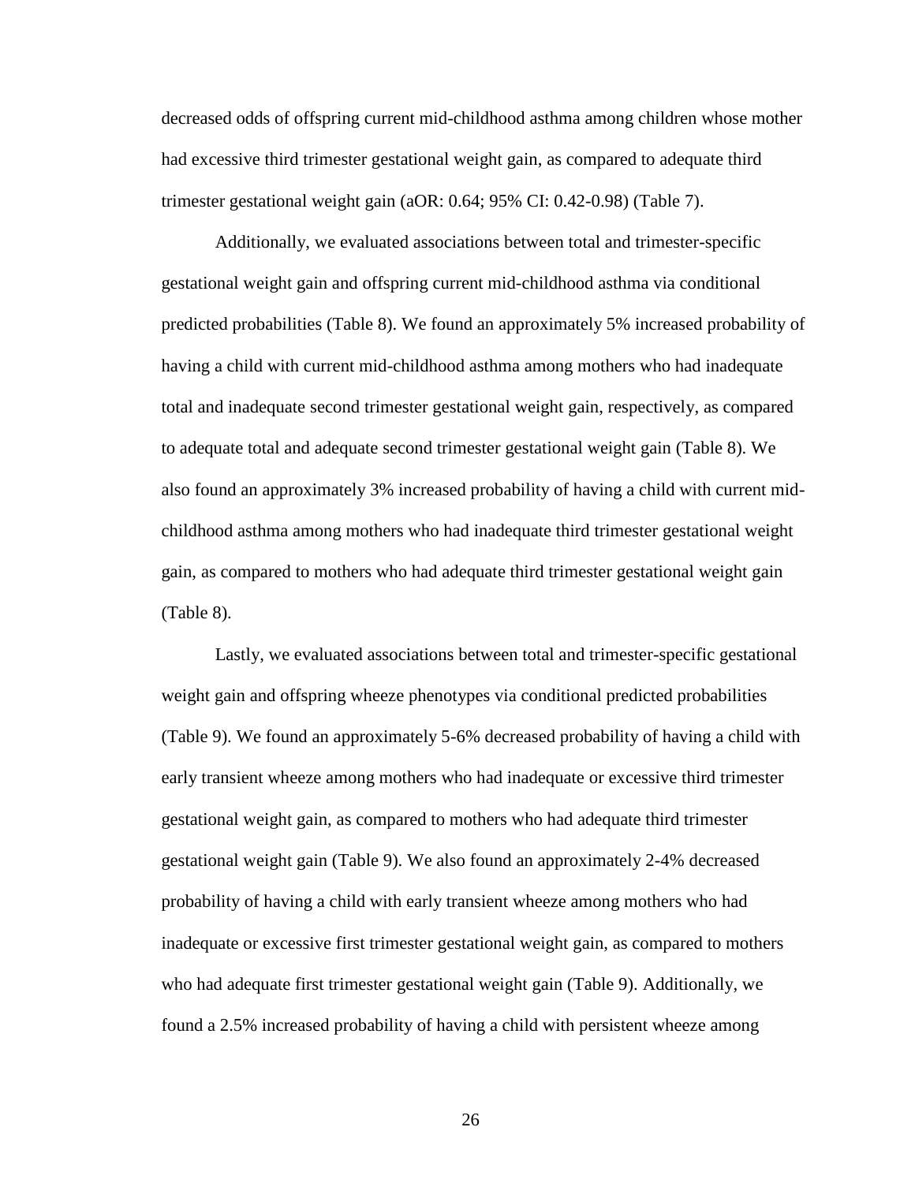decreased odds of offspring current mid-childhood asthma among children whose mother had excessive third trimester gestational weight gain, as compared to adequate third trimester gestational weight gain (aOR: 0.64; 95% CI: 0.42-0.98) (Table 7).

Additionally, we evaluated associations between total and trimester-specific gestational weight gain and offspring current mid-childhood asthma via conditional predicted probabilities (Table 8). We found an approximately 5% increased probability of having a child with current mid-childhood asthma among mothers who had inadequate total and inadequate second trimester gestational weight gain, respectively, as compared to adequate total and adequate second trimester gestational weight gain (Table 8). We also found an approximately 3% increased probability of having a child with current mid-childhood asthma among mothers who had inadequate third trimester gestational weight gain, as compared to mothers who had adequate third trimester gestational weight gain (Table 8).

Lastly, we evaluated associations between total and trimester-specific gestational weight gain and offspring wheeze phenotypes via conditional predicted probabilities (Table 9). We found an approximately 5-6% decreased probability of having a child with early transient wheeze among mothers who had inadequate or excessive third trimester gestational weight gain, as compared to mothers who had adequate third trimester gestational weight gain (Table 9). We also found an approximately 2-4% decreased probability of having a child with early transient wheeze among mothers who had inadequate or excessive first trimester gestational weight gain, as compared to mothers who had adequate first trimester gestational weight gain (Table 9). Additionally, we found a 2.5% increased probability of having a child with persistent wheeze among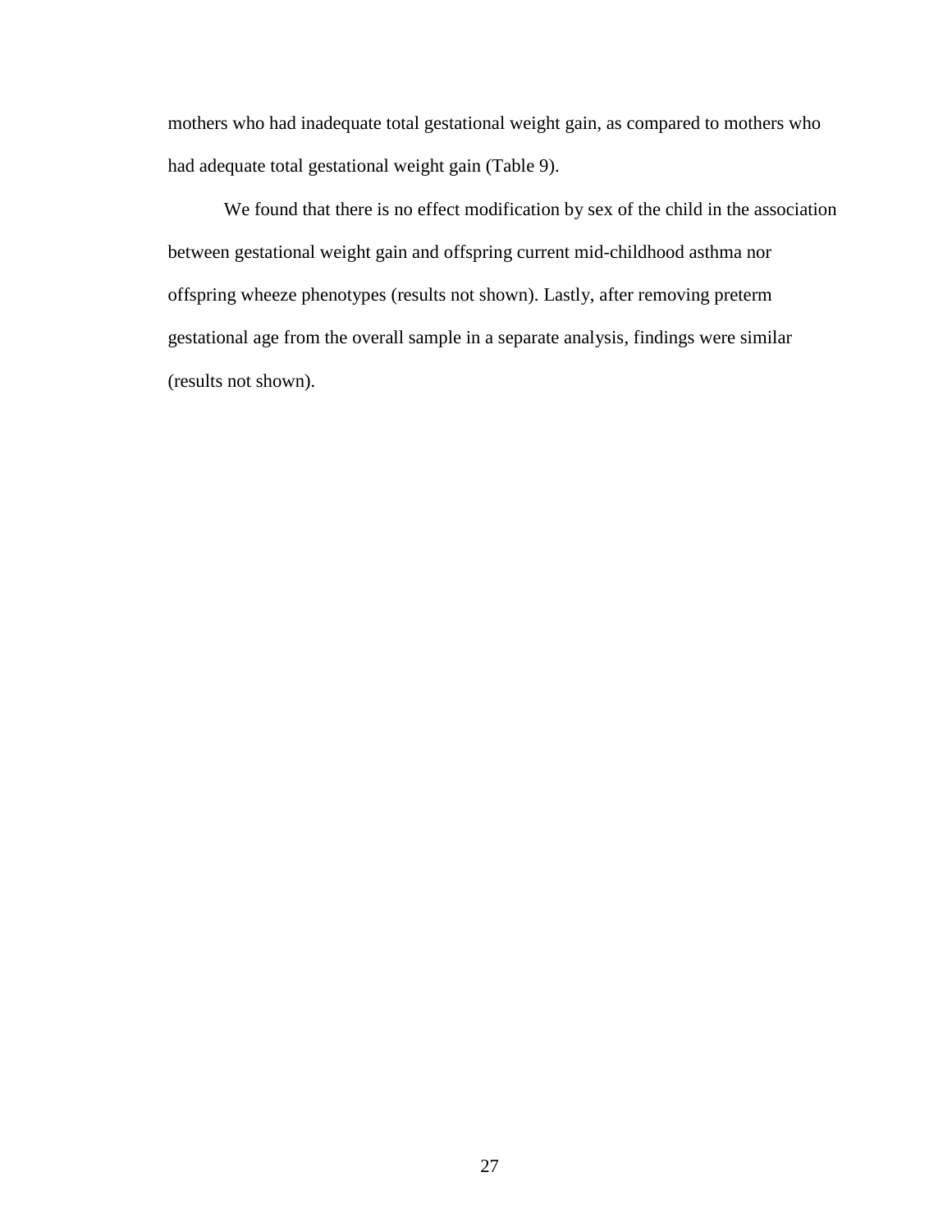mothers who had inadequate total gestational weight gain, as compared to mothers who had adequate total gestational weight gain (Table 9).

We found that there is no effect modification by sex of the child in the association between gestational weight gain and offspring current mid-childhood asthma nor offspring wheeze phenotypes (results not shown). Lastly, after removing preterm gestational age from the overall sample in a separate analysis, findings were similar (results not shown).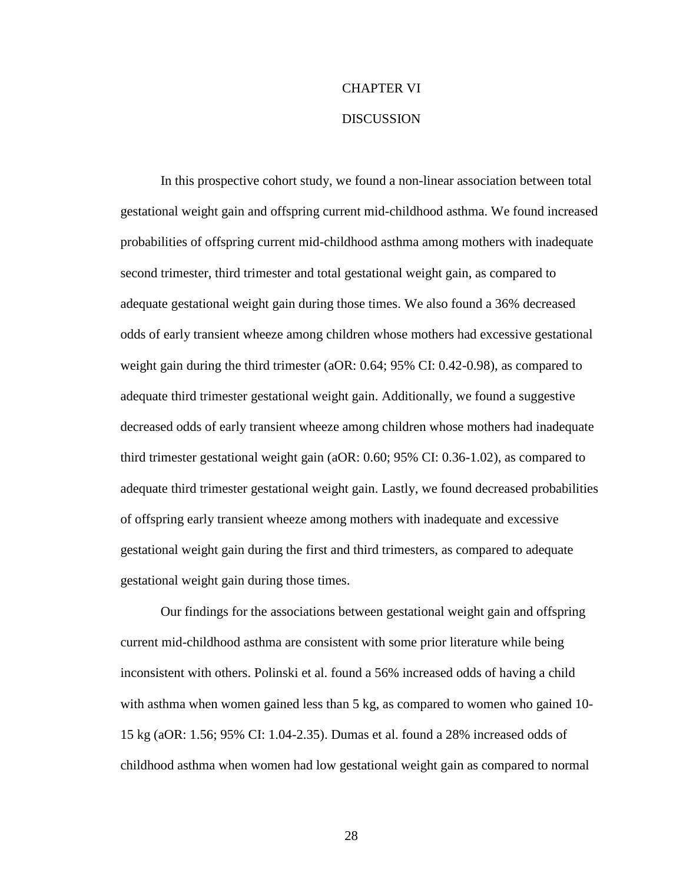# CHAPTER VI

# DISCUSSION

In this prospective cohort study, we found a non-linear association between total gestational weight gain and offspring current mid-childhood asthma. We found increased probabilities of offspring current mid-childhood asthma among mothers with inadequate second trimester, third trimester and total gestational weight gain, as compared to adequate gestational weight gain during those times. We also found a 36% decreased odds of early transient wheeze among children whose mothers had excessive gestational weight gain during the third trimester (aOR: 0.64; 95% CI: 0.42-0.98), as compared to adequate third trimester gestational weight gain. Additionally, we found a suggestive decreased odds of early transient wheeze among children whose mothers had inadequate third trimester gestational weight gain (aOR: 0.60; 95% CI: 0.36-1.02), as compared to adequate third trimester gestational weight gain. Lastly, we found decreased probabilities of offspring early transient wheeze among mothers with inadequate and excessive gestational weight gain during the first and third trimesters, as compared to adequate gestational weight gain during those times.

Our findings for the associations between gestational weight gain and offspring current mid-childhood asthma are consistent with some prior literature while being inconsistent with others. Polinski et al. found a 56% increased odds of having a child with asthma when women gained less than 5 kg, as compared to women who gained 10-15 kg (aOR: 1.56; 95% CI: 1.04-2.35). Dumas et al. found a 28% increased odds of childhood asthma when women had low gestational weight gain as compared to normal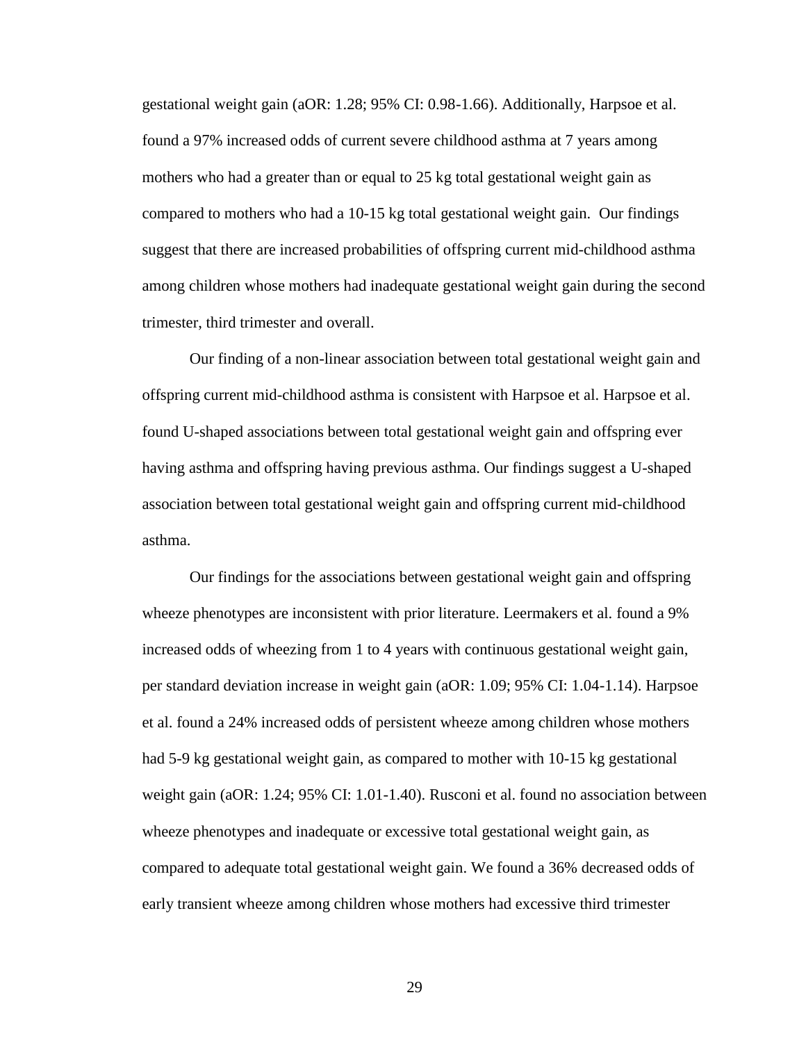gestational weight gain (aOR: 1.28; 95% CI: 0.98-1.66). Additionally, Harpsoe et al. found a 97% increased odds of current severe childhood asthma at 7 years among mothers who had a greater than or equal to 25 kg total gestational weight gain as compared to mothers who had a 10-15 kg total gestational weight gain. Our findings suggest that there are increased probabilities of offspring current mid-childhood asthma among children whose mothers had inadequate gestational weight gain during the second trimester, third trimester and overall.

Our finding of a non-linear association between total gestational weight gain and offspring current mid-childhood asthma is consistent with Harpsoe et al. Harpsoe et al. found U-shaped associations between total gestational weight gain and offspring ever having asthma and offspring having previous asthma. Our findings suggest a U-shaped association between total gestational weight gain and offspring current mid-childhood asthma.

Our findings for the associations between gestational weight gain and offspring wheeze phenotypes are inconsistent with prior literature. Leermakers et al. found a 9% increased odds of wheezing from 1 to 4 years with continuous gestational weight gain, per standard deviation increase in weight gain (aOR: 1.09; 95% CI: 1.04-1.14). Harpsoe et al. found a 24% increased odds of persistent wheeze among children whose mothers had 5-9 kg gestational weight gain, as compared to mother with 10-15 kg gestational weight gain (aOR: 1.24; 95% CI: 1.01-1.40). Rusconi et al. found no association between wheeze phenotypes and inadequate or excessive total gestational weight gain, as compared to adequate total gestational weight gain. We found a 36% decreased odds of early transient wheeze among children whose mothers had excessive third trimester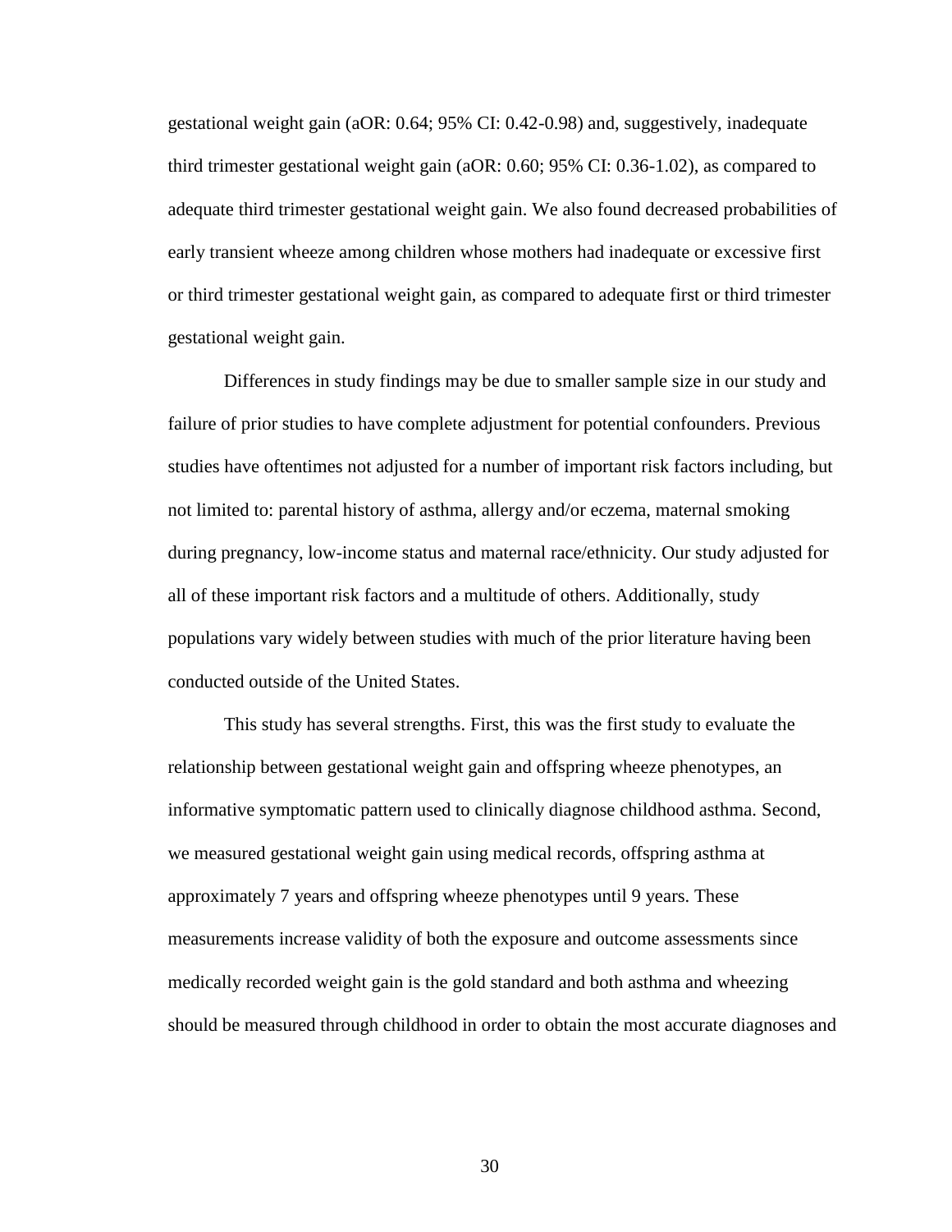gestational weight gain (aOR: 0.64; 95% CI: 0.42-0.98) and, suggestively, inadequate third trimester gestational weight gain (aOR: 0.60; 95% CI: 0.36-1.02), as compared to adequate third trimester gestational weight gain. We also found decreased probabilities of early transient wheeze among children whose mothers had inadequate or excessive first or third trimester gestational weight gain, as compared to adequate first or third trimester gestational weight gain.

Differences in study findings may be due to smaller sample size in our study and failure of prior studies to have complete adjustment for potential confounders. Previous studies have oftentimes not adjusted for a number of important risk factors including, but not limited to: parental history of asthma, allergy and/or eczema, maternal smoking during pregnancy, low-income status and maternal race/ethnicity. Our study adjusted for all of these important risk factors and a multitude of others. Additionally, study populations vary widely between studies with much of the prior literature having been conducted outside of the United States.

This study has several strengths. First, this was the first study to evaluate the relationship between gestational weight gain and offspring wheeze phenotypes, an informative symptomatic pattern used to clinically diagnose childhood asthma. Second, we measured gestational weight gain using medical records, offspring asthma at approximately 7 years and offspring wheeze phenotypes until 9 years. These measurements increase validity of both the exposure and outcome assessments since medically recorded weight gain is the gold standard and both asthma and wheezing should be measured through childhood in order to obtain the most accurate diagnoses and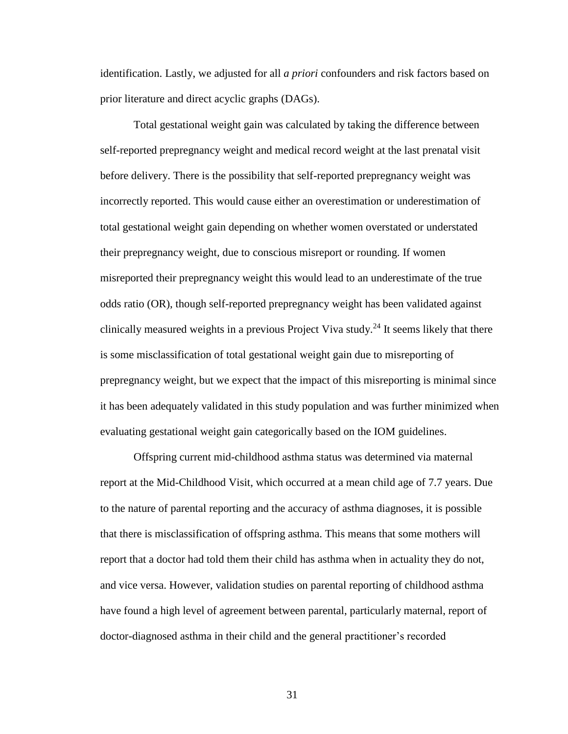identification. Lastly, we adjusted for all *a priori* confounders and risk factors based on prior literature and direct acyclic graphs (DAGs).

Total gestational weight gain was calculated by taking the difference between self-reported prepregnancy weight and medical record weight at the last prenatal visit before delivery. There is the possibility that self-reported prepregnancy weight was incorrectly reported. This would cause either an overestimation or underestimation of total gestational weight gain depending on whether women overstated or understated their prepregnancy weight, due to conscious misreport or rounding. If women misreported their prepregnancy weight this would lead to an underestimate of the true odds ratio (OR), though self-reported prepregnancy weight has been validated against clinically measured weights in a previous Project Viva study.[24] It seems likely that there is some misclassification of total gestational weight gain due to misreporting of prepregnancy weight, but we expect that the impact of this misreporting is minimal since it has been adequately validated in this study population and was further minimized when evaluating gestational weight gain categorically based on the IOM guidelines.

Offspring current mid-childhood asthma status was determined via maternal report at the Mid-Childhood Visit, which occurred at a mean child age of 7.7 years. Due to the nature of parental reporting and the accuracy of asthma diagnoses, it is possible that there is misclassification of offspring asthma. This means that some mothers will report that a doctor had told them their child has asthma when in actuality they do not, and vice versa. However, validation studies on parental reporting of childhood asthma have found a high level of agreement between parental, particularly maternal, report of doctor-diagnosed asthma in their child and the general practitioner's recorded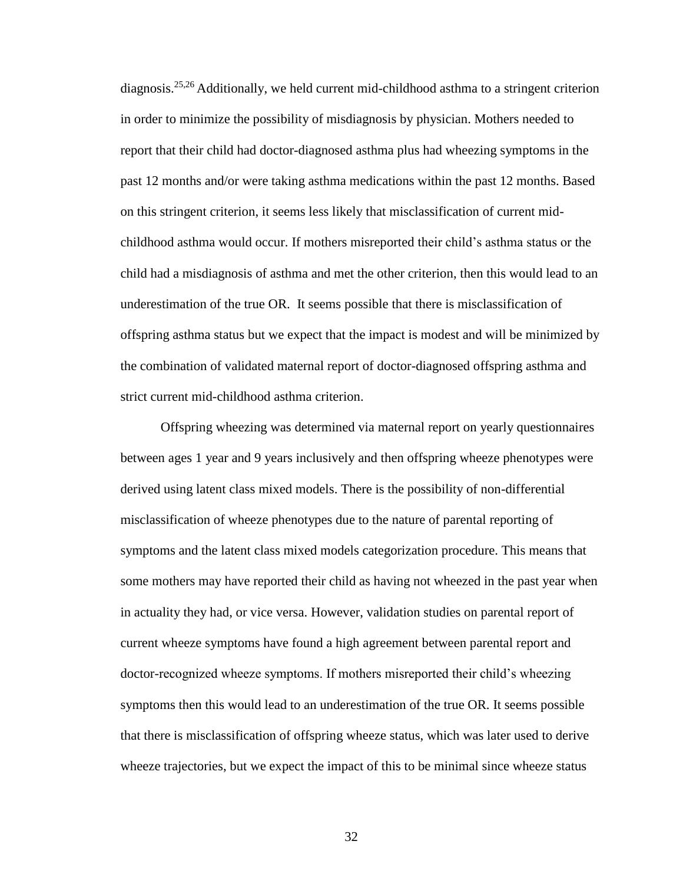diagnosis.[25,26] Additionally, we held current mid-childhood asthma to a stringent criterion in order to minimize the possibility of misdiagnosis by physician. Mothers needed to report that their child had doctor-diagnosed asthma plus had wheezing symptoms in the past 12 months and/or were taking asthma medications within the past 12 months. Based on this stringent criterion, it seems less likely that misclassification of current mid-childhood asthma would occur. If mothers misreported their child's asthma status or the child had a misdiagnosis of asthma and met the other criterion, then this would lead to an underestimation of the true OR. It seems possible that there is misclassification of offspring asthma status but we expect that the impact is modest and will be minimized by the combination of validated maternal report of doctor-diagnosed offspring asthma and strict current mid-childhood asthma criterion.

Offspring wheezing was determined via maternal report on yearly questionnaires between ages 1 year and 9 years inclusively and then offspring wheeze phenotypes were derived using latent class mixed models. There is the possibility of non-differential misclassification of wheeze phenotypes due to the nature of parental reporting of symptoms and the latent class mixed models categorization procedure. This means that some mothers may have reported their child as having not wheezed in the past year when in actuality they had, or vice versa. However, validation studies on parental report of current wheeze symptoms have found a high agreement between parental report and doctor-recognized wheeze symptoms. If mothers misreported their child's wheezing symptoms then this would lead to an underestimation of the true OR. It seems possible that there is misclassification of offspring wheeze status, which was later used to derive wheeze trajectories, but we expect the impact of this to be minimal since wheeze status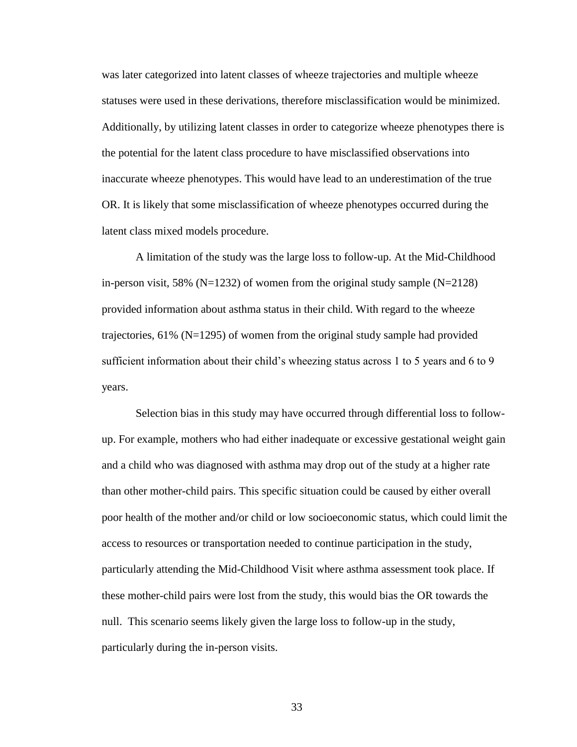was later categorized into latent classes of wheeze trajectories and multiple wheeze statuses were used in these derivations, therefore misclassification would be minimized. Additionally, by utilizing latent classes in order to categorize wheeze phenotypes there is the potential for the latent class procedure to have misclassified observations into inaccurate wheeze phenotypes. This would have lead to an underestimation of the true OR. It is likely that some misclassification of wheeze phenotypes occurred during the latent class mixed models procedure.

A limitation of the study was the large loss to follow-up. At the Mid-Childhood in-person visit, 58% (N=1232) of women from the original study sample (N=2128) provided information about asthma status in their child. With regard to the wheeze trajectories, 61% (N=1295) of women from the original study sample had provided sufficient information about their child's wheezing status across 1 to 5 years and 6 to 9 years.

Selection bias in this study may have occurred through differential loss to follow-up. For example, mothers who had either inadequate or excessive gestational weight gain and a child who was diagnosed with asthma may drop out of the study at a higher rate than other mother-child pairs. This specific situation could be caused by either overall poor health of the mother and/or child or low socioeconomic status, which could limit the access to resources or transportation needed to continue participation in the study, particularly attending the Mid-Childhood Visit where asthma assessment took place. If these mother-child pairs were lost from the study, this would bias the OR towards the null. This scenario seems likely given the large loss to follow-up in the study, particularly during the in-person visits.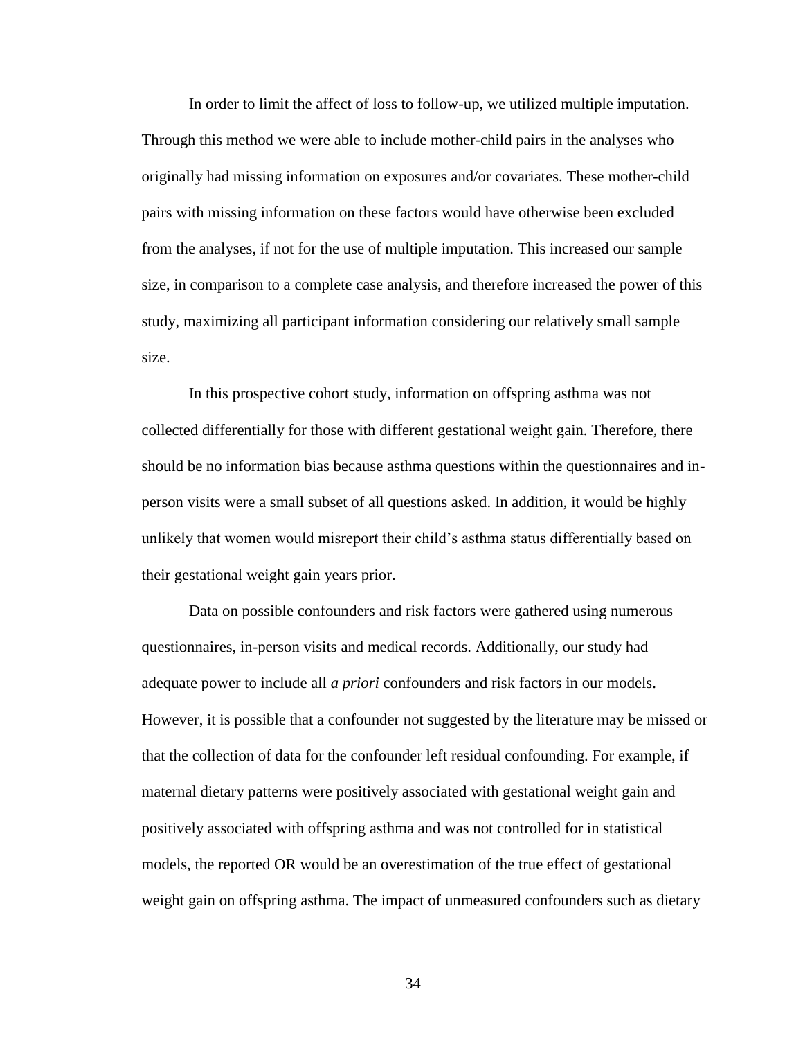In order to limit the affect of loss to follow-up, we utilized multiple imputation. Through this method we were able to include mother-child pairs in the analyses who originally had missing information on exposures and/or covariates. These mother-child pairs with missing information on these factors would have otherwise been excluded from the analyses, if not for the use of multiple imputation. This increased our sample size, in comparison to a complete case analysis, and therefore increased the power of this study, maximizing all participant information considering our relatively small sample size.

In this prospective cohort study, information on offspring asthma was not collected differentially for those with different gestational weight gain. Therefore, there should be no information bias because asthma questions within the questionnaires and in-person visits were a small subset of all questions asked. In addition, it would be highly unlikely that women would misreport their child's asthma status differentially based on their gestational weight gain years prior.

Data on possible confounders and risk factors were gathered using numerous questionnaires, in-person visits and medical records. Additionally, our study had adequate power to include all *a priori* confounders and risk factors in our models. However, it is possible that a confounder not suggested by the literature may be missed or that the collection of data for the confounder left residual confounding. For example, if maternal dietary patterns were positively associated with gestational weight gain and positively associated with offspring asthma and was not controlled for in statistical models, the reported OR would be an overestimation of the true effect of gestational weight gain on offspring asthma. The impact of unmeasured confounders such as dietary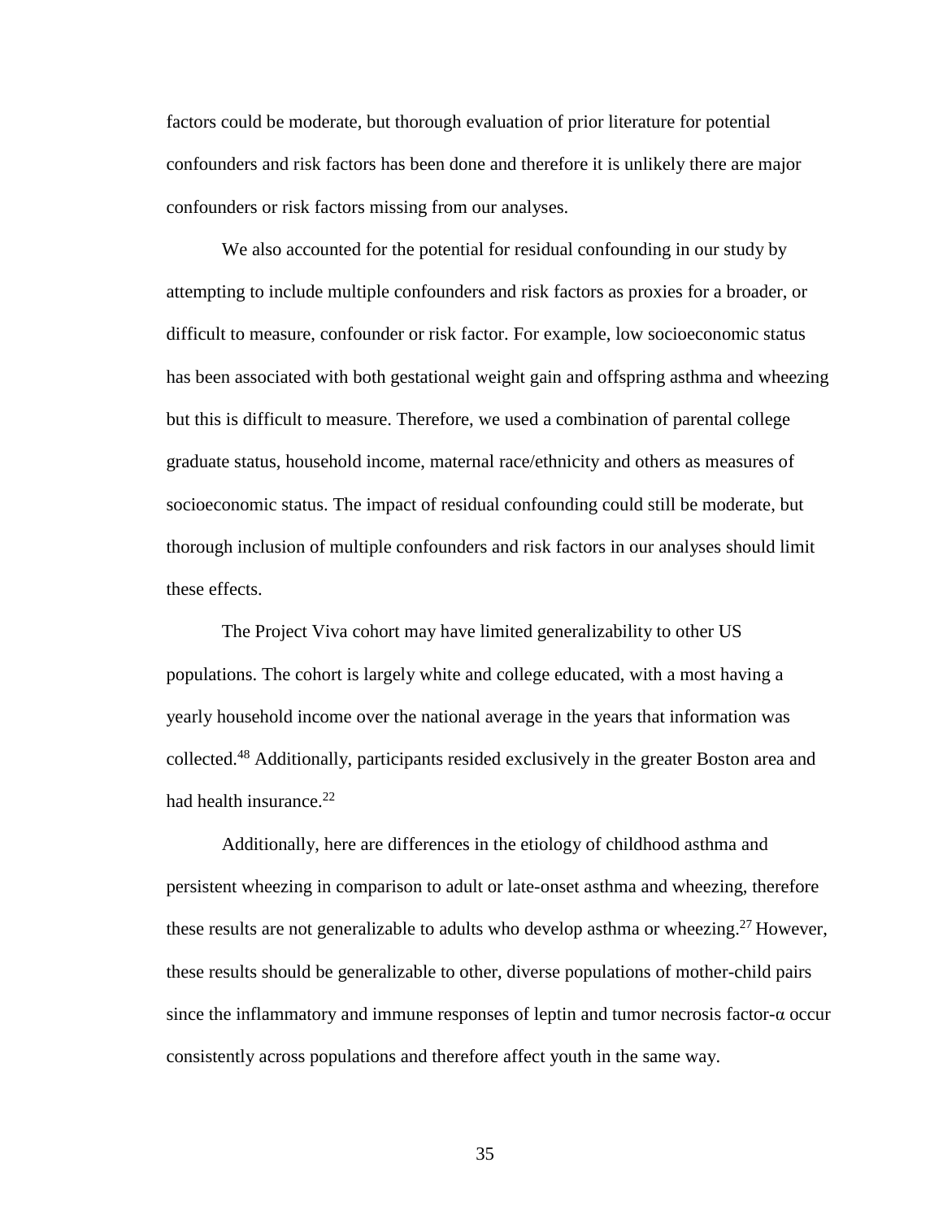factors could be moderate, but thorough evaluation of prior literature for potential confounders and risk factors has been done and therefore it is unlikely there are major confounders or risk factors missing from our analyses.

We also accounted for the potential for residual confounding in our study by attempting to include multiple confounders and risk factors as proxies for a broader, or difficult to measure, confounder or risk factor. For example, low socioeconomic status has been associated with both gestational weight gain and offspring asthma and wheezing but this is difficult to measure. Therefore, we used a combination of parental college graduate status, household income, maternal race/ethnicity and others as measures of socioeconomic status. The impact of residual confounding could still be moderate, but thorough inclusion of multiple confounders and risk factors in our analyses should limit these effects.

The Project Viva cohort may have limited generalizability to other US populations. The cohort is largely white and college educated, with a most having a yearly household income over the national average in the years that information was collected.[48] Additionally, participants resided exclusively in the greater Boston area and had health insurance.[22]

Additionally, here are differences in the etiology of childhood asthma and persistent wheezing in comparison to adult or late-onset asthma and wheezing, therefore these results are not generalizable to adults who develop asthma or wheezing.[27] However, these results should be generalizable to other, diverse populations of mother-child pairs since the inflammatory and immune responses of leptin and tumor necrosis factor-α occur consistently across populations and therefore affect youth in the same way.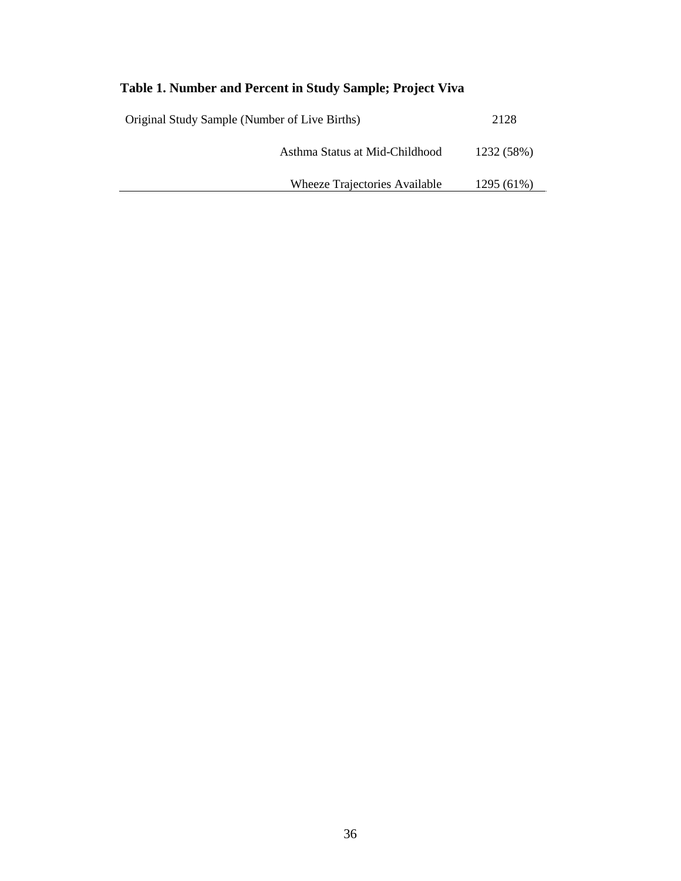**Table 1. Number and Percent in Study Sample; Project Viva**

| | |
|---|---|
| Original Study Sample (Number of Live Births) | 2128 |
| Asthma Status at Mid-Childhood | 1232 (58%) |
| Wheeze Trajectories Available | 1295 (61%) |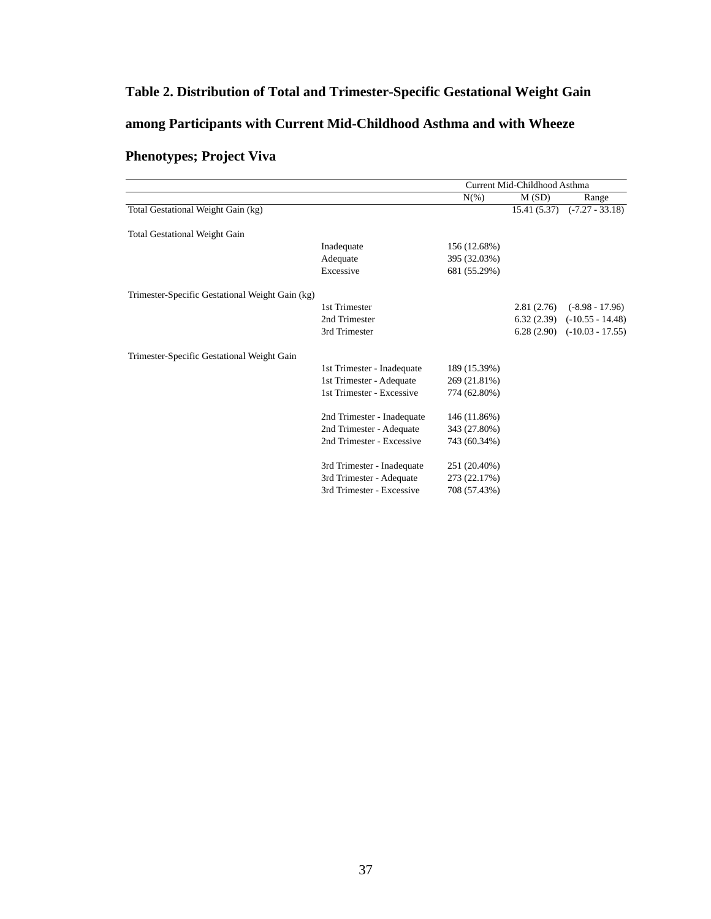**Table 2. Distribution of Total and Trimester-Specific Gestational Weight Gain among Participants with Current Mid-Childhood Asthma and with Wheeze Phenotypes; Project Viva**

| | | Current Mid-Childhood Asthma | | |
|---|---|---|---|---|
| | | N(%) | M (SD) | Range |
| Total Gestational Weight Gain (kg) | | | 15.41 (5.37) | (-7.27 - 33.18) |
| Total Gestational Weight Gain | | | | |
| | Inadequate | 156 (12.68%) | | |
| | Adequate | 395 (32.03%) | | |
| | Excessive | 681 (55.29%) | | |
| Trimester-Specific Gestational Weight Gain (kg) | | | | |
| | 1st Trimester | | 2.81 (2.76) | (-8.98 - 17.96) |
| | 2nd Trimester | | 6.32 (2.39) | (-10.55 - 14.48) |
| | 3rd Trimester | | 6.28 (2.90) | (-10.03 - 17.55) |
| Trimester-Specific Gestational Weight Gain | | | | |
| | 1st Trimester - Inadequate | 189 (15.39%) | | |
| | 1st Trimester - Adequate | 269 (21.81%) | | |
| | 1st Trimester - Excessive | 774 (62.80%) | | |
| | 2nd Trimester - Inadequate | 146 (11.86%) | | |
| | 2nd Trimester - Adequate | 343 (27.80%) | | |
| | 2nd Trimester - Excessive | 743 (60.34%) | | |
| | 3rd Trimester - Inadequate | 251 (20.40%) | | |
| | 3rd Trimester - Adequate | 273 (22.17%) | | |
| | 3rd Trimester - Excessive | 708 (57.43%) | | |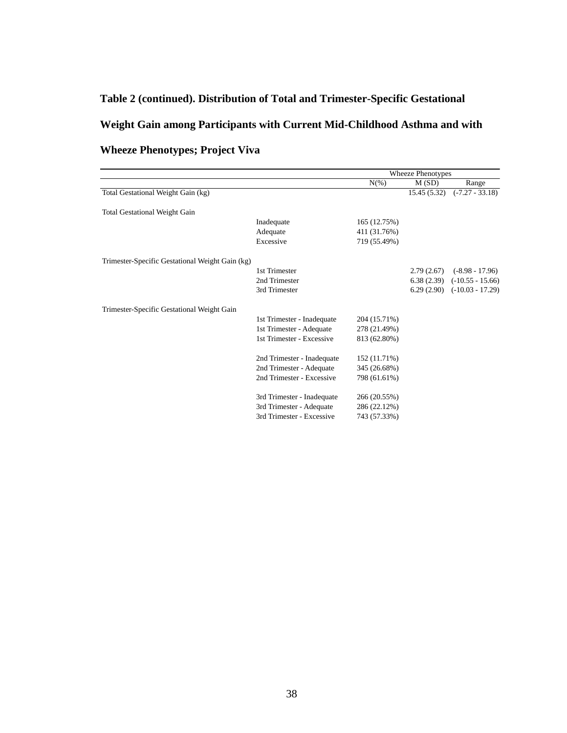**Table 2 (continued). Distribution of Total and Trimester-Specific Gestational Weight Gain among Participants with Current Mid-Childhood Asthma and with Wheeze Phenotypes; Project Viva**

| | | Wheeze Phenotypes | | |
|---|---|---|---|---|
| | | N(%) | M (SD) | Range |
| Total Gestational Weight Gain (kg) | | | 15.45 (5.32) | (-7.27 - 33.18) |
| | | | | |
| Total Gestational Weight Gain | | | | |
| | Inadequate | 165 (12.75%) | | |
| | Adequate | 411 (31.76%) | | |
| | Excessive | 719 (55.49%) | | |
| | | | | |
| Trimester-Specific Gestational Weight Gain (kg) | | | | |
| | 1st Trimester | | 2.79 (2.67) | (-8.98 - 17.96) |
| | 2nd Trimester | | 6.38 (2.39) | (-10.55 - 15.66) |
| | 3rd Trimester | | 6.29 (2.90) | (-10.03 - 17.29) |
| | | | | |
| Trimester-Specific Gestational Weight Gain | | | | |
| | 1st Trimester - Inadequate | 204 (15.71%) | | |
| | 1st Trimester - Adequate | 278 (21.49%) | | |
| | 1st Trimester - Excessive | 813 (62.80%) | | |
| | | | | |
| | 2nd Trimester - Inadequate | 152 (11.71%) | | |
| | 2nd Trimester - Adequate | 345 (26.68%) | | |
| | 2nd Trimester - Excessive | 798 (61.61%) | | |
| | | | | |
| | 3rd Trimester - Inadequate | 266 (20.55%) | | |
| | 3rd Trimester - Adequate | 286 (22.12%) | | |
| | 3rd Trimester - Excessive | 743 (57.33%) | | |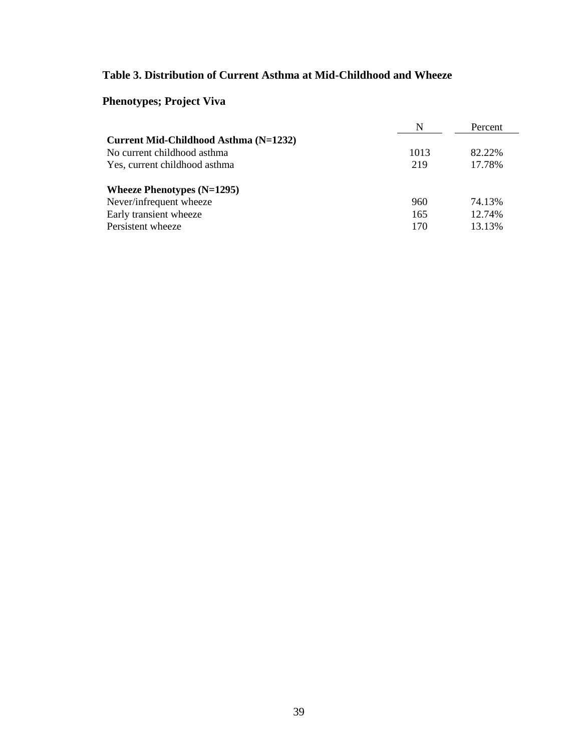**Table 3. Distribution of Current Asthma at Mid-Childhood and Wheeze Phenotypes; Project Viva**

| | N | Percent |
|---|---|---|
| **Current Mid-Childhood Asthma (N=1232)** | | |
| No current childhood asthma | 1013 | 82.22% |
| Yes, current childhood asthma | 219 | 17.78% |
| | | |
| **Wheeze Phenotypes (N=1295)** | | |
| Never/infrequent wheeze | 960 | 74.13% |
| Early transient wheeze | 165 | 12.74% |
| Persistent wheeze | 170 | 13.13% |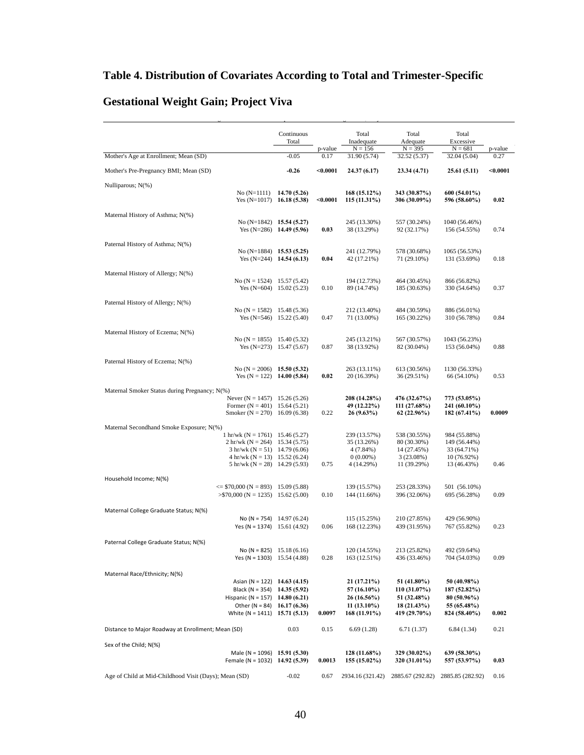## Table 4. Distribution of Covariates According to Total and Trimester-Specific Gestational Weight Gain; Project Viva

| | | Continuous Total | p-value | Total Inadequate N = 156 | Total Adequate N = 395 | Total Excessive N = 681 | p-value |
|---|---|---|---|---|---|---|---|
| Mother's Age at Enrollment; Mean (SD) | | -0.05 | 0.17 | 31.90 (5.74) | 32.52 (5.37) | 32.04 (5.04) | 0.27 |
| Mother's Pre-Pregnancy BMI; Mean (SD) | | **-0.26** | **<0.0001** | **24.37 (6.17)** | **23.34 (4.71)** | **25.61 (5.11)** | **<0.0001** |
| Nulliparous; N(%) | | | | | | | |
| | No (N=1111) | **14.70 (5.26)** | | **168 (15.12%)** | **343 (30.87%)** | **600 (54.01%)** | |
| | Yes (N=1017) | **16.18 (5.38)** | **<0.0001** | **115 (11.31%)** | **306 (30.09%)** | **596 (58.60%)** | **0.02** |
| Maternal History of Asthma; N(%) | | | | | | | |
| | No (N=1842) | **15.54 (5.27)** | | 245 (13.30%) | 557 (30.24%) | 1040 (56.46%) | |
| | Yes (N=286) | **14.49 (5.96)** | **0.03** | 38 (13.29%) | 92 (32.17%) | 156 (54.55%) | 0.74 |
| Paternal History of Asthma; N(%) | | | | | | | |
| | No (N=1884) | **15.53 (5.25)** | | 241 (12.79%) | 578 (30.68%) | 1065 (56.53%) | |
| | Yes (N=244) | **14.54 (6.13)** | **0.04** | 42 (17.21%) | 71 (29.10%) | 131 (53.69%) | 0.18 |
| Maternal History of Allergy; N(%) | | | | | | | |
| | No (N = 1524) | 15.57 (5.42) | | 194 (12.73%) | 464 (30.45%) | 866 (56.82%) | |
| | Yes (N=604) | 15.02 (5.23) | 0.10 | 89 (14.74%) | 185 (30.63%) | 330 (54.64%) | 0.37 |
| Paternal History of Allergy; N(%) | | | | | | | |
| | No (N = 1582) | 15.48 (5.36) | | 212 (13.40%) | 484 (30.59%) | 886 (56.01%) | |
| | Yes (N=546) | 15.22 (5.40) | 0.47 | 71 (13.00%) | 165 (30.22%) | 310 (56.78%) | 0.84 |
| Maternal History of Eczema; N(%) | | | | | | | |
| | No (N = 1855) | 15.40 (5.32) | | 245 (13.21%) | 567 (30.57%) | 1043 (56.23%) | |
| | Yes (N=273) | 15.47 (5.67) | 0.87 | 38 (13.92%) | 82 (30.04%) | 153 (56.04%) | 0.88 |
| Paternal History of Eczema; N(%) | | | | | | | |
| | No (N = 2006) | **15.50 (5.32)** | | 263 (13.11%) | 613 (30.56%) | 1130 (56.33%) | |
| | Yes (N = 122) | **14.00 (5.84)** | **0.02** | 20 (16.39%) | 36 (29.51%) | 66 (54.10%) | 0.53 |
| Maternal Smoker Status during Pregnancy; N(%) | | | | | | | |
| | Never (N = 1457) | 15.26 (5.26) | | **208 (14.28%)** | **476 (32.67%)** | **773 (53.05%)** | |
| | Former (N = 401) | 15.64 (5.21) | | **49 (12.22%)** | **111 (27.68%)** | **241 (60.10%)** | |
| | Smoker (N = 270) | 16.09 (6.38) | 0.22 | **26 (9.63%)** | **62 (22.96%)** | **182 (67.41%)** | **0.0009** |
| Maternal Secondhand Smoke Exposure; N(%) | | | | | | | |
| | 1 hr/wk (N = 1761) | 15.46 (5.27) | | 239 (13.57%) | 538 (30.55%) | 984 (55.88%) | |
| | 2 hr/wk (N = 264) | 15.34 (5.75) | | 35 (13.26%) | 80 (30.30%) | 149 (56.44%) | |
| | 3 hr/wk (N = 51) | 14.79 (6.06) | | 4 (7.84%) | 14 (27.45%) | 33 (64.71%) | |
| | 4 hr/wk (N = 13) | 15.52 (6.24) | | 0 (0.00%) | 3 (23.08%) | 10 (76.92%) | |
| | 5 hr/wk (N = 28) | 14.29 (5.93) | 0.75 | 4 (14.29%) | 11 (39.29%) | 13 (46.43%) | 0.46 |
| Household Income; N(%) | | | | | | | |
| | <= $70,000 (N = 893) | 15.09 (5.88) | | 139 (15.57%) | 253 (28.33%) | 501 (56.10%) | |
| | >$70,000 (N = 1235) | 15.62 (5.00) | 0.10 | 144 (11.66%) | 396 (32.06%) | 695 (56.28%) | 0.09 |
| Maternal College Graduate Status; N(%) | | | | | | | |
| | No (N = 754) | 14.97 (6.24) | | 115 (15.25%) | 210 (27.85%) | 429 (56.90%) | |
| | Yes (N = 1374) | 15.61 (4.92) | 0.06 | 168 (12.23%) | 439 (31.95%) | 767 (55.82%) | 0.23 |
| Paternal College Graduate Status; N(%) | | | | | | | |
| | No (N = 825) | 15.18 (6.16) | | 120 (14.55%) | 213 (25.82%) | 492 (59.64%) | |
| | Yes (N = 1303) | 15.54 (4.88) | 0.28 | 163 (12.51%) | 436 (33.46%) | 704 (54.03%) | 0.09 |
| Maternal Race/Ethnicity; N(%) | | | | | | | |
| | Asian (N = 122) | **14.63 (4.15)** | | **21 (17.21%)** | **51 (41.80%)** | **50 (40.98%)** | |
| | Black (N = 354) | **14.35 (5.92)** | | **57 (16.10%)** | **110 (31.07%)** | **187 (52.82%)** | |
| | Hispanic (N = 157) | **14.80 (6.21)** | | **26 (16.56%)** | **51 (32.48%)** | **80 (50.96%)** | |
| | Other (N = 84) | **16.17 (6.36)** | | **11 (13.10%)** | **18 (21.43%)** | **55 (65.48%)** | |
| | White (N = 1411) | **15.71 (5.13)** | **0.0097** | **168 (11.91%)** | **419 (29.70%)** | **824 (58.40%)** | **0.002** |
| Distance to Major Roadway at Enrollment; Mean (SD) | | 0.03 | 0.15 | 6.69 (1.28) | 6.71 (1.37) | 6.84 (1.34) | 0.21 |
| Sex of the Child; N(%) | | | | | | | |
| | Male (N = 1096) | **15.91 (5.30)** | | **128 (11.68%)** | **329 (30.02%)** | **639 (58.30%)** | |
| | Female (N = 1032) | **14.92 (5.39)** | **0.0013** | **155 (15.02%)** | **320 (31.01%)** | **557 (53.97%)** | **0.03** |
| Age of Child at Mid-Childhood Visit (Days); Mean (SD) | | -0.02 | 0.67 | 2934.16 (321.42) | 2885.67 (292.82) | 2885.85 (282.92) | 0.16 |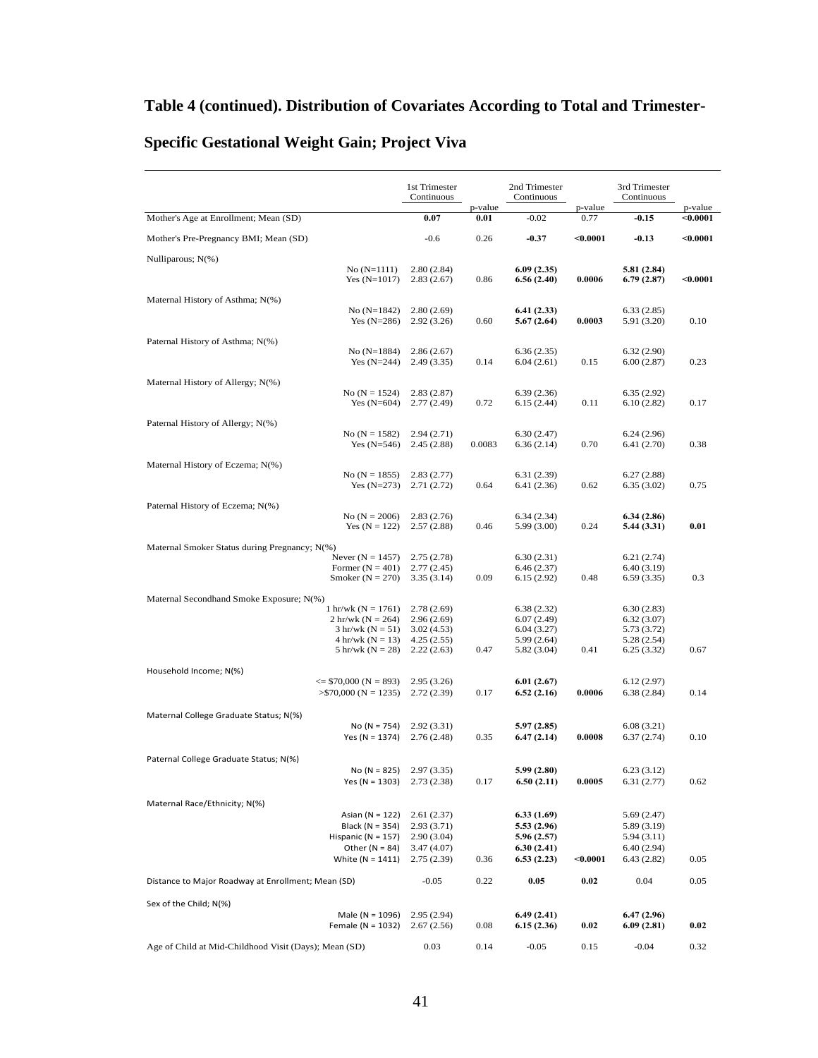**Table 4 (continued). Distribution of Covariates According to Total and Trimester-Specific Gestational Weight Gain; Project Viva**

| | | 1st Trimester Continuous | p-value | 2nd Trimester Continuous | p-value | 3rd Trimester Continuous | p-value |
|---|---|---|---|---|---|---|---|
| Mother's Age at Enrollment; Mean (SD) | | **0.07** | **0.01** | -0.02 | 0.77 | **-0.15** | **<0.0001** |
| Mother's Pre-Pregnancy BMI; Mean (SD) | | -0.6 | 0.26 | **-0.37** | **<0.0001** | **-0.13** | **<0.0001** |
| Nulliparous; N(%) | | | | | | | |
| | No (N=1111) | 2.80 (2.84) | | **6.09 (2.35)** | | **5.81 (2.84)** | |
| | Yes (N=1017) | 2.83 (2.67) | 0.86 | **6.56 (2.40)** | **0.0006** | **6.79 (2.87)** | **<0.0001** |
| Maternal History of Asthma; N(%) | | | | | | | |
| | No (N=1842) | 2.80 (2.69) | | **6.41 (2.33)** | | 6.33 (2.85) | |
| | Yes (N=286) | 2.92 (3.26) | 0.60 | **5.67 (2.64)** | **0.0003** | 5.91 (3.20) | 0.10 |
| Paternal History of Asthma; N(%) | | | | | | | |
| | No (N=1884) | 2.86 (2.67) | | 6.36 (2.35) | | 6.32 (2.90) | |
| | Yes (N=244) | 2.49 (3.35) | 0.14 | 6.04 (2.61) | 0.15 | 6.00 (2.87) | 0.23 |
| Maternal History of Allergy; N(%) | | | | | | | |
| | No (N = 1524) | 2.83 (2.87) | | 6.39 (2.36) | | 6.35 (2.92) | |
| | Yes (N=604) | 2.77 (2.49) | 0.72 | 6.15 (2.44) | 0.11 | 6.10 (2.82) | 0.17 |
| Paternal History of Allergy; N(%) | | | | | | | |
| | No (N = 1582) | 2.94 (2.71) | | 6.30 (2.47) | | 6.24 (2.96) | |
| | Yes (N=546) | 2.45 (2.88) | 0.0083 | 6.36 (2.14) | 0.70 | 6.41 (2.70) | 0.38 |
| Maternal History of Eczema; N(%) | | | | | | | |
| | No (N = 1855) | 2.83 (2.77) | | 6.31 (2.39) | | 6.27 (2.88) | |
| | Yes (N=273) | 2.71 (2.72) | 0.64 | 6.41 (2.36) | 0.62 | 6.35 (3.02) | 0.75 |
| Paternal History of Eczema; N(%) | | | | | | | |
| | No (N = 2006) | 2.83 (2.76) | | 6.34 (2.34) | | **6.34 (2.86)** | |
| | Yes (N = 122) | 2.57 (2.88) | 0.46 | 5.99 (3.00) | 0.24 | **5.44 (3.31)** | **0.01** |
| Maternal Smoker Status during Pregnancy; N(%) | | | | | | | |
| | Never (N = 1457) | 2.75 (2.78) | | 6.30 (2.31) | | 6.21 (2.74) | |
| | Former (N = 401) | 2.77 (2.45) | | 6.46 (2.37) | | 6.40 (3.19) | |
| | Smoker (N = 270) | 3.35 (3.14) | 0.09 | 6.15 (2.92) | 0.48 | 6.59 (3.35) | 0.3 |
| Maternal Secondhand Smoke Exposure; N(%) | | | | | | | |
| | 1 hr/wk (N = 1761) | 2.78 (2.69) | | 6.38 (2.32) | | 6.30 (2.83) | |
| | 2 hr/wk (N = 264) | 2.96 (2.69) | | 6.07 (2.49) | | 6.32 (3.07) | |
| | 3 hr/wk (N = 51) | 3.02 (4.53) | | 6.04 (3.27) | | 5.73 (3.72) | |
| | 4 hr/wk (N = 13) | 4.25 (2.55) | | 5.99 (2.64) | | 5.28 (2.54) | |
| | 5 hr/wk (N = 28) | 2.22 (2.63) | 0.47 | 5.82 (3.04) | 0.41 | 6.25 (3.32) | 0.67 |
| Household Income; N(%) | | | | | | | |
| | <= $70,000 (N = 893) | 2.95 (3.26) | | **6.01 (2.67)** | | 6.12 (2.97) | |
| | >$70,000 (N = 1235) | 2.72 (2.39) | 0.17 | **6.52 (2.16)** | **0.0006** | 6.38 (2.84) | 0.14 |
| Maternal College Graduate Status; N(%) | | | | | | | |
| | No (N = 754) | 2.92 (3.31) | | **5.97 (2.85)** | | 6.08 (3.21) | |
| | Yes (N = 1374) | 2.76 (2.48) | 0.35 | **6.47 (2.14)** | **0.0008** | 6.37 (2.74) | 0.10 |
| Paternal College Graduate Status; N(%) | | | | | | | |
| | No (N = 825) | 2.97 (3.35) | | **5.99 (2.80)** | | 6.23 (3.12) | |
| | Yes (N = 1303) | 2.73 (2.38) | 0.17 | **6.50 (2.11)** | **0.0005** | 6.31 (2.77) | 0.62 |
| Maternal Race/Ethnicity; N(%) | | | | | | | |
| | Asian (N = 122) | 2.61 (2.37) | | **6.33 (1.69)** | | 5.69 (2.47) | |
| | Black (N = 354) | 2.93 (3.71) | | **5.53 (2.96)** | | 5.89 (3.19) | |
| | Hispanic (N = 157) | 2.90 (3.04) | | **5.96 (2.57)** | | 5.94 (3.11) | |
| | Other (N = 84) | 3.47 (4.07) | | **6.30 (2.41)** | | 6.40 (2.94) | |
| | White (N = 1411) | 2.75 (2.39) | 0.36 | **6.53 (2.23)** | **<0.0001** | 6.43 (2.82) | 0.05 |
| Distance to Major Roadway at Enrollment; Mean (SD) | | -0.05 | 0.22 | **0.05** | **0.02** | 0.04 | 0.05 |
| Sex of the Child; N(%) | | | | | | | |
| | Male (N = 1096) | 2.95 (2.94) | | **6.49 (2.41)** | | **6.47 (2.96)** | |
| | Female (N = 1032) | 2.67 (2.56) | 0.08 | **6.15 (2.36)** | **0.02** | **6.09 (2.81)** | **0.02** |
| Age of Child at Mid-Childhood Visit (Days); Mean (SD) | | 0.03 | 0.14 | -0.05 | 0.15 | -0.04 | 0.32 |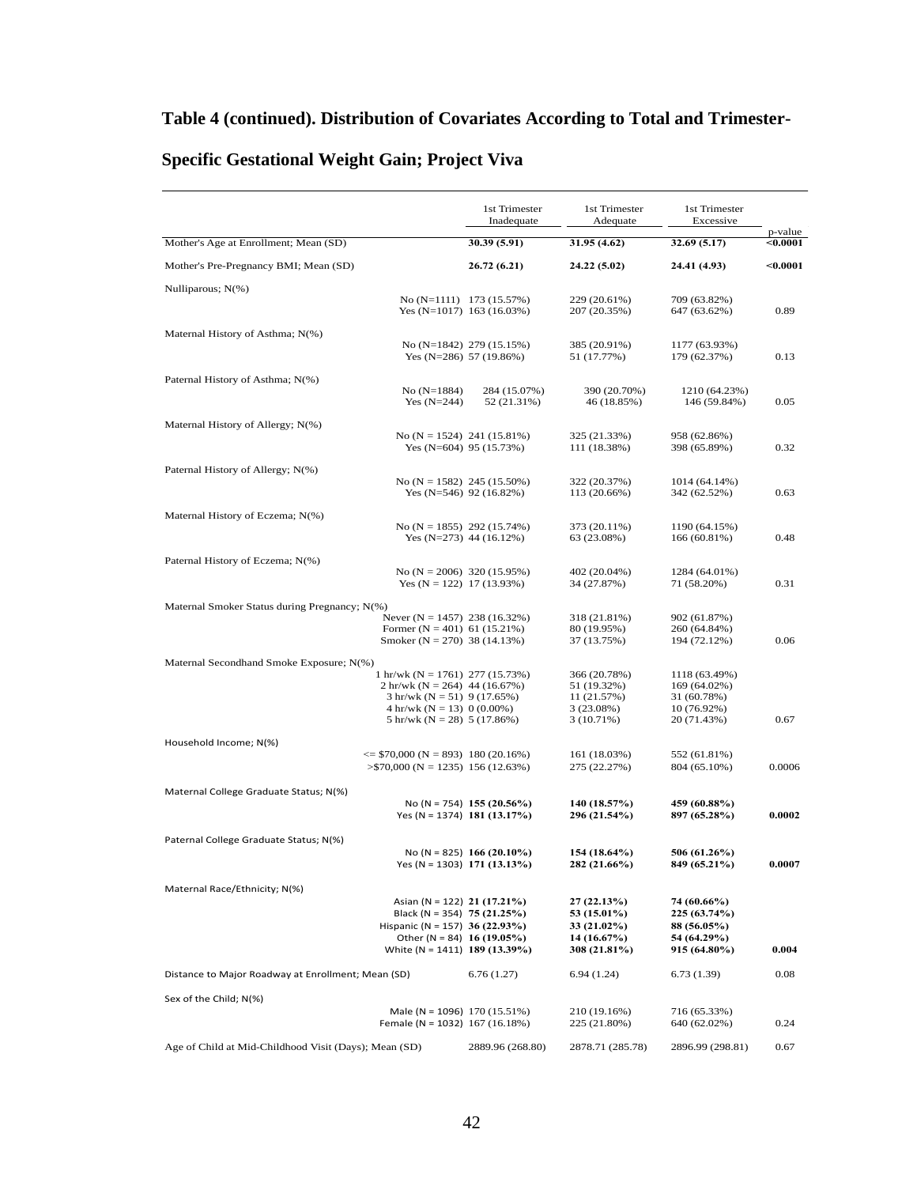**Table 4 (continued). Distribution of Covariates According to Total and Trimester-Specific Gestational Weight Gain; Project Viva**

| | | 1st Trimester Inadequate | 1st Trimester Adequate | 1st Trimester Excessive | p-value |
|---|---|---|---|---|---|
| Mother's Age at Enrollment; Mean (SD) | | **30.39 (5.91)** | **31.95 (4.62)** | **32.69 (5.17)** | **<0.0001** |
| Mother's Pre-Pregnancy BMI; Mean (SD) | | **26.72 (6.21)** | **24.22 (5.02)** | **24.41 (4.93)** | **<0.0001** |
| Nulliparous; N(%) | | | | | |
| | No (N=1111) | 173 (15.57%) | 229 (20.61%) | 709 (63.82%) | |
| | Yes (N=1017) | 163 (16.03%) | 207 (20.35%) | 647 (63.62%) | 0.89 |
| Maternal History of Asthma; N(%) | | | | | |
| | No (N=1842) | 279 (15.15%) | 385 (20.91%) | 1177 (63.93%) | |
| | Yes (N=286) | 57 (19.86%) | 51 (17.77%) | 179 (62.37%) | 0.13 |
| Paternal History of Asthma; N(%) | | | | | |
| | No (N=1884) | 284 (15.07%) | 390 (20.70%) | 1210 (64.23%) | |
| | Yes (N=244) | 52 (21.31%) | 46 (18.85%) | 146 (59.84%) | 0.05 |
| Maternal History of Allergy; N(%) | | | | | |
| | No (N = 1524) | 241 (15.81%) | 325 (21.33%) | 958 (62.86%) | |
| | Yes (N=604) | 95 (15.73%) | 111 (18.38%) | 398 (65.89%) | 0.32 |
| Paternal History of Allergy; N(%) | | | | | |
| | No (N = 1582) | 245 (15.50%) | 322 (20.37%) | 1014 (64.14%) | |
| | Yes (N=546) | 92 (16.82%) | 113 (20.66%) | 342 (62.52%) | 0.63 |
| Maternal History of Eczema; N(%) | | | | | |
| | No (N = 1855) | 292 (15.74%) | 373 (20.11%) | 1190 (64.15%) | |
| | Yes (N=273) | 44 (16.12%) | 63 (23.08%) | 166 (60.81%) | 0.48 |
| Paternal History of Eczema; N(%) | | | | | |
| | No (N = 2006) | 320 (15.95%) | 402 (20.04%) | 1284 (64.01%) | |
| | Yes (N = 122) | 17 (13.93%) | 34 (27.87%) | 71 (58.20%) | 0.31 |
| Maternal Smoker Status during Pregnancy; N(%) | | | | | |
| | Never (N = 1457) | 238 (16.32%) | 318 (21.81%) | 902 (61.87%) | |
| | Former (N = 401) | 61 (15.21%) | 80 (19.95%) | 260 (64.84%) | |
| | Smoker (N = 270) | 38 (14.13%) | 37 (13.75%) | 194 (72.12%) | 0.06 |
| Maternal Secondhand Smoke Exposure; N(%) | | | | | |
| | 1 hr/wk (N = 1761) | 277 (15.73%) | 366 (20.78%) | 1118 (63.49%) | |
| | 2 hr/wk (N = 264) | 44 (16.67%) | 51 (19.32%) | 169 (64.02%) | |
| | 3 hr/wk (N = 51) | 9 (17.65%) | 11 (21.57%) | 31 (60.78%) | |
| | 4 hr/wk (N = 13) | 0 (0.00%) | 3 (23.08%) | 10 (76.92%) | |
| | 5 hr/wk (N = 28) | 5 (17.86%) | 3 (10.71%) | 20 (71.43%) | 0.67 |
| Household Income; N(%) | | | | | |
| | <= $70,000 (N = 893) | 180 (20.16%) | 161 (18.03%) | 552 (61.81%) | |
| | >$70,000 (N = 1235) | 156 (12.63%) | 275 (22.27%) | 804 (65.10%) | 0.0006 |
| Maternal College Graduate Status; N(%) | | | | | |
| | No (N = 754) | **155 (20.56%)** | **140 (18.57%)** | **459 (60.88%)** | |
| | Yes (N = 1374) | **181 (13.17%)** | **296 (21.54%)** | **897 (65.28%)** | **0.0002** |
| Paternal College Graduate Status; N(%) | | | | | |
| | No (N = 825) | **166 (20.10%)** | **154 (18.64%)** | **506 (61.26%)** | |
| | Yes (N = 1303) | **171 (13.13%)** | **282 (21.66%)** | **849 (65.21%)** | **0.0007** |
| Maternal Race/Ethnicity; N(%) | | | | | |
| | Asian (N = 122) | **21 (17.21%)** | **27 (22.13%)** | **74 (60.66%)** | |
| | Black (N = 354) | **75 (21.25%)** | **53 (15.01%)** | **225 (63.74%)** | |
| | Hispanic (N = 157) | **36 (22.93%)** | **33 (21.02%)** | **88 (56.05%)** | |
| | Other (N = 84) | **16 (19.05%)** | **14 (16.67%)** | **54 (64.29%)** | |
| | White (N = 1411) | **189 (13.39%)** | **308 (21.81%)** | **915 (64.80%)** | **0.004** |
| Distance to Major Roadway at Enrollment; Mean (SD) | | 6.76 (1.27) | 6.94 (1.24) | 6.73 (1.39) | 0.08 |
| Sex of the Child; N(%) | | | | | |
| | Male (N = 1096) | 170 (15.51%) | 210 (19.16%) | 716 (65.33%) | |
| | Female (N = 1032) | 167 (16.18%) | 225 (21.80%) | 640 (62.02%) | 0.24 |
| Age of Child at Mid-Childhood Visit (Days); Mean (SD) | | 2889.96 (268.80) | 2878.71 (285.78) | 2896.99 (298.81) | 0.67 |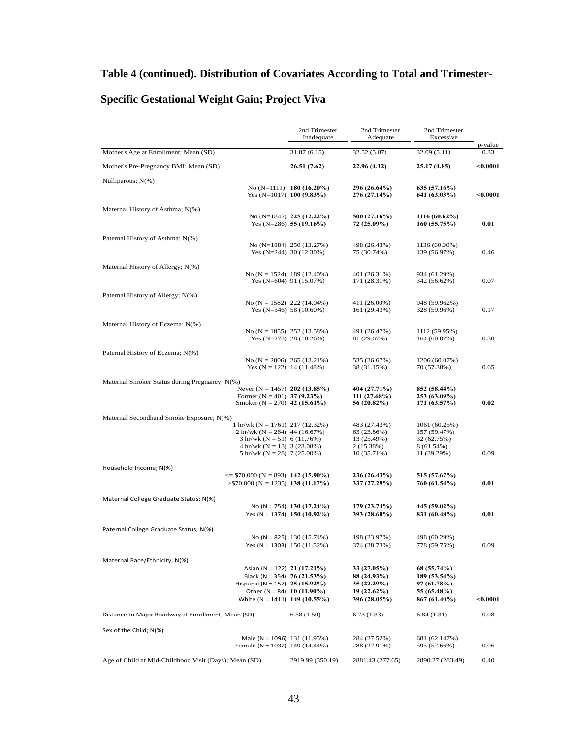**Table 4 (continued). Distribution of Covariates According to Total and Trimester-Specific Gestational Weight Gain; Project Viva**

| | | 2nd Trimester Inadequate | 2nd Trimester Adequate | 2nd Trimester Excessive | p-value |
|---|---|---|---|---|---|
| Mother's Age at Enrollment; Mean (SD) | | 31.87 (6.15) | 32.52 (5.07) | 32.09 (5.11) | 0.33 |
| Mother's Pre-Pregnancy BMI; Mean (SD) | | **26.51 (7.62)** | **22.96 (4.12)** | **25.17 (4.85)** | **<0.0001** |
| Nulliparous; N(%) | | | | | |
| | No (N=1111) | **180 (16.20%)** | **296 (26.64%)** | **635 (57.16%)** | |
| | Yes (N=1017) | **100 (9.83%)** | **276 (27.14%)** | **641 (63.03%)** | **<0.0001** |
| Maternal History of Asthma; N(%) | | | | | |
| | No (N=1842) | **225 (12.22%)** | **500 (27.16%)** | **1116 (60.62%)** | |
| | Yes (N=286) | **55 (19.16%)** | **72 (25.09%)** | **160 (55.75%)** | **0.01** |
| Paternal History of Asthma; N(%) | | | | | |
| | No (N=1884) | 250 (13.27%) | 498 (26.43%) | 1136 (60.30%) | |
| | Yes (N=244) | 30 (12.30%) | 75 (30.74%) | 139 (56.97%) | 0.46 |
| Maternal History of Allergy; N(%) | | | | | |
| | No (N = 1524) | 189 (12.40%) | 401 (26.31%) | 934 (61.29%) | |
| | Yes (N=604) | 91 (15.07%) | 171 (28.31%) | 342 (56.62%) | 0.07 |
| Paternal History of Allergy; N(%) | | | | | |
| | No (N = 1582) | 222 (14.04%) | 411 (26.00%) | 948 (59.962%) | |
| | Yes (N=546) | 58 (10.60%) | 161 (29.43%) | 328 (59.96%) | 0.17 |
| Maternal History of Eczema; N(%) | | | | | |
| | No (N = 1855) | 252 (13.58%) | 491 (26.47%) | 1112 (59.95%) | |
| | Yes (N=273) | 28 (10.26%) | 81 (29.67%) | 164 (60.07%) | 0.30 |
| Paternal History of Eczema; N(%) | | | | | |
| | No (N = 2006) | 265 (13.21%) | 535 (26.67%) | 1206 (60.07%) | |
| | Yes (N = 122) | 14 (11.48%) | 38 (31.15%) | 70 (57.38%) | 0.65 |
| Maternal Smoker Status during Pregnancy; N(%) | | | | | |
| | Never (N = 1457) | **202 (13.85%)** | **404 (27.71%)** | **852 (58.44%)** | |
| | Former (N = 401) | **37 (9.23%)** | **111 (27.68%)** | **253 (63.09%)** | |
| | Smoker (N = 270) | **42 (15.61%)** | **56 (20.82%)** | **171 (63.57%)** | **0.02** |
| Maternal Secondhand Smoke Exposure; N(%) | | | | | |
| | 1 hr/wk (N = 1761) | 217 (12.32%) | 483 (27.43%) | 1061 (60.25%) | |
| | 2 hr/wk (N = 264) | 44 (16.67%) | 63 (23.86%) | 157 (59.47%) | |
| | 3 hr/wk (N = 51) | 6 (11.76%) | 13 (25.49%) | 32 (62.75%) | |
| | 4 hr/wk (N = 13) | 3 (23.08%) | 2 (15.38%) | 8 (61.54%) | |
| | 5 hr/wk (N = 28) | 7 (25.00%) | 10 (35.71%) | 11 (39.29%) | 0.09 |
| Household Income; N(%) | | | | | |
| | <= $70,000 (N = 893) | **142 (15.90%)** | **236 (26.43%)** | **515 (57.67%)** | |
| | >$70,000 (N = 1235) | **138 (11.17%)** | **337 (27.29%)** | **760 (61.54%)** | **0.01** |
| Maternal College Graduate Status; N(%) | | | | | |
| | No (N = 754) | **130 (17.24%)** | **179 (23.74%)** | **445 (59.02%)** | |
| | Yes (N = 1374) | **150 (10.92%)** | **393 (28.60%)** | **831 (60.48%)** | **0.01** |
| Paternal College Graduate Status; N(%) | | | | | |
| | No (N = 825) | 130 (15.74%) | 198 (23.97%) | 498 (60.29%) | |
| | Yes (N = 1303) | 150 (11.52%) | 374 (28.73%) | 778 (59.75%) | 0.09 |
| Maternal Race/Ethnicity; N(%) | | | | | |
| | Asian (N = 122) | **21 (17.21%)** | **33 (27.05%)** | **68 (55.74%)** | |
| | Black (N = 354) | **76 (21.53%)** | **88 (24.93%)** | **189 (53.54%)** | |
| | Hispanic (N = 157) | **25 (15.92%)** | **35 (22.29%)** | **97 (61.78%)** | |
| | Other (N = 84) | **10 (11.90%)** | **19 (22.62%)** | **55 (65.48%)** | |
| | White (N = 1411) | **149 (10.55%)** | **396 (28.05%)** | **867 (61.40%)** | **<0.0001** |
| Distance to Major Roadway at Enrollment; Mean (SD) | | 6.58 (1.50) | 6.73 (1.33) | 6.84 (1.31) | 0.08 |
| Sex of the Child; N(%) | | | | | |
| | Male (N = 1096) | 131 (11.95%) | 284 (27.52%) | 681 (62.147%) | |
| | Female (N = 1032) | 149 (14.44%) | 288 (27.91%) | 595 (57.66%) | 0.06 |
| Age of Child at Mid-Childhood Visit (Days); Mean (SD) | | 2919.99 (350.19) | 2881.43 (277.65) | 2890.27 (283.49) | 0.40 |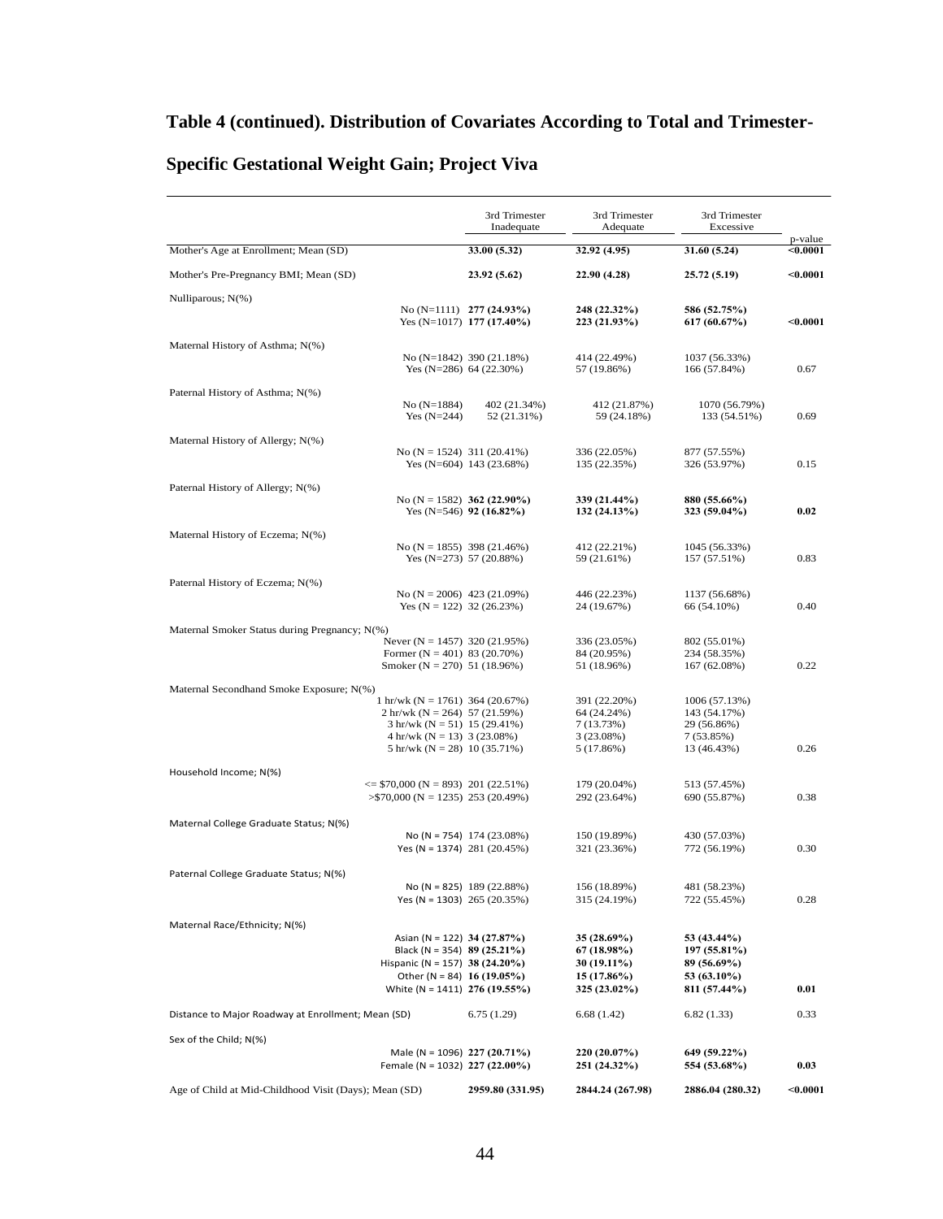**Table 4 (continued). Distribution of Covariates According to Total and Trimester-Specific Gestational Weight Gain; Project Viva**

| | | 3rd Trimester Inadequate | 3rd Trimester Adequate | 3rd Trimester Excessive | p-value |
|---|---|---|---|---|---|
| Mother's Age at Enrollment; Mean (SD) | | **33.00 (5.32)** | **32.92 (4.95)** | **31.60 (5.24)** | **<0.0001** |
| Mother's Pre-Pregnancy BMI; Mean (SD) | | **23.92 (5.62)** | **22.90 (4.28)** | **25.72 (5.19)** | **<0.0001** |
| Nulliparous; N(%) | | | | | |
| | No (N=1111) | **277 (24.93%)** | **248 (22.32%)** | **586 (52.75%)** | |
| | Yes (N=1017) | **177 (17.40%)** | **223 (21.93%)** | **617 (60.67%)** | **<0.0001** |
| Maternal History of Asthma; N(%) | | | | | |
| | No (N=1842) | 390 (21.18%) | 414 (22.49%) | 1037 (56.33%) | |
| | Yes (N=286) | 64 (22.30%) | 57 (19.86%) | 166 (57.84%) | 0.67 |
| Paternal History of Asthma; N(%) | | | | | |
| | No (N=1884) | 402 (21.34%) | 412 (21.87%) | 1070 (56.79%) | |
| | Yes (N=244) | 52 (21.31%) | 59 (24.18%) | 133 (54.51%) | 0.69 |
| Maternal History of Allergy; N(%) | | | | | |
| | No (N = 1524) | 311 (20.41%) | 336 (22.05%) | 877 (57.55%) | |
| | Yes (N=604) | 143 (23.68%) | 135 (22.35%) | 326 (53.97%) | 0.15 |
| Paternal History of Allergy; N(%) | | | | | |
| | No (N = 1582) | **362 (22.90%)** | **339 (21.44%)** | **880 (55.66%)** | |
| | Yes (N=546) | **92 (16.82%)** | **132 (24.13%)** | **323 (59.04%)** | **0.02** |
| Maternal History of Eczema; N(%) | | | | | |
| | No (N = 1855) | 398 (21.46%) | 412 (22.21%) | 1045 (56.33%) | |
| | Yes (N=273) | 57 (20.88%) | 59 (21.61%) | 157 (57.51%) | 0.83 |
| Paternal History of Eczema; N(%) | | | | | |
| | No (N = 2006) | 423 (21.09%) | 446 (22.23%) | 1137 (56.68%) | |
| | Yes (N = 122) | 32 (26.23%) | 24 (19.67%) | 66 (54.10%) | 0.40 |
| Maternal Smoker Status during Pregnancy; N(%) | | | | | |
| | Never (N = 1457) | 320 (21.95%) | 336 (23.05%) | 802 (55.01%) | |
| | Former (N = 401) | 83 (20.70%) | 84 (20.95%) | 234 (58.35%) | |
| | Smoker (N = 270) | 51 (18.96%) | 51 (18.96%) | 167 (62.08%) | 0.22 |
| Maternal Secondhand Smoke Exposure; N(%) | | | | | |
| | 1 hr/wk (N = 1761) | 364 (20.67%) | 391 (22.20%) | 1006 (57.13%) | |
| | 2 hr/wk (N = 264) | 57 (21.59%) | 64 (24.24%) | 143 (54.17%) | |
| | 3 hr/wk (N = 51) | 15 (29.41%) | 7 (13.73%) | 29 (56.86%) | |
| | 4 hr/wk (N = 13) | 3 (23.08%) | 3 (23.08%) | 7 (53.85%) | |
| | 5 hr/wk (N = 28) | 10 (35.71%) | 5 (17.86%) | 13 (46.43%) | 0.26 |
| Household Income; N(%) | | | | | |
| | <= $70,000 (N = 893) | 201 (22.51%) | 179 (20.04%) | 513 (57.45%) | |
| | >$70,000 (N = 1235) | 253 (20.49%) | 292 (23.64%) | 690 (55.87%) | 0.38 |
| Maternal College Graduate Status; N(%) | | | | | |
| | No (N = 754) | 174 (23.08%) | 150 (19.89%) | 430 (57.03%) | |
| | Yes (N = 1374) | 281 (20.45%) | 321 (23.36%) | 772 (56.19%) | 0.30 |
| Paternal College Graduate Status; N(%) | | | | | |
| | No (N = 825) | 189 (22.88%) | 156 (18.89%) | 481 (58.23%) | |
| | Yes (N = 1303) | 265 (20.35%) | 315 (24.19%) | 722 (55.45%) | 0.28 |
| Maternal Race/Ethnicity; N(%) | | | | | |
| | Asian (N = 122) | **34 (27.87%)** | **35 (28.69%)** | **53 (43.44%)** | |
| | Black (N = 354) | **89 (25.21%)** | **67 (18.98%)** | **197 (55.81%)** | |
| | Hispanic (N = 157) | **38 (24.20%)** | **30 (19.11%)** | **89 (56.69%)** | |
| | Other (N = 84) | **16 (19.05%)** | **15 (17.86%)** | **53 (63.10%)** | |
| | White (N = 1411) | **276 (19.55%)** | **325 (23.02%)** | **811 (57.44%)** | **0.01** |
| Distance to Major Roadway at Enrollment; Mean (SD) | | 6.75 (1.29) | 6.68 (1.42) | 6.82 (1.33) | 0.33 |
| Sex of the Child; N(%) | | | | | |
| | Male (N = 1096) | **227 (20.71%)** | **220 (20.07%)** | **649 (59.22%)** | |
| | Female (N = 1032) | **227 (22.00%)** | **251 (24.32%)** | **554 (53.68%)** | **0.03** |
| Age of Child at Mid-Childhood Visit (Days); Mean (SD) | | **2959.80 (331.95)** | **2844.24 (267.98)** | **2886.04 (280.32)** | **<0.0001** |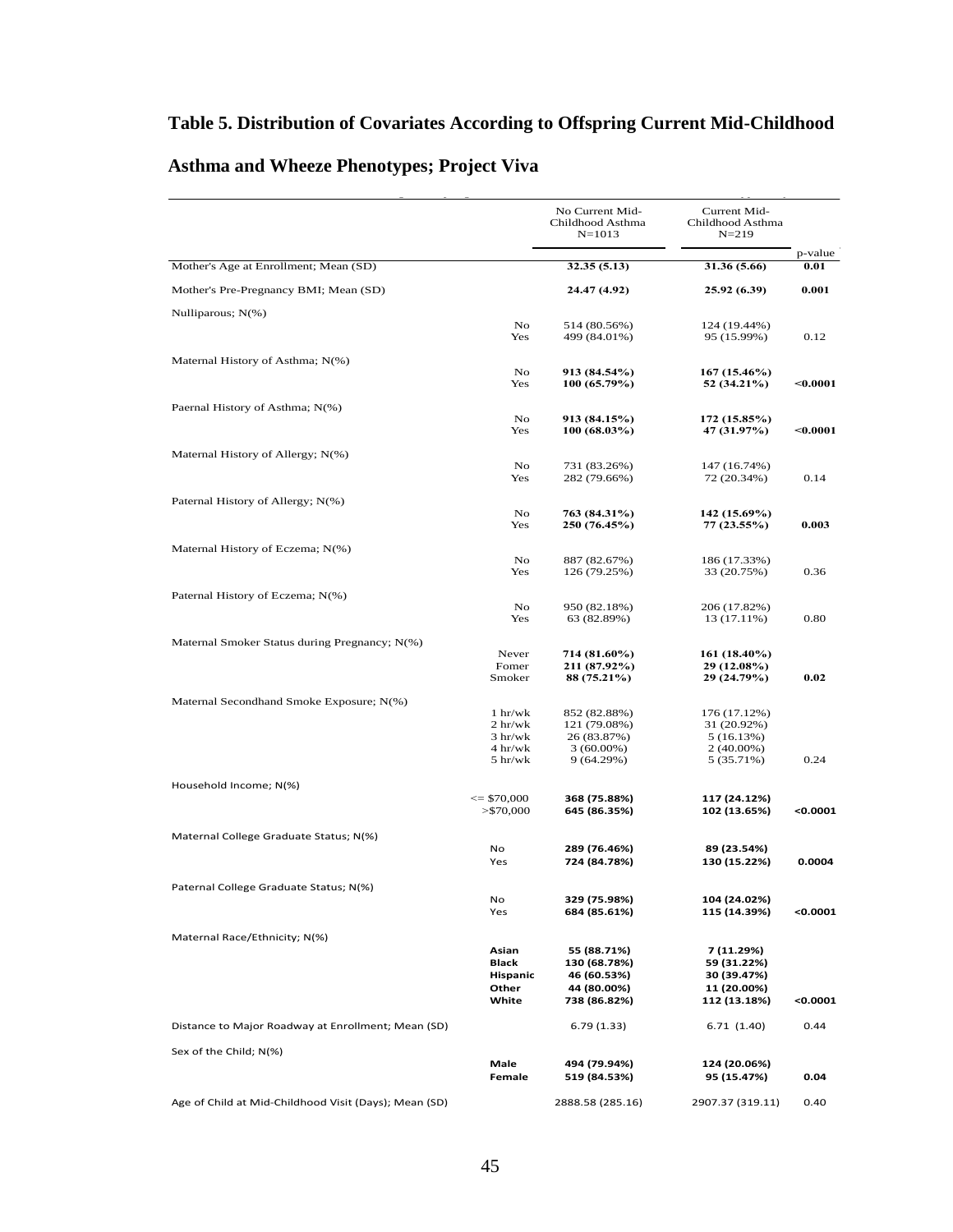**Table 5. Distribution of Covariates According to Offspring Current Mid-Childhood Asthma and Wheeze Phenotypes; Project Viva**

| | | No Current Mid-Childhood Asthma N=1013 | Current Mid-Childhood Asthma N=219 | p-value |
|---|---|---|---|---|
| Mother's Age at Enrollment; Mean (SD) | | **32.35 (5.13)** | **31.36 (5.66)** | **0.01** |
| Mother's Pre-Pregnancy BMI; Mean (SD) | | **24.47 (4.92)** | **25.92 (6.39)** | **0.001** |
| Nulliparous; N(%) | No | 514 (80.56%) | 124 (19.44%) | |
| | Yes | 499 (84.01%) | 95 (15.99%) | 0.12 |
| Maternal History of Asthma; N(%) | No | **913 (84.54%)** | **167 (15.46%)** | |
| | Yes | **100 (65.79%)** | **52 (34.21%)** | **<0.0001** |
| Paernal History of Asthma; N(%) | No | **913 (84.15%)** | **172 (15.85%)** | |
| | Yes | **100 (68.03%)** | **47 (31.97%)** | **<0.0001** |
| Maternal History of Allergy; N(%) | No | 731 (83.26%) | 147 (16.74%) | |
| | Yes | 282 (79.66%) | 72 (20.34%) | 0.14 |
| Paternal History of Allergy; N(%) | No | **763 (84.31%)** | **142 (15.69%)** | |
| | Yes | **250 (76.45%)** | **77 (23.55%)** | **0.003** |
| Maternal History of Eczema; N(%) | No | 887 (82.67%) | 186 (17.33%) | |
| | Yes | 126 (79.25%) | 33 (20.75%) | 0.36 |
| Paternal History of Eczema; N(%) | No | 950 (82.18%) | 206 (17.82%) | |
| | Yes | 63 (82.89%) | 13 (17.11%) | 0.80 |
| Maternal Smoker Status during Pregnancy; N(%) | Never | **714 (81.60%)** | **161 (18.40%)** | |
| | Fomer | **211 (87.92%)** | **29 (12.08%)** | |
| | Smoker | **88 (75.21%)** | **29 (24.79%)** | **0.02** |
| Maternal Secondhand Smoke Exposure; N(%) | 1 hr/wk | 852 (82.88%) | 176 (17.12%) | |
| | 2 hr/wk | 121 (79.08%) | 31 (20.92%) | |
| | 3 hr/wk | 26 (83.87%) | 5 (16.13%) | |
| | 4 hr/wk | 3 (60.00%) | 2 (40.00%) | |
| | 5 hr/wk | 9 (64.29%) | 5 (35.71%) | 0.24 |
| Household Income; N(%) | <= $70,000 | **368 (75.88%)** | **117 (24.12%)** | |
| | >$70,000 | **645 (86.35%)** | **102 (13.65%)** | **<0.0001** |
| Maternal College Graduate Status; N(%) | No | **289 (76.46%)** | **89 (23.54%)** | |
| | Yes | **724 (84.78%)** | **130 (15.22%)** | **0.0004** |
| Paternal College Graduate Status; N(%) | No | **329 (75.98%)** | **104 (24.02%)** | |
| | Yes | **684 (85.61%)** | **115 (14.39%)** | **<0.0001** |
| Maternal Race/Ethnicity; N(%) | **Asian** | **55 (88.71%)** | **7 (11.29%)** | |
| | **Black** | **130 (68.78%)** | **59 (31.22%)** | |
| | **Hispanic** | **46 (60.53%)** | **30 (39.47%)** | |
| | **Other** | **44 (80.00%)** | **11 (20.00%)** | |
| | **White** | **738 (86.82%)** | **112 (13.18%)** | **<0.0001** |
| Distance to Major Roadway at Enrollment; Mean (SD) | | 6.79 (1.33) | 6.71 (1.40) | 0.44 |
| Sex of the Child; N(%) | **Male** | **494 (79.94%)** | **124 (20.06%)** | |
| | **Female** | **519 (84.53%)** | **95 (15.47%)** | **0.04** |
| Age of Child at Mid-Childhood Visit (Days); Mean (SD) | | 2888.58 (285.16) | 2907.37 (319.11) | 0.40 |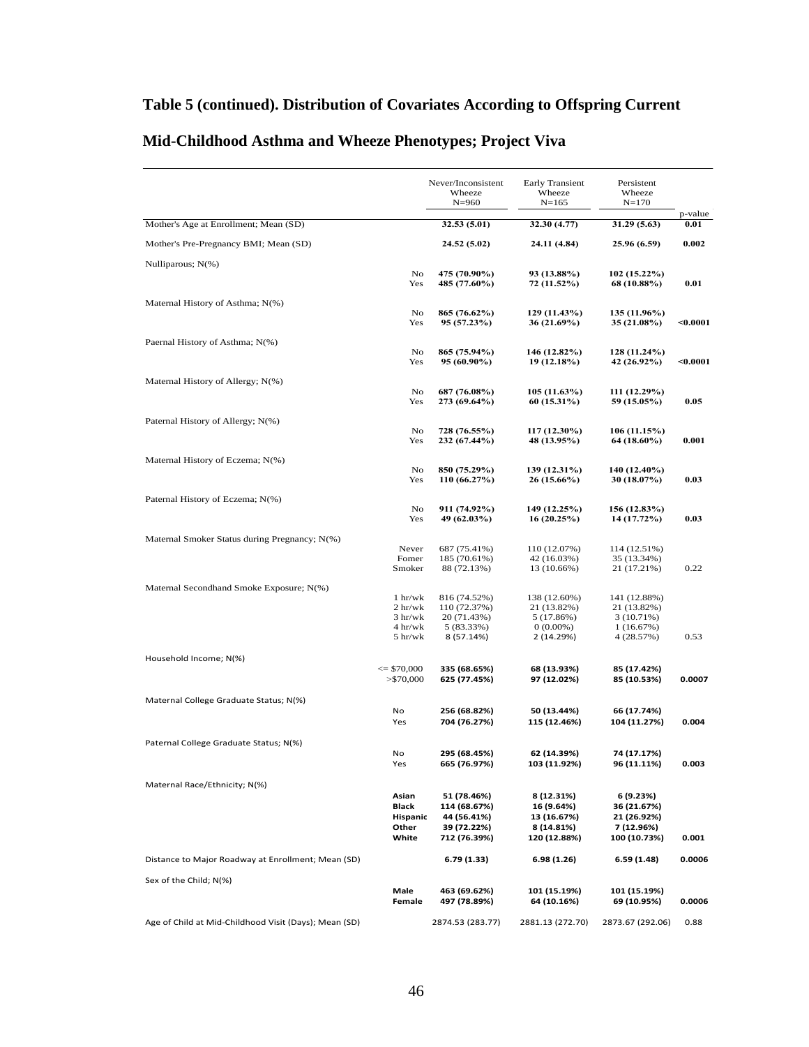**Table 5 (continued). Distribution of Covariates According to Offspring Current Mid-Childhood Asthma and Wheeze Phenotypes; Project Viva**

| | | Never/Inconsistent Wheeze N=960 | Early Transient Wheeze N=165 | Persistent Wheeze N=170 | p-value |
|---|---|---|---|---|---|
| Mother's Age at Enrollment; Mean (SD) | | **32.53 (5.01)** | **32.30 (4.77)** | **31.29 (5.63)** | **0.01** |
| Mother's Pre-Pregnancy BMI; Mean (SD) | | **24.52 (5.02)** | **24.11 (4.84)** | **25.96 (6.59)** | **0.002** |
| Nulliparous; N(%) | | | | | |
| | No | **475 (70.90%)** | **93 (13.88%)** | **102 (15.22%)** | |
| | Yes | **485 (77.60%)** | **72 (11.52%)** | **68 (10.88%)** | **0.01** |
| Maternal History of Asthma; N(%) | | | | | |
| | No | **865 (76.62%)** | **129 (11.43%)** | **135 (11.96%)** | |
| | Yes | **95 (57.23%)** | **36 (21.69%)** | **35 (21.08%)** | **<0.0001** |
| Paernal History of Asthma; N(%) | | | | | |
| | No | **865 (75.94%)** | **146 (12.82%)** | **128 (11.24%)** | |
| | Yes | **95 (60.90%)** | **19 (12.18%)** | **42 (26.92%)** | **<0.0001** |
| Maternal History of Allergy; N(%) | | | | | |
| | No | **687 (76.08%)** | **105 (11.63%)** | **111 (12.29%)** | |
| | Yes | **273 (69.64%)** | **60 (15.31%)** | **59 (15.05%)** | **0.05** |
| Paternal History of Allergy; N(%) | | | | | |
| | No | **728 (76.55%)** | **117 (12.30%)** | **106 (11.15%)** | |
| | Yes | **232 (67.44%)** | **48 (13.95%)** | **64 (18.60%)** | **0.001** |
| Maternal History of Eczema; N(%) | | | | | |
| | No | **850 (75.29%)** | **139 (12.31%)** | **140 (12.40%)** | |
| | Yes | **110 (66.27%)** | **26 (15.66%)** | **30 (18.07%)** | **0.03** |
| Paternal History of Eczema; N(%) | | | | | |
| | No | **911 (74.92%)** | **149 (12.25%)** | **156 (12.83%)** | |
| | Yes | **49 (62.03%)** | **16 (20.25%)** | **14 (17.72%)** | **0.03** |
| Maternal Smoker Status during Pregnancy; N(%) | | | | | |
| | Never | 687 (75.41%) | 110 (12.07%) | 114 (12.51%) | |
| | Fomer | 185 (70.61%) | 42 (16.03%) | 35 (13.34%) | |
| | Smoker | 88 (72.13%) | 13 (10.66%) | 21 (17.21%) | 0.22 |
| Maternal Secondhand Smoke Exposure; N(%) | | | | | |
| | 1 hr/wk | 816 (74.52%) | 138 (12.60%) | 141 (12.88%) | |
| | 2 hr/wk | 110 (72.37%) | 21 (13.82%) | 21 (13.82%) | |
| | 3 hr/wk | 20 (71.43%) | 5 (17.86%) | 3 (10.71%) | |
| | 4 hr/wk | 5 (83.33%) | 0 (0.00%) | 1 (16.67%) | |
| | 5 hr/wk | 8 (57.14%) | 2 (14.29%) | 4 (28.57%) | 0.53 |
| Household Income; N(%) | | | | | |
| | <= $70,000 | **335 (68.65%)** | **68 (13.93%)** | **85 (17.42%)** | |
| | >$70,000 | **625 (77.45%)** | **97 (12.02%)** | **85 (10.53%)** | **0.0007** |
| Maternal College Graduate Status; N(%) | | | | | |
| | No | **256 (68.82%)** | **50 (13.44%)** | **66 (17.74%)** | |
| | Yes | **704 (76.27%)** | **115 (12.46%)** | **104 (11.27%)** | **0.004** |
| Paternal College Graduate Status; N(%) | | | | | |
| | No | **295 (68.45%)** | **62 (14.39%)** | **74 (17.17%)** | |
| | Yes | **665 (76.97%)** | **103 (11.92%)** | **96 (11.11%)** | **0.003** |
| Maternal Race/Ethnicity; N(%) | | | | | |
| | **Asian** | **51 (78.46%)** | **8 (12.31%)** | **6 (9.23%)** | |
| | **Black** | **114 (68.67%)** | **16 (9.64%)** | **36 (21.67%)** | |
| | **Hispanic** | **44 (56.41%)** | **13 (16.67%)** | **21 (26.92%)** | |
| | **Other** | **39 (72.22%)** | **8 (14.81%)** | **7 (12.96%)** | |
| | **White** | **712 (76.39%)** | **120 (12.88%)** | **100 (10.73%)** | **0.001** |
| Distance to Major Roadway at Enrollment; Mean (SD) | | **6.79 (1.33)** | **6.98 (1.26)** | **6.59 (1.48)** | **0.0006** |
| Sex of the Child; N(%) | | | | | |
| | **Male** | **463 (69.62%)** | **101 (15.19%)** | **101 (15.19%)** | |
| | **Female** | **497 (78.89%)** | **64 (10.16%)** | **69 (10.95%)** | **0.0006** |
| Age of Child at Mid-Childhood Visit (Days); Mean (SD) | | 2874.53 (283.77) | 2881.13 (272.70) | 2873.67 (292.06) | 0.88 |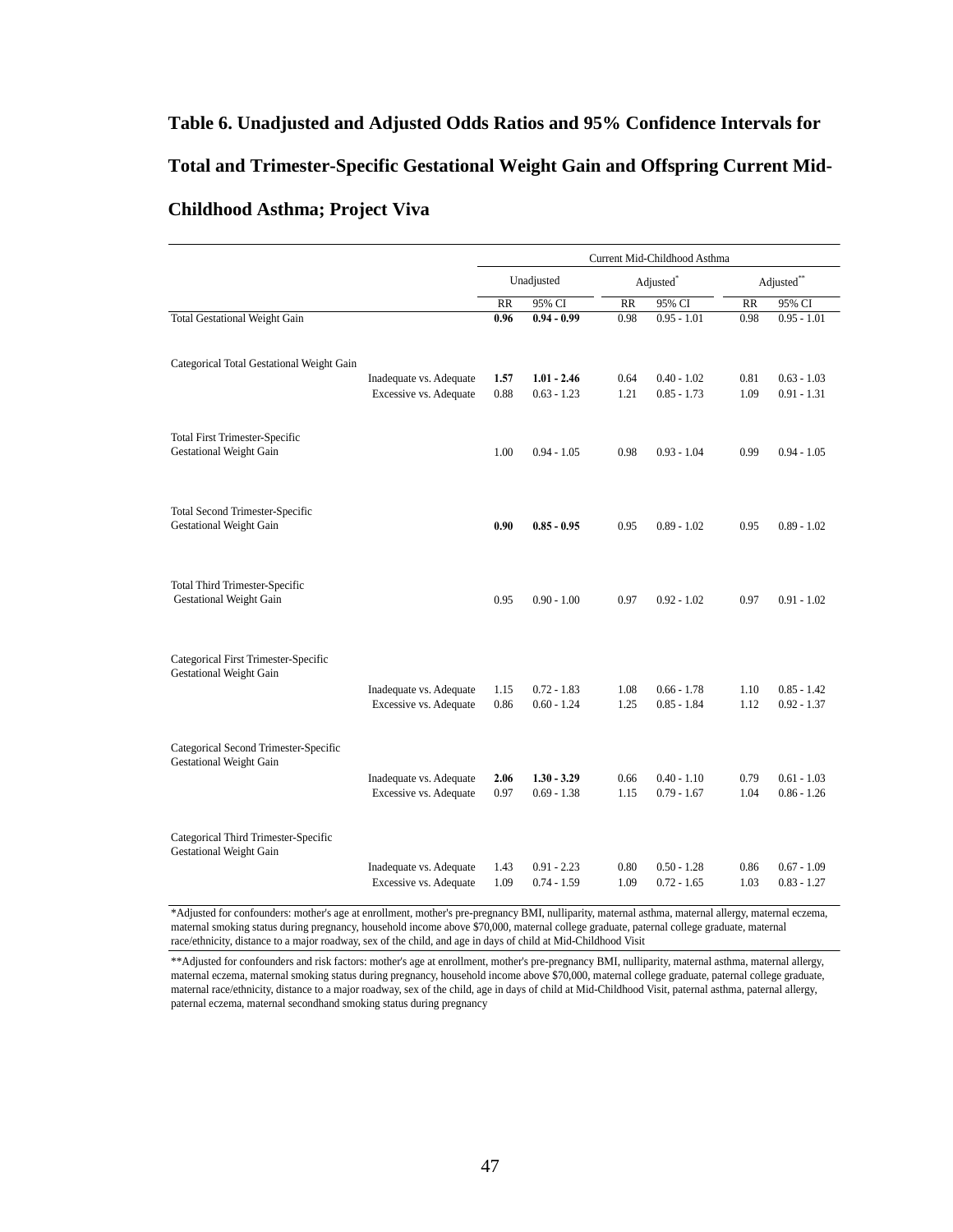**Table 6. Unadjusted and Adjusted Odds Ratios and 95% Confidence Intervals for Total and Trimester-Specific Gestational Weight Gain and Offspring Current Mid-Childhood Asthma; Project Viva**

| | | Current Mid-Childhood Asthma | | | | | |
|---|---|---|---|---|---|---|---|
| | | Unadjusted | | Adjusted* | | Adjusted** | |
| | | RR | 95% CI | RR | 95% CI | RR | 95% CI |
| Total Gestational Weight Gain | | **0.96** | **0.94 - 0.99** | 0.98 | 0.95 - 1.01 | 0.98 | 0.95 - 1.01 |
| Categorical Total Gestational Weight Gain | | | | | | | |
| | Inadequate vs. Adequate | **1.57** | **1.01 - 2.46** | 0.64 | 0.40 - 1.02 | 0.81 | 0.63 - 1.03 |
| | Excessive vs. Adequate | 0.88 | 0.63 - 1.23 | 1.21 | 0.85 - 1.73 | 1.09 | 0.91 - 1.31 |
| Total First Trimester-Specific Gestational Weight Gain | | 1.00 | 0.94 - 1.05 | 0.98 | 0.93 - 1.04 | 0.99 | 0.94 - 1.05 |
| Total Second Trimester-Specific Gestational Weight Gain | | **0.90** | **0.85 - 0.95** | 0.95 | 0.89 - 1.02 | 0.95 | 0.89 - 1.02 |
| Total Third Trimester-Specific Gestational Weight Gain | | 0.95 | 0.90 - 1.00 | 0.97 | 0.92 - 1.02 | 0.97 | 0.91 - 1.02 |
| Categorical First Trimester-Specific Gestational Weight Gain | | | | | | | |
| | Inadequate vs. Adequate | 1.15 | 0.72 - 1.83 | 1.08 | 0.66 - 1.78 | 1.10 | 0.85 - 1.42 |
| | Excessive vs. Adequate | 0.86 | 0.60 - 1.24 | 1.25 | 0.85 - 1.84 | 1.12 | 0.92 - 1.37 |
| Categorical Second Trimester-Specific Gestational Weight Gain | | | | | | | |
| | Inadequate vs. Adequate | **2.06** | **1.30 - 3.29** | 0.66 | 0.40 - 1.10 | 0.79 | 0.61 - 1.03 |
| | Excessive vs. Adequate | 0.97 | 0.69 - 1.38 | 1.15 | 0.79 - 1.67 | 1.04 | 0.86 - 1.26 |
| Categorical Third Trimester-Specific Gestational Weight Gain | | | | | | | |
| | Inadequate vs. Adequate | 1.43 | 0.91 - 2.23 | 0.80 | 0.50 - 1.28 | 0.86 | 0.67 - 1.09 |
| | Excessive vs. Adequate | 1.09 | 0.74 - 1.59 | 1.09 | 0.72 - 1.65 | 1.03 | 0.83 - 1.27 |

*Adjusted for confounders: mother's age at enrollment, mother's pre-pregnancy BMI, nulliparity, maternal asthma, maternal allergy, maternal eczema, maternal smoking status during pregnancy, household income above $70,000, maternal college graduate, paternal college graduate, maternal race/ethnicity, distance to a major roadway, sex of the child, and age in days of child at Mid-Childhood Visit

**Adjusted for confounders and risk factors: mother's age at enrollment, mother's pre-pregnancy BMI, nulliparity, maternal asthma, maternal allergy, maternal eczema, maternal smoking status during pregnancy, household income above $70,000, maternal college graduate, paternal college graduate, maternal race/ethnicity, distance to a major roadway, sex of the child, age in days of child at Mid-Childhood Visit, paternal asthma, paternal allergy, paternal eczema, maternal secondhand smoking status during pregnancy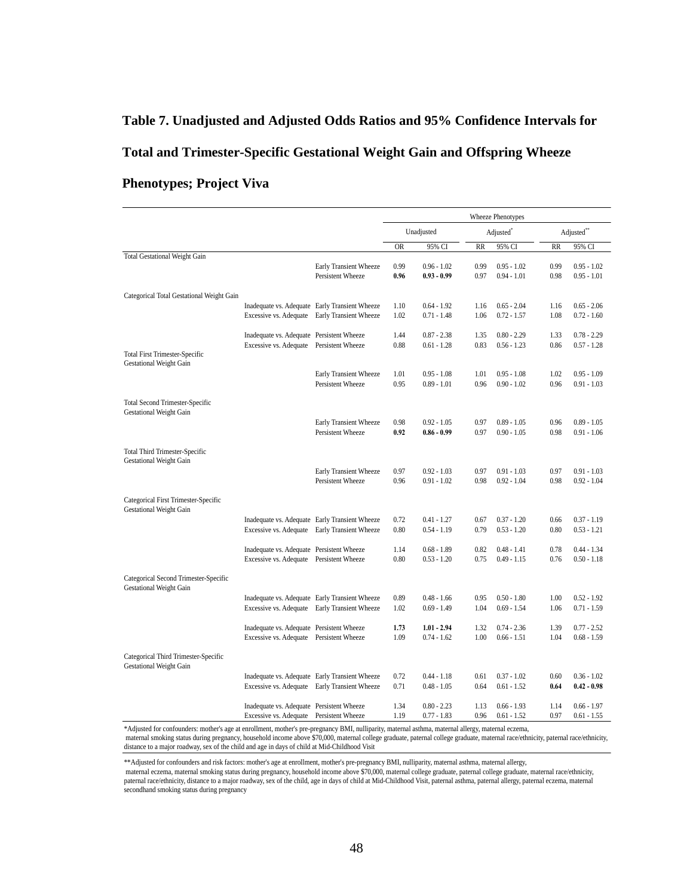**Table 7. Unadjusted and Adjusted Odds Ratios and 95% Confidence Intervals for Total and Trimester-Specific Gestational Weight Gain and Offspring Wheeze Phenotypes; Project Viva**

| | | | Wheeze Phenotypes | | | | | |
|---|---|---|---|---|---|---|---|---|
| | | | Unadjusted | | Adjusted* | | Adjusted** | |
| | | | OR | 95% CI | RR | 95% CI | RR | 95% CI |
| Total Gestational Weight Gain | | | | | | | | |
| | | Early Transient Wheeze | 0.99 | 0.96 - 1.02 | 0.99 | 0.95 - 1.02 | 0.99 | 0.95 - 1.02 |
| | | Persistent Wheeze | **0.96** | **0.93 - 0.99** | 0.97 | 0.94 - 1.01 | 0.98 | 0.95 - 1.01 |
| Categorical Total Gestational Weight Gain | | | | | | | | |
| | Inadequate vs. Adequate | Early Transient Wheeze | 1.10 | 0.64 - 1.92 | 1.16 | 0.65 - 2.04 | 1.16 | 0.65 - 2.06 |
| | Excessive vs. Adequate | Early Transient Wheeze | 1.02 | 0.71 - 1.48 | 1.06 | 0.72 - 1.57 | 1.08 | 0.72 - 1.60 |
| | Inadequate vs. Adequate | Persistent Wheeze | 1.44 | 0.87 - 2.38 | 1.35 | 0.80 - 2.29 | 1.33 | 0.78 - 2.29 |
| | Excessive vs. Adequate | Persistent Wheeze | 0.88 | 0.61 - 1.28 | 0.83 | 0.56 - 1.23 | 0.86 | 0.57 - 1.28 |
| Total First Trimester-Specific Gestational Weight Gain | | | | | | | | |
| | | Early Transient Wheeze | 1.01 | 0.95 - 1.08 | 1.01 | 0.95 - 1.08 | 1.02 | 0.95 - 1.09 |
| | | Persistent Wheeze | 0.95 | 0.89 - 1.01 | 0.96 | 0.90 - 1.02 | 0.96 | 0.91 - 1.03 |
| Total Second Trimester-Specific Gestational Weight Gain | | | | | | | | |
| | | Early Transient Wheeze | 0.98 | 0.92 - 1.05 | 0.97 | 0.89 - 1.05 | 0.96 | 0.89 - 1.05 |
| | | Persistent Wheeze | **0.92** | **0.86 - 0.99** | 0.97 | 0.90 - 1.05 | 0.98 | 0.91 - 1.06 |
| Total Third Trimester-Specific Gestational Weight Gain | | | | | | | | |
| | | Early Transient Wheeze | 0.97 | 0.92 - 1.03 | 0.97 | 0.91 - 1.03 | 0.97 | 0.91 - 1.03 |
| | | Persistent Wheeze | 0.96 | 0.91 - 1.02 | 0.98 | 0.92 - 1.04 | 0.98 | 0.92 - 1.04 |
| Categorical First Trimester-Specific Gestational Weight Gain | | | | | | | | |
| | Inadequate vs. Adequate | Early Transient Wheeze | 0.72 | 0.41 - 1.27 | 0.67 | 0.37 - 1.20 | 0.66 | 0.37 - 1.19 |
| | Excessive vs. Adequate | Early Transient Wheeze | 0.80 | 0.54 - 1.19 | 0.79 | 0.53 - 1.20 | 0.80 | 0.53 - 1.21 |
| | Inadequate vs. Adequate | Persistent Wheeze | 1.14 | 0.68 - 1.89 | 0.82 | 0.48 - 1.41 | 0.78 | 0.44 - 1.34 |
| | Excessive vs. Adequate | Persistent Wheeze | 0.80 | 0.53 - 1.20 | 0.75 | 0.49 - 1.15 | 0.76 | 0.50 - 1.18 |
| Categorical Second Trimester-Specific Gestational Weight Gain | | | | | | | | |
| | Inadequate vs. Adequate | Early Transient Wheeze | 0.89 | 0.48 - 1.66 | 0.95 | 0.50 - 1.80 | 1.00 | 0.52 - 1.92 |
| | Excessive vs. Adequate | Early Transient Wheeze | 1.02 | 0.69 - 1.49 | 1.04 | 0.69 - 1.54 | 1.06 | 0.71 - 1.59 |
| | Inadequate vs. Adequate | Persistent Wheeze | **1.73** | **1.01 - 2.94** | 1.32 | 0.74 - 2.36 | 1.39 | 0.77 - 2.52 |
| | Excessive vs. Adequate | Persistent Wheeze | 1.09 | 0.74 - 1.62 | 1.00 | 0.66 - 1.51 | 1.04 | 0.68 - 1.59 |
| Categorical Third Trimester-Specific Gestational Weight Gain | | | | | | | | |
| | Inadequate vs. Adequate | Early Transient Wheeze | 0.72 | 0.44 - 1.18 | 0.61 | 0.37 - 1.02 | 0.60 | 0.36 - 1.02 |
| | Excessive vs. Adequate | Early Transient Wheeze | 0.71 | 0.48 - 1.05 | 0.64 | 0.61 - 1.52 | **0.64** | **0.42 - 0.98** |
| | Inadequate vs. Adequate | Persistent Wheeze | 1.34 | 0.80 - 2.23 | 1.13 | 0.66 - 1.93 | 1.14 | 0.66 - 1.97 |
| | Excessive vs. Adequate | Persistent Wheeze | 1.19 | 0.77 - 1.83 | 0.96 | 0.61 - 1.52 | 0.97 | 0.61 - 1.55 |

*Adjusted for confounders: mother's age at enrollment, mother's pre-pregnancy BMI, nulliparity, maternal asthma, maternal allergy, maternal eczema, maternal smoking status during pregnancy, household income above $70,000, maternal college graduate, paternal college graduate, maternal race/ethnicity, paternal race/ethnicity, distance to a major roadway, sex of the child and age in days of child at Mid-Childhood Visit

**Adjusted for confounders and risk factors: mother's age at enrollment, mother's pre-pregnancy BMI, nulliparity, maternal asthma, maternal allergy, maternal eczema, maternal smoking status during pregnancy, household income above $70,000, maternal college graduate, paternal college graduate, maternal race/ethnicity, paternal race/ethnicity, distance to a major roadway, sex of the child, age in days of child at Mid-Childhood Visit, paternal asthma, paternal allergy, paternal eczema, maternal secondhand smoking status during pregnancy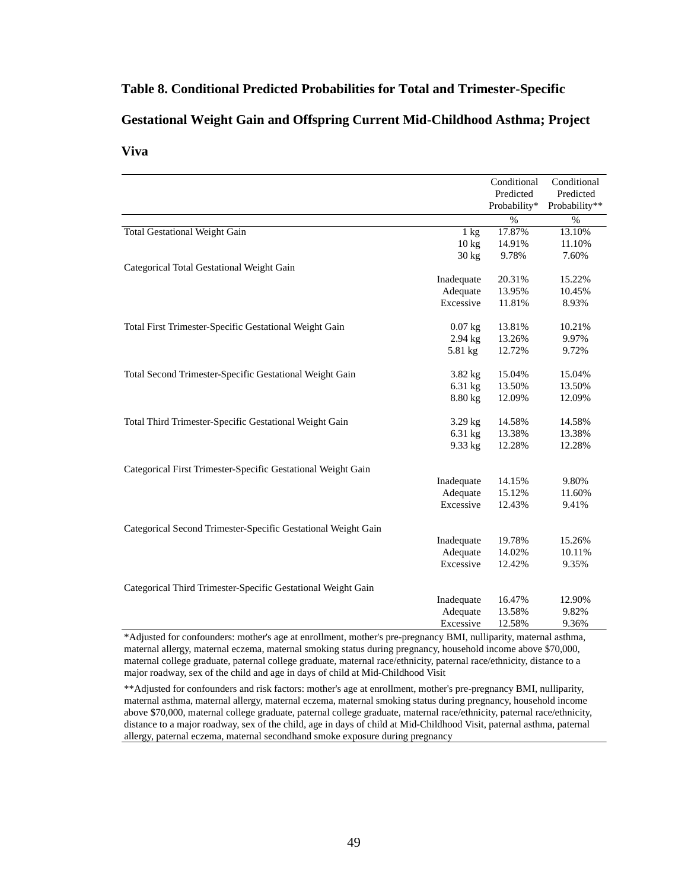**Table 8. Conditional Predicted Probabilities for Total and Trimester-Specific Gestational Weight Gain and Offspring Current Mid-Childhood Asthma; Project Viva**

| | | Conditional Predicted Probability* | Conditional Predicted Probability** |
|---|---|---|---|
| | | % | % |
| Total Gestational Weight Gain | 1 kg | 17.87% | 13.10% |
| | 10 kg | 14.91% | 11.10% |
| | 30 kg | 9.78% | 7.60% |
| Categorical Total Gestational Weight Gain | | | |
| | Inadequate | 20.31% | 15.22% |
| | Adequate | 13.95% | 10.45% |
| | Excessive | 11.81% | 8.93% |
| Total First Trimester-Specific Gestational Weight Gain | 0.07 kg | 13.81% | 10.21% |
| | 2.94 kg | 13.26% | 9.97% |
| | 5.81 kg | 12.72% | 9.72% |
| Total Second Trimester-Specific Gestational Weight Gain | 3.82 kg | 15.04% | 15.04% |
| | 6.31 kg | 13.50% | 13.50% |
| | 8.80 kg | 12.09% | 12.09% |
| Total Third Trimester-Specific Gestational Weight Gain | 3.29 kg | 14.58% | 14.58% |
| | 6.31 kg | 13.38% | 13.38% |
| | 9.33 kg | 12.28% | 12.28% |
| Categorical First Trimester-Specific Gestational Weight Gain | | | |
| | Inadequate | 14.15% | 9.80% |
| | Adequate | 15.12% | 11.60% |
| | Excessive | 12.43% | 9.41% |
| Categorical Second Trimester-Specific Gestational Weight Gain | | | |
| | Inadequate | 19.78% | 15.26% |
| | Adequate | 14.02% | 10.11% |
| | Excessive | 12.42% | 9.35% |
| Categorical Third Trimester-Specific Gestational Weight Gain | | | |
| | Inadequate | 16.47% | 12.90% |
| | Adequate | 13.58% | 9.82% |
| | Excessive | 12.58% | 9.36% |

*Adjusted for confounders: mother's age at enrollment, mother's pre-pregnancy BMI, nulliparity, maternal asthma, maternal allergy, maternal eczema, maternal smoking status during pregnancy, household income above $70,000, maternal college graduate, paternal college graduate, maternal race/ethnicity, paternal race/ethnicity, distance to a major roadway, sex of the child and age in days of child at Mid-Childhood Visit

**Adjusted for confounders and risk factors: mother's age at enrollment, mother's pre-pregnancy BMI, nulliparity, maternal asthma, maternal allergy, maternal eczema, maternal smoking status during pregnancy, household income above $70,000, maternal college graduate, paternal college graduate, maternal race/ethnicity, paternal race/ethnicity, distance to a major roadway, sex of the child, age in days of child at Mid-Childhood Visit, paternal asthma, paternal allergy, paternal eczema, maternal secondhand smoke exposure during pregnancy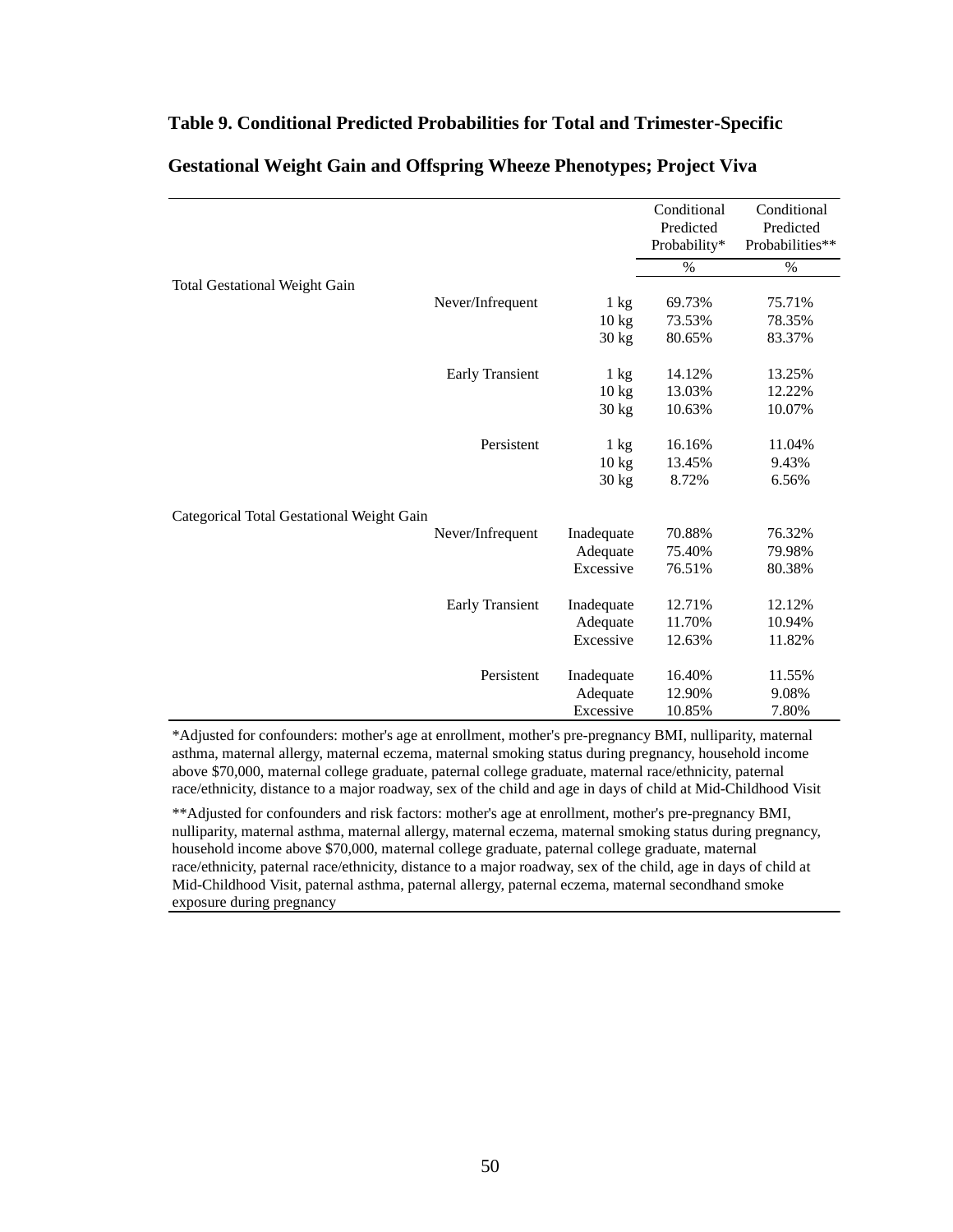**Table 9. Conditional Predicted Probabilities for Total and Trimester-Specific Gestational Weight Gain and Offspring Wheeze Phenotypes; Project Viva**

| | | | Conditional Predicted Probability* | Conditional Predicted Probabilities** |
|---|---|---|---|---|
| | | | % | % |
| Total Gestational Weight Gain | | | | |
| | Never/Infrequent | 1 kg | 69.73% | 75.71% |
| | | 10 kg | 73.53% | 78.35% |
| | | 30 kg | 80.65% | 83.37% |
| | Early Transient | 1 kg | 14.12% | 13.25% |
| | | 10 kg | 13.03% | 12.22% |
| | | 30 kg | 10.63% | 10.07% |
| | Persistent | 1 kg | 16.16% | 11.04% |
| | | 10 kg | 13.45% | 9.43% |
| | | 30 kg | 8.72% | 6.56% |
| Categorical Total Gestational Weight Gain | | | | |
| | Never/Infrequent | Inadequate | 70.88% | 76.32% |
| | | Adequate | 75.40% | 79.98% |
| | | Excessive | 76.51% | 80.38% |
| | Early Transient | Inadequate | 12.71% | 12.12% |
| | | Adequate | 11.70% | 10.94% |
| | | Excessive | 12.63% | 11.82% |
| | Persistent | Inadequate | 16.40% | 11.55% |
| | | Adequate | 12.90% | 9.08% |
| | | Excessive | 10.85% | 7.80% |

*Adjusted for confounders: mother's age at enrollment, mother's pre-pregnancy BMI, nulliparity, maternal asthma, maternal allergy, maternal eczema, maternal smoking status during pregnancy, household income above $70,000, maternal college graduate, paternal college graduate, maternal race/ethnicity, paternal race/ethnicity, distance to a major roadway, sex of the child and age in days of child at Mid-Childhood Visit

**Adjusted for confounders and risk factors: mother's age at enrollment, mother's pre-pregnancy BMI, nulliparity, maternal asthma, maternal allergy, maternal eczema, maternal smoking status during pregnancy, household income above $70,000, maternal college graduate, paternal college graduate, maternal race/ethnicity, paternal race/ethnicity, distance to a major roadway, sex of the child, age in days of child at Mid-Childhood Visit, paternal asthma, paternal allergy, paternal eczema, maternal secondhand smoke exposure during pregnancy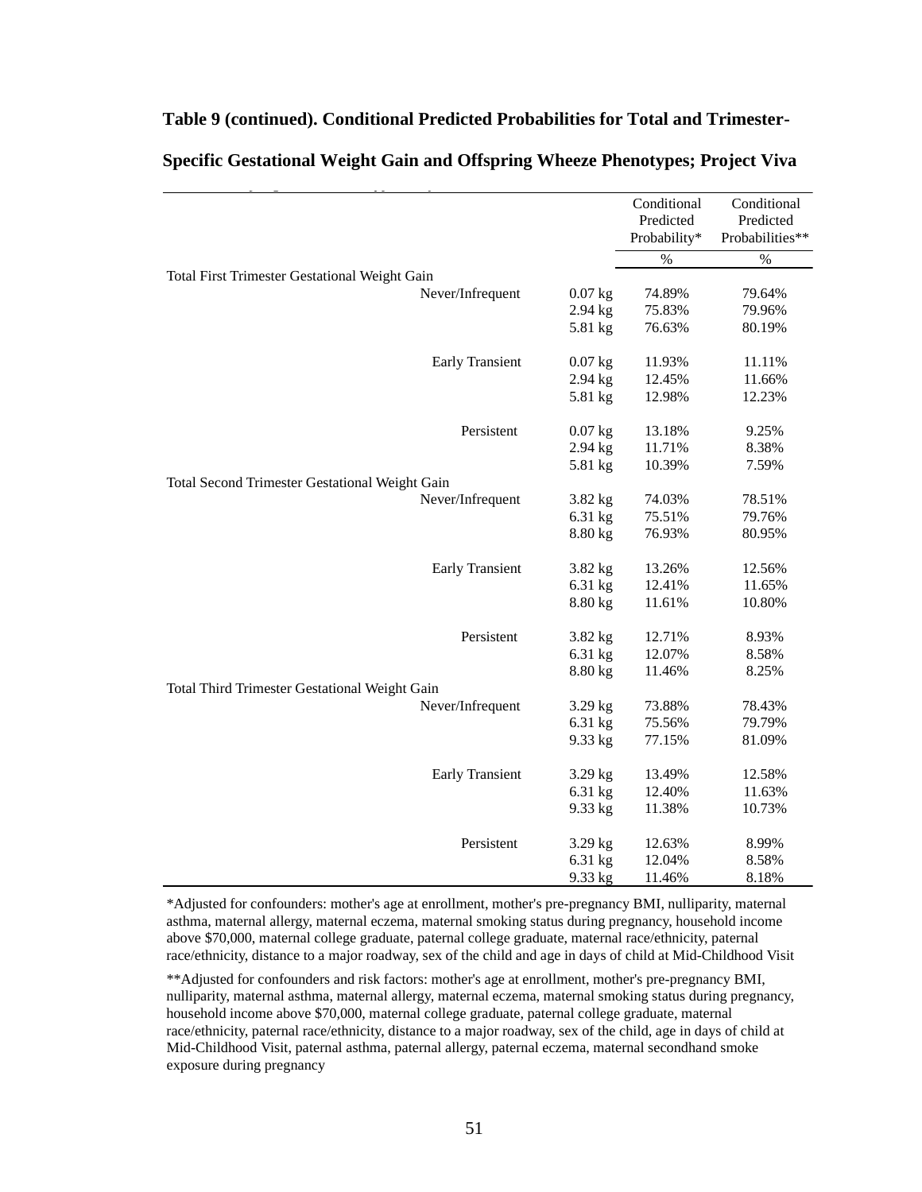**Table 9 (continued). Conditional Predicted Probabilities for Total and Trimester-Specific Gestational Weight Gain and Offspring Wheeze Phenotypes; Project Viva**

| | | | Conditional Predicted Probability* | Conditional Predicted Probabilities** |
|---|---|---|---|---|
| | | | % | % |
| Total First Trimester Gestational Weight Gain | | | | |
| | Never/Infrequent | 0.07 kg | 74.89% | 79.64% |
| | | 2.94 kg | 75.83% | 79.96% |
| | | 5.81 kg | 76.63% | 80.19% |
| | Early Transient | 0.07 kg | 11.93% | 11.11% |
| | | 2.94 kg | 12.45% | 11.66% |
| | | 5.81 kg | 12.98% | 12.23% |
| | Persistent | 0.07 kg | 13.18% | 9.25% |
| | | 2.94 kg | 11.71% | 8.38% |
| | | 5.81 kg | 10.39% | 7.59% |
| Total Second Trimester Gestational Weight Gain | | | | |
| | Never/Infrequent | 3.82 kg | 74.03% | 78.51% |
| | | 6.31 kg | 75.51% | 79.76% |
| | | 8.80 kg | 76.93% | 80.95% |
| | Early Transient | 3.82 kg | 13.26% | 12.56% |
| | | 6.31 kg | 12.41% | 11.65% |
| | | 8.80 kg | 11.61% | 10.80% |
| | Persistent | 3.82 kg | 12.71% | 8.93% |
| | | 6.31 kg | 12.07% | 8.58% |
| | | 8.80 kg | 11.46% | 8.25% |
| Total Third Trimester Gestational Weight Gain | | | | |
| | Never/Infrequent | 3.29 kg | 73.88% | 78.43% |
| | | 6.31 kg | 75.56% | 79.79% |
| | | 9.33 kg | 77.15% | 81.09% |
| | Early Transient | 3.29 kg | 13.49% | 12.58% |
| | | 6.31 kg | 12.40% | 11.63% |
| | | 9.33 kg | 11.38% | 10.73% |
| | Persistent | 3.29 kg | 12.63% | 8.99% |
| | | 6.31 kg | 12.04% | 8.58% |
| | | 9.33 kg | 11.46% | 8.18% |

*Adjusted for confounders: mother's age at enrollment, mother's pre-pregnancy BMI, nulliparity, maternal asthma, maternal allergy, maternal eczema, maternal smoking status during pregnancy, household income above $70,000, maternal college graduate, paternal college graduate, maternal race/ethnicity, paternal race/ethnicity, distance to a major roadway, sex of the child and age in days of child at Mid-Childhood Visit

**Adjusted for confounders and risk factors: mother's age at enrollment, mother's pre-pregnancy BMI, nulliparity, maternal asthma, maternal allergy, maternal eczema, maternal smoking status during pregnancy, household income above $70,000, maternal college graduate, paternal college graduate, maternal race/ethnicity, paternal race/ethnicity, distance to a major roadway, sex of the child, age in days of child at Mid-Childhood Visit, paternal asthma, paternal allergy, paternal eczema, maternal secondhand smoke exposure during pregnancy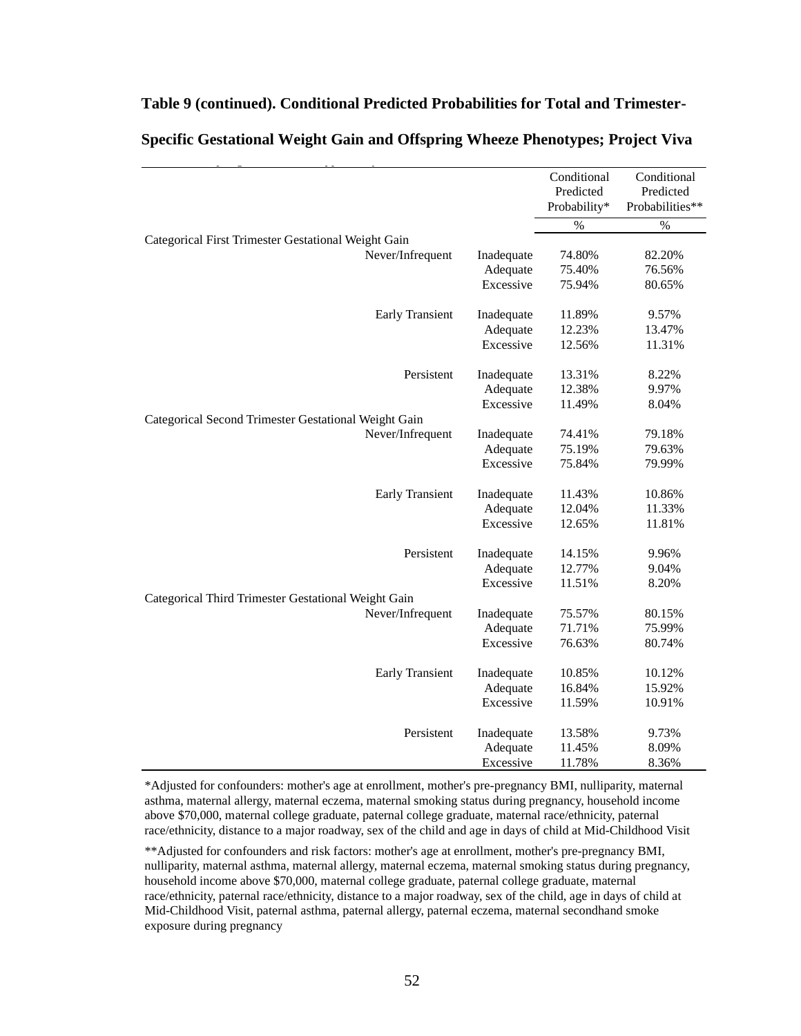**Table 9 (continued). Conditional Predicted Probabilities for Total and Trimester-Specific Gestational Weight Gain and Offspring Wheeze Phenotypes; Project Viva**

| | | Conditional Predicted Probability* | Conditional Predicted Probabilities** |
|---|---|---|---|
| | | % | % |
| Categorical First Trimester Gestational Weight Gain | | | |
| Never/Infrequent | Inadequate | 74.80% | 82.20% |
| | Adequate | 75.40% | 76.56% |
| | Excessive | 75.94% | 80.65% |
| Early Transient | Inadequate | 11.89% | 9.57% |
| | Adequate | 12.23% | 13.47% |
| | Excessive | 12.56% | 11.31% |
| Persistent | Inadequate | 13.31% | 8.22% |
| | Adequate | 12.38% | 9.97% |
| | Excessive | 11.49% | 8.04% |
| Categorical Second Trimester Gestational Weight Gain | | | |
| Never/Infrequent | Inadequate | 74.41% | 79.18% |
| | Adequate | 75.19% | 79.63% |
| | Excessive | 75.84% | 79.99% |
| Early Transient | Inadequate | 11.43% | 10.86% |
| | Adequate | 12.04% | 11.33% |
| | Excessive | 12.65% | 11.81% |
| Persistent | Inadequate | 14.15% | 9.96% |
| | Adequate | 12.77% | 9.04% |
| | Excessive | 11.51% | 8.20% |
| Categorical Third Trimester Gestational Weight Gain | | | |
| Never/Infrequent | Inadequate | 75.57% | 80.15% |
| | Adequate | 71.71% | 75.99% |
| | Excessive | 76.63% | 80.74% |
| Early Transient | Inadequate | 10.85% | 10.12% |
| | Adequate | 16.84% | 15.92% |
| | Excessive | 11.59% | 10.91% |
| Persistent | Inadequate | 13.58% | 9.73% |
| | Adequate | 11.45% | 8.09% |
| | Excessive | 11.78% | 8.36% |

*Adjusted for confounders: mother's age at enrollment, mother's pre-pregnancy BMI, nulliparity, maternal asthma, maternal allergy, maternal eczema, maternal smoking status during pregnancy, household income above $70,000, maternal college graduate, paternal college graduate, maternal race/ethnicity, paternal race/ethnicity, distance to a major roadway, sex of the child and age in days of child at Mid-Childhood Visit

**Adjusted for confounders and risk factors: mother's age at enrollment, mother's pre-pregnancy BMI, nulliparity, maternal asthma, maternal allergy, maternal eczema, maternal smoking status during pregnancy, household income above $70,000, maternal college graduate, paternal college graduate, maternal race/ethnicity, paternal race/ethnicity, distance to a major roadway, sex of the child, age in days of child at Mid-Childhood Visit, paternal asthma, paternal allergy, paternal eczema, maternal secondhand smoke exposure during pregnancy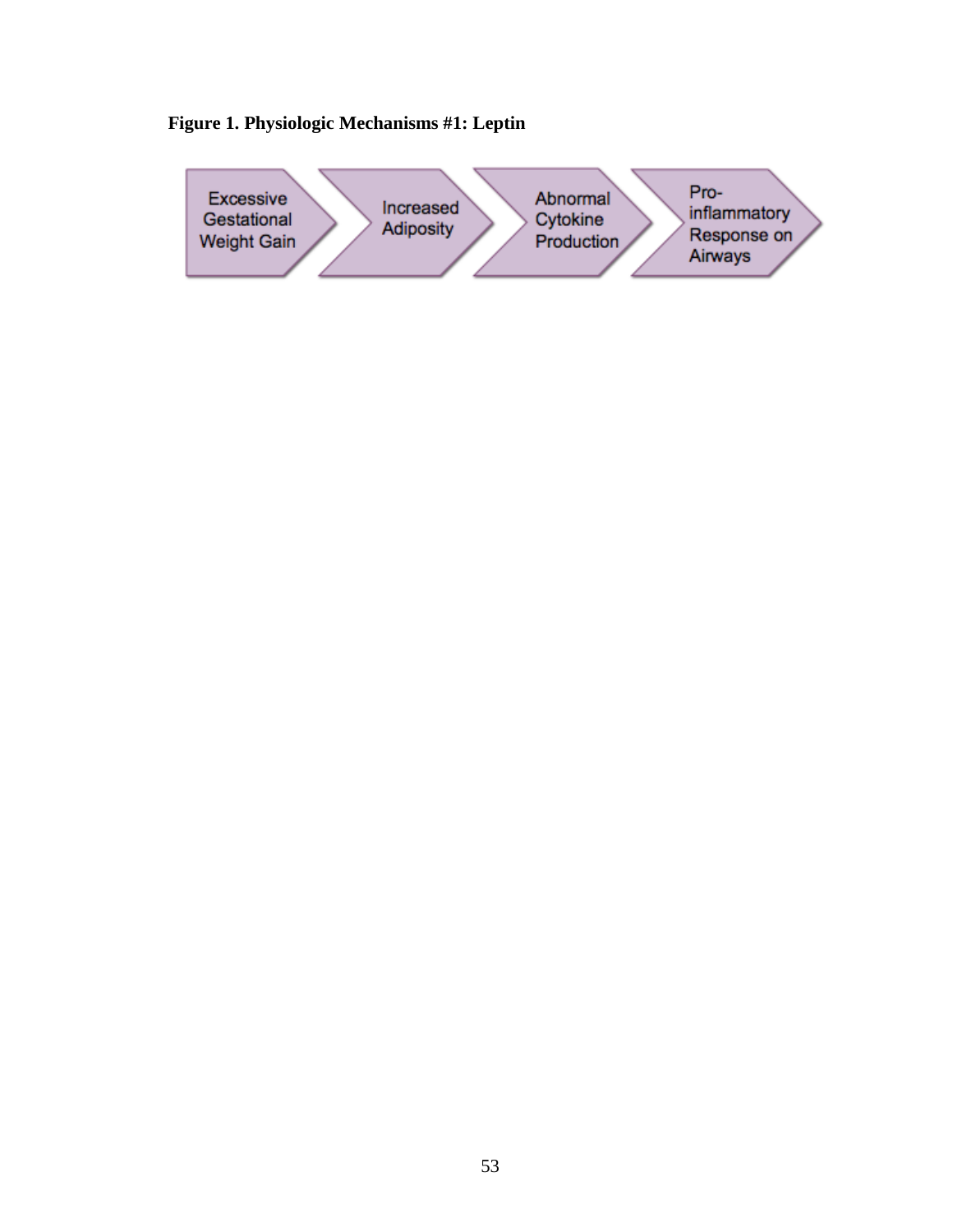**Figure 1. Physiologic Mechanisms #1: Leptin**

Excessive Gestational Weight Gain → Increased Adiposity → Abnormal Cytokine Production → Pro-inflammatory Response on Airways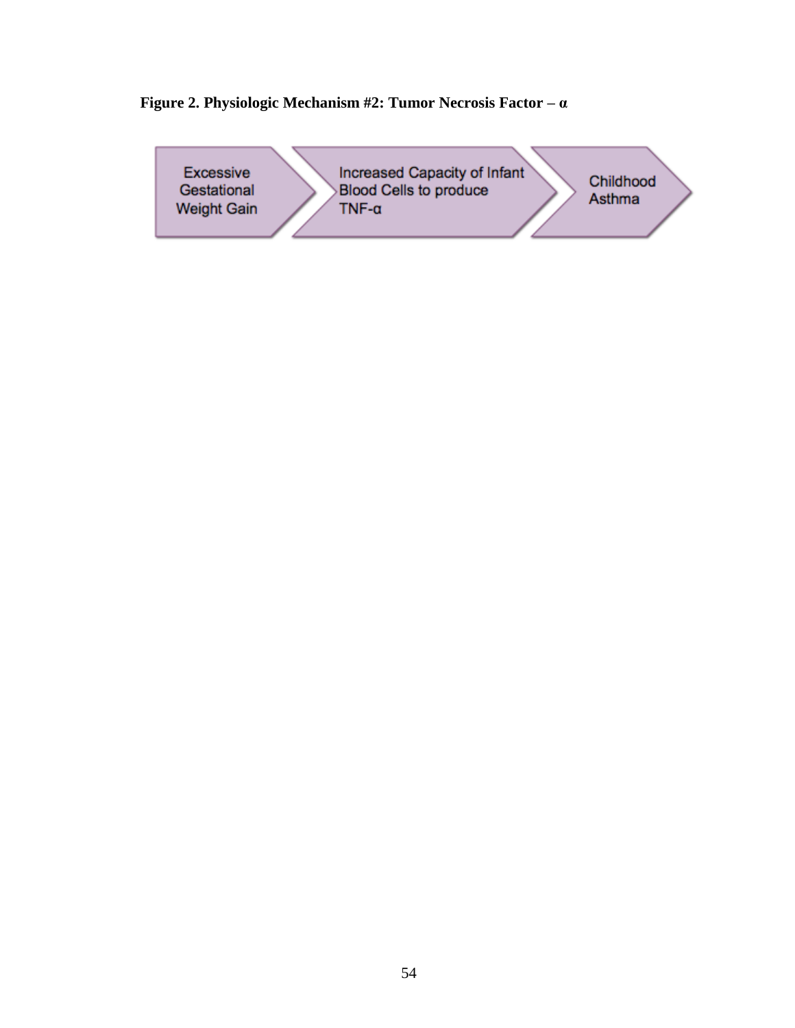**Figure 2. Physiologic Mechanism #2: Tumor Necrosis Factor – α**

Excessive Gestational Weight Gain → Increased Capacity of Infant Blood Cells to produce TNF-α → Childhood Asthma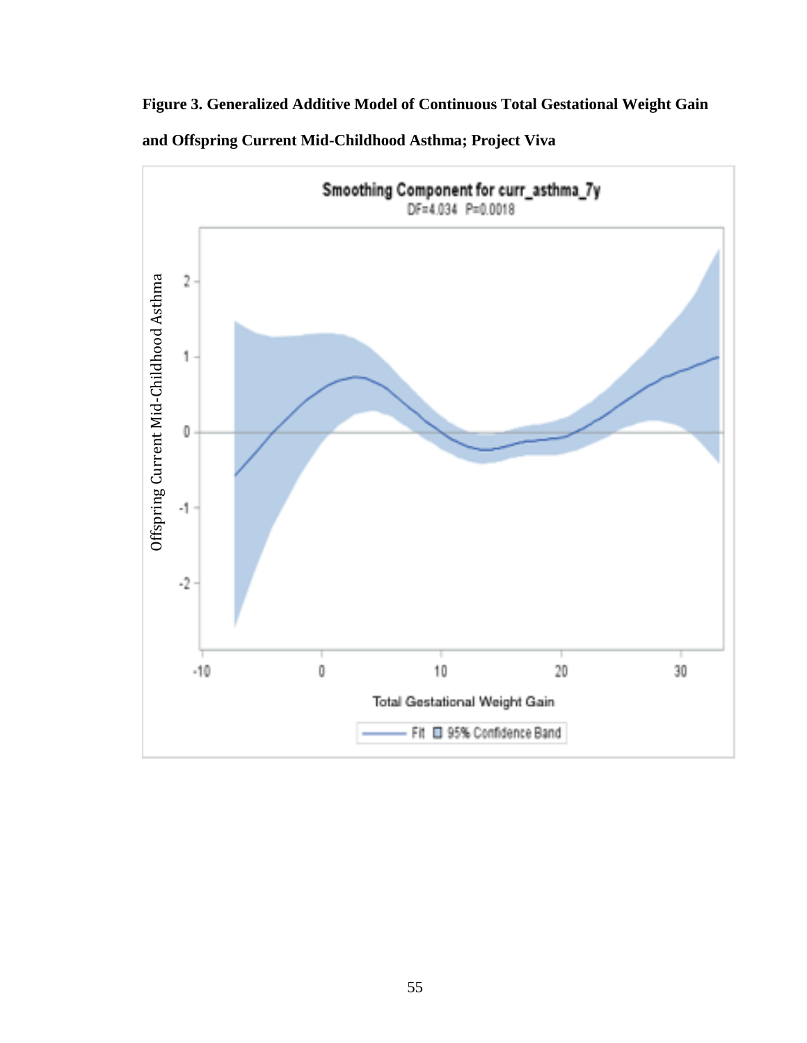**Figure 3. Generalized Additive Model of Continuous Total Gestational Weight Gain and Offspring Current Mid-Childhood Asthma; Project Viva**

Smoothing Component for curr_asthma_7y

DF=4.034 P=0.0018

Offspring Current Mid-Childhood Asthma

Total Gestational Weight Gain

Fit 95% Confidence Band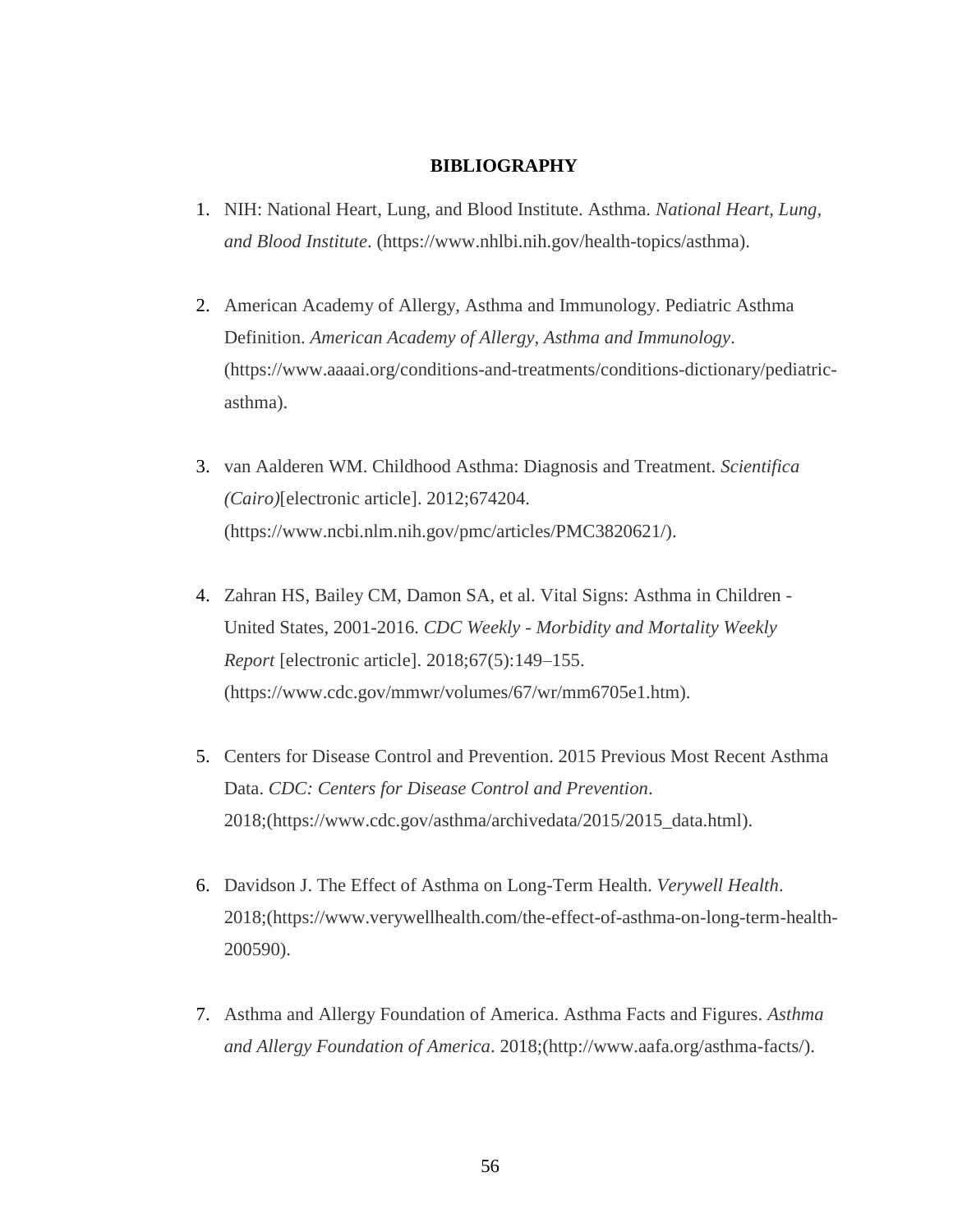# BIBLIOGRAPHY

1. NIH: National Heart, Lung, and Blood Institute. Asthma. *National Heart, Lung, and Blood Institute*. (https://www.nhlbi.nih.gov/health-topics/asthma).

2. American Academy of Allergy, Asthma and Immunology. Pediatric Asthma Definition. *American Academy of Allergy, Asthma and Immunology*. (https://www.aaaai.org/conditions-and-treatments/conditions-dictionary/pediatric-asthma).

3. van Aalderen WM. Childhood Asthma: Diagnosis and Treatment. *Scientifica (Cairo)*[electronic article]. 2012;674204. (https://www.ncbi.nlm.nih.gov/pmc/articles/PMC3820621/).

4. Zahran HS, Bailey CM, Damon SA, et al. Vital Signs: Asthma in Children - United States, 2001-2016. *CDC Weekly - Morbidity and Mortality Weekly Report* [electronic article]. 2018;67(5):149–155. (https://www.cdc.gov/mmwr/volumes/67/wr/mm6705e1.htm).

5. Centers for Disease Control and Prevention. 2015 Previous Most Recent Asthma Data. *CDC: Centers for Disease Control and Prevention*. 2018;(https://www.cdc.gov/asthma/archivedata/2015/2015_data.html).

6. Davidson J. The Effect of Asthma on Long-Term Health. *Verywell Health*. 2018;(https://www.verywellhealth.com/the-effect-of-asthma-on-long-term-health-200590).

7. Asthma and Allergy Foundation of America. Asthma Facts and Figures. *Asthma and Allergy Foundation of America*. 2018;(http://www.aafa.org/asthma-facts/).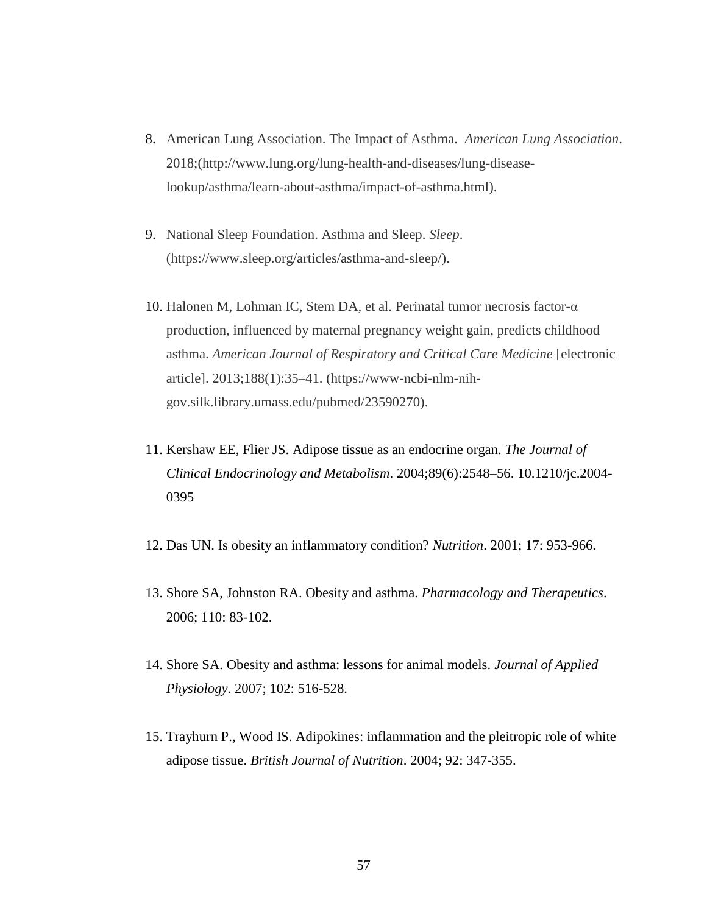8. American Lung Association. The Impact of Asthma. *American Lung Association*. 2018;(http://www.lung.org/lung-health-and-diseases/lung-disease-lookup/asthma/learn-about-asthma/impact-of-asthma.html).

9. National Sleep Foundation. Asthma and Sleep. *Sleep*. (https://www.sleep.org/articles/asthma-and-sleep/).

10. Halonen M, Lohman IC, Stem DA, et al. Perinatal tumor necrosis factor-α production, influenced by maternal pregnancy weight gain, predicts childhood asthma. *American Journal of Respiratory and Critical Care Medicine* [electronic article]. 2013;188(1):35–41. (https://www-ncbi-nlm-nih-gov.silk.library.umass.edu/pubmed/23590270).

11. Kershaw EE, Flier JS. Adipose tissue as an endocrine organ. *The Journal of Clinical Endocrinology and Metabolism*. 2004;89(6):2548–56. 10.1210/jc.2004-0395

12. Das UN. Is obesity an inflammatory condition? *Nutrition*. 2001; 17: 953-966.

13. Shore SA, Johnston RA. Obesity and asthma. *Pharmacology and Therapeutics*. 2006; 110: 83-102.

14. Shore SA. Obesity and asthma: lessons for animal models. *Journal of Applied Physiology*. 2007; 102: 516-528.

15. Trayhurn P., Wood IS. Adipokines: inflammation and the pleitropic role of white adipose tissue. *British Journal of Nutrition*. 2004; 92: 347-355.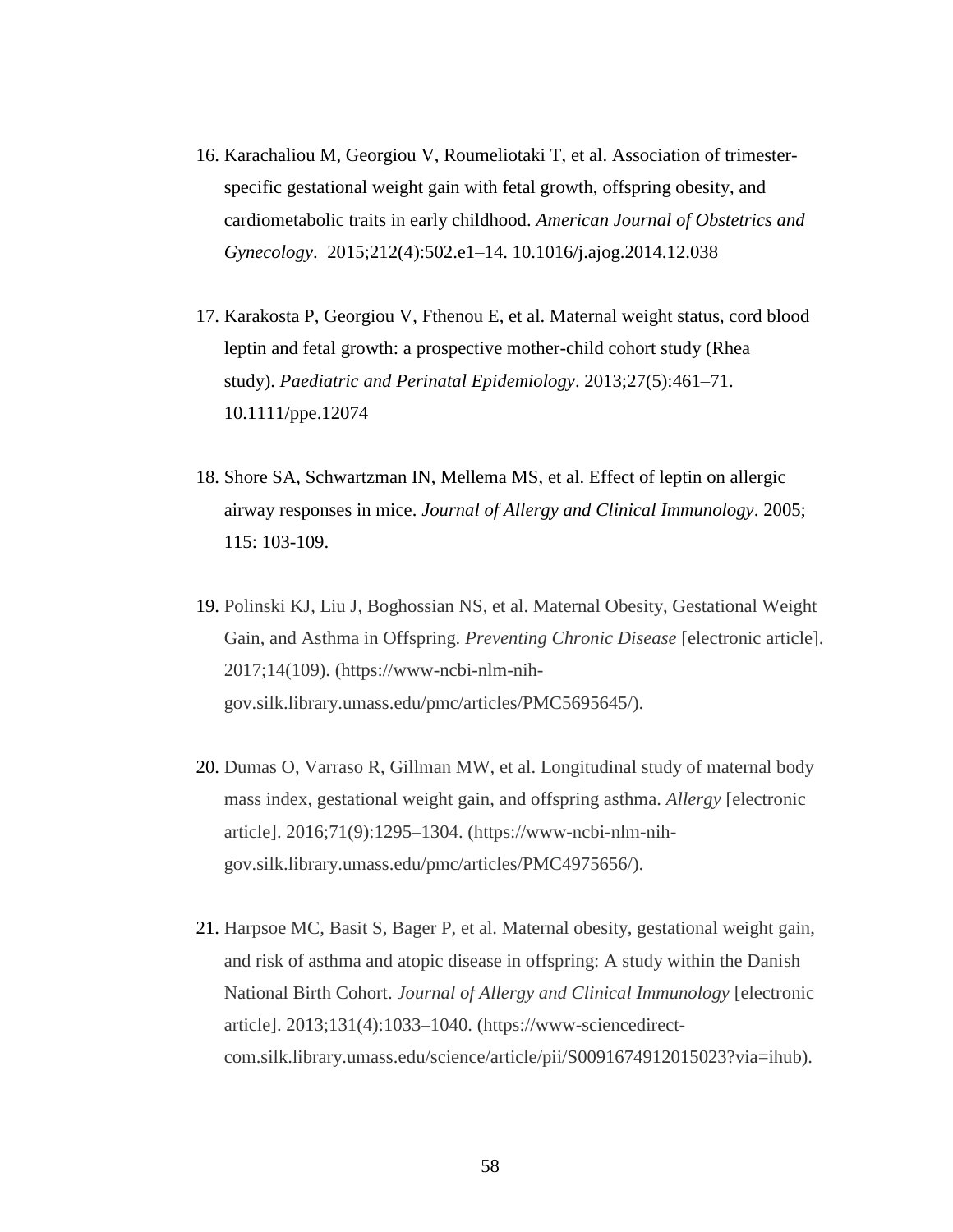16. Karachaliou M, Georgiou V, Roumeliotaki T, et al. Association of trimester-specific gestational weight gain with fetal growth, offspring obesity, and cardiometabolic traits in early childhood. *American Journal of Obstetrics and Gynecology*. 2015;212(4):502.e1–14. 10.1016/j.ajog.2014.12.038

17. Karakosta P, Georgiou V, Fthenou E, et al. Maternal weight status, cord blood leptin and fetal growth: a prospective mother-child cohort study (Rhea study). *Paediatric and Perinatal Epidemiology*. 2013;27(5):461–71. 10.1111/ppe.12074

18. Shore SA, Schwartzman IN, Mellema MS, et al. Effect of leptin on allergic airway responses in mice. *Journal of Allergy and Clinical Immunology*. 2005; 115: 103-109.

19. Polinski KJ, Liu J, Boghossian NS, et al. Maternal Obesity, Gestational Weight Gain, and Asthma in Offspring. *Preventing Chronic Disease* [electronic article]. 2017;14(109). (https://www-ncbi-nlm-nih-gov.silk.library.umass.edu/pmc/articles/PMC5695645/).

20. Dumas O, Varraso R, Gillman MW, et al. Longitudinal study of maternal body mass index, gestational weight gain, and offspring asthma. *Allergy* [electronic article]. 2016;71(9):1295–1304. (https://www-ncbi-nlm-nih-gov.silk.library.umass.edu/pmc/articles/PMC4975656/).

21. Harpsoe MC, Basit S, Bager P, et al. Maternal obesity, gestational weight gain, and risk of asthma and atopic disease in offspring: A study within the Danish National Birth Cohort. *Journal of Allergy and Clinical Immunology* [electronic article]. 2013;131(4):1033–1040. (https://www-sciencedirect-com.silk.library.umass.edu/science/article/pii/S0091674912015023?via=ihub).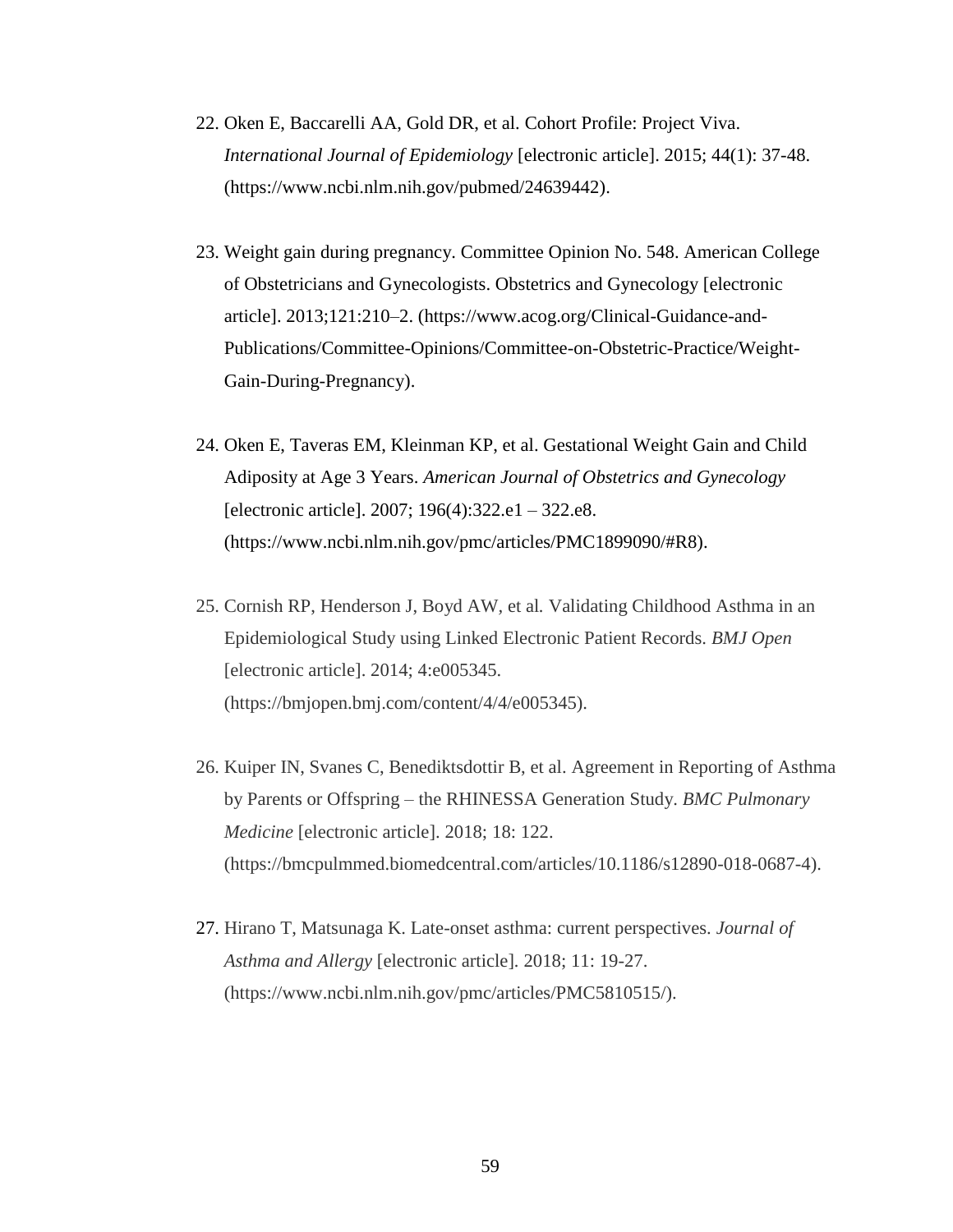22. Oken E, Baccarelli AA, Gold DR, et al. Cohort Profile: Project Viva. *International Journal of Epidemiology* [electronic article]. 2015; 44(1): 37-48. (https://www.ncbi.nlm.nih.gov/pubmed/24639442).

23. Weight gain during pregnancy. Committee Opinion No. 548. American College of Obstetricians and Gynecologists. Obstetrics and Gynecology [electronic article]. 2013;121:210–2. (https://www.acog.org/Clinical-Guidance-and-Publications/Committee-Opinions/Committee-on-Obstetric-Practice/Weight-Gain-During-Pregnancy).

24. Oken E, Taveras EM, Kleinman KP, et al. Gestational Weight Gain and Child Adiposity at Age 3 Years. *American Journal of Obstetrics and Gynecology* [electronic article]. 2007; 196(4):322.e1 – 322.e8. (https://www.ncbi.nlm.nih.gov/pmc/articles/PMC1899090/#R8).

25. Cornish RP, Henderson J, Boyd AW, et al*.* Validating Childhood Asthma in an Epidemiological Study using Linked Electronic Patient Records. *BMJ Open* [electronic article]. 2014; 4:e005345. (https://bmjopen.bmj.com/content/4/4/e005345).

26. Kuiper IN, Svanes C, Benediktsdottir B, et al. Agreement in Reporting of Asthma by Parents or Offspring – the RHINESSA Generation Study. *BMC Pulmonary Medicine* [electronic article]. 2018; 18: 122. (https://bmcpulmmed.biomedcentral.com/articles/10.1186/s12890-018-0687-4).

27. Hirano T, Matsunaga K. Late-onset asthma: current perspectives. *Journal of Asthma and Allergy* [electronic article]. 2018; 11: 19-27. (https://www.ncbi.nlm.nih.gov/pmc/articles/PMC5810515/).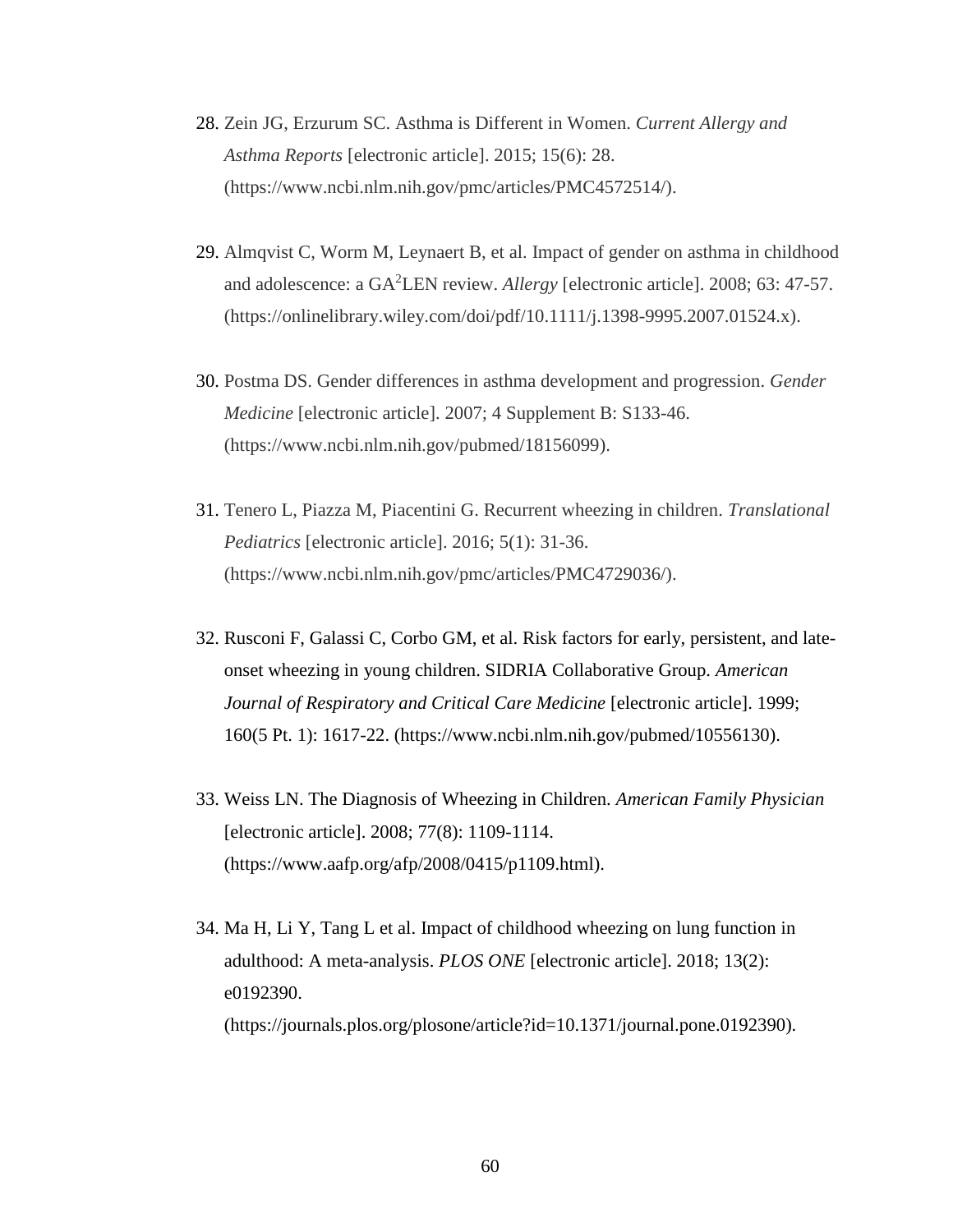28. Zein JG, Erzurum SC. Asthma is Different in Women. *Current Allergy and Asthma Reports* [electronic article]. 2015; 15(6): 28. (https://www.ncbi.nlm.nih.gov/pmc/articles/PMC4572514/).

29. Almqvist C, Worm M, Leynaert B, et al. Impact of gender on asthma in childhood and adolescence: a GA$^2$LEN review. *Allergy* [electronic article]. 2008; 63: 47-57. (https://onlinelibrary.wiley.com/doi/pdf/10.1111/j.1398-9995.2007.01524.x).

30. Postma DS. Gender differences in asthma development and progression. *Gender Medicine* [electronic article]. 2007; 4 Supplement B: S133-46. (https://www.ncbi.nlm.nih.gov/pubmed/18156099).

31. Tenero L, Piazza M, Piacentini G. Recurrent wheezing in children. *Translational Pediatrics* [electronic article]. 2016; 5(1): 31-36. (https://www.ncbi.nlm.nih.gov/pmc/articles/PMC4729036/).

32. Rusconi F, Galassi C, Corbo GM, et al. Risk factors for early, persistent, and late-onset wheezing in young children. SIDRIA Collaborative Group. *American Journal of Respiratory and Critical Care Medicine* [electronic article]. 1999; 160(5 Pt. 1): 1617-22. (https://www.ncbi.nlm.nih.gov/pubmed/10556130).

33. Weiss LN. The Diagnosis of Wheezing in Children. *American Family Physician* [electronic article]. 2008; 77(8): 1109-1114. (https://www.aafp.org/afp/2008/0415/p1109.html).

34. Ma H, Li Y, Tang L et al. Impact of childhood wheezing on lung function in adulthood: A meta-analysis. *PLOS ONE* [electronic article]. 2018; 13(2): e0192390. (https://journals.plos.org/plosone/article?id=10.1371/journal.pone.0192390).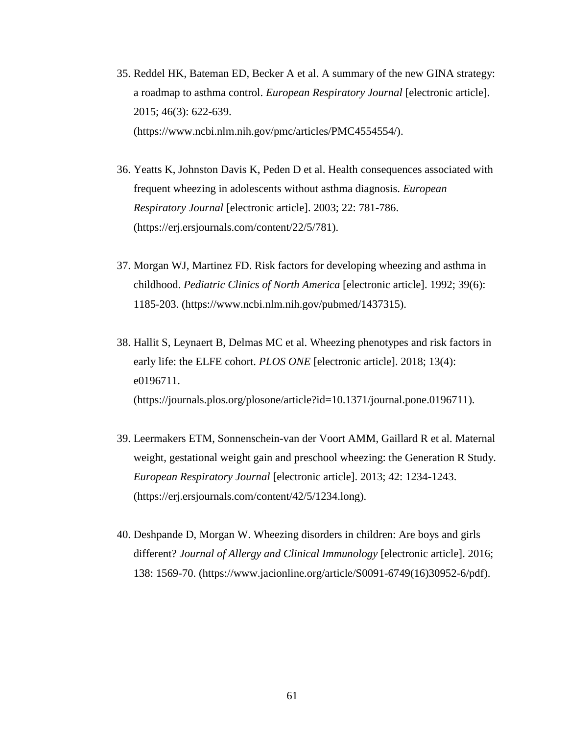35. Reddel HK, Bateman ED, Becker A et al. A summary of the new GINA strategy: a roadmap to asthma control. *European Respiratory Journal* [electronic article]. 2015; 46(3): 622-639. (https://www.ncbi.nlm.nih.gov/pmc/articles/PMC4554554/).

36. Yeatts K, Johnston Davis K, Peden D et al. Health consequences associated with frequent wheezing in adolescents without asthma diagnosis. *European Respiratory Journal* [electronic article]. 2003; 22: 781-786. (https://erj.ersjournals.com/content/22/5/781).

37. Morgan WJ, Martinez FD. Risk factors for developing wheezing and asthma in childhood. *Pediatric Clinics of North America* [electronic article]. 1992; 39(6): 1185-203. (https://www.ncbi.nlm.nih.gov/pubmed/1437315).

38. Hallit S, Leynaert B, Delmas MC et al. Wheezing phenotypes and risk factors in early life: the ELFE cohort. *PLOS ONE* [electronic article]. 2018; 13(4): e0196711. (https://journals.plos.org/plosone/article?id=10.1371/journal.pone.0196711).

39. Leermakers ETM, Sonnenschein-van der Voort AMM, Gaillard R et al. Maternal weight, gestational weight gain and preschool wheezing: the Generation R Study. *European Respiratory Journal* [electronic article]. 2013; 42: 1234-1243. (https://erj.ersjournals.com/content/42/5/1234.long).

40. Deshpande D, Morgan W. Wheezing disorders in children: Are boys and girls different? *Journal of Allergy and Clinical Immunology* [electronic article]. 2016; 138: 1569-70. (https://www.jacionline.org/article/S0091-6749(16)30952-6/pdf).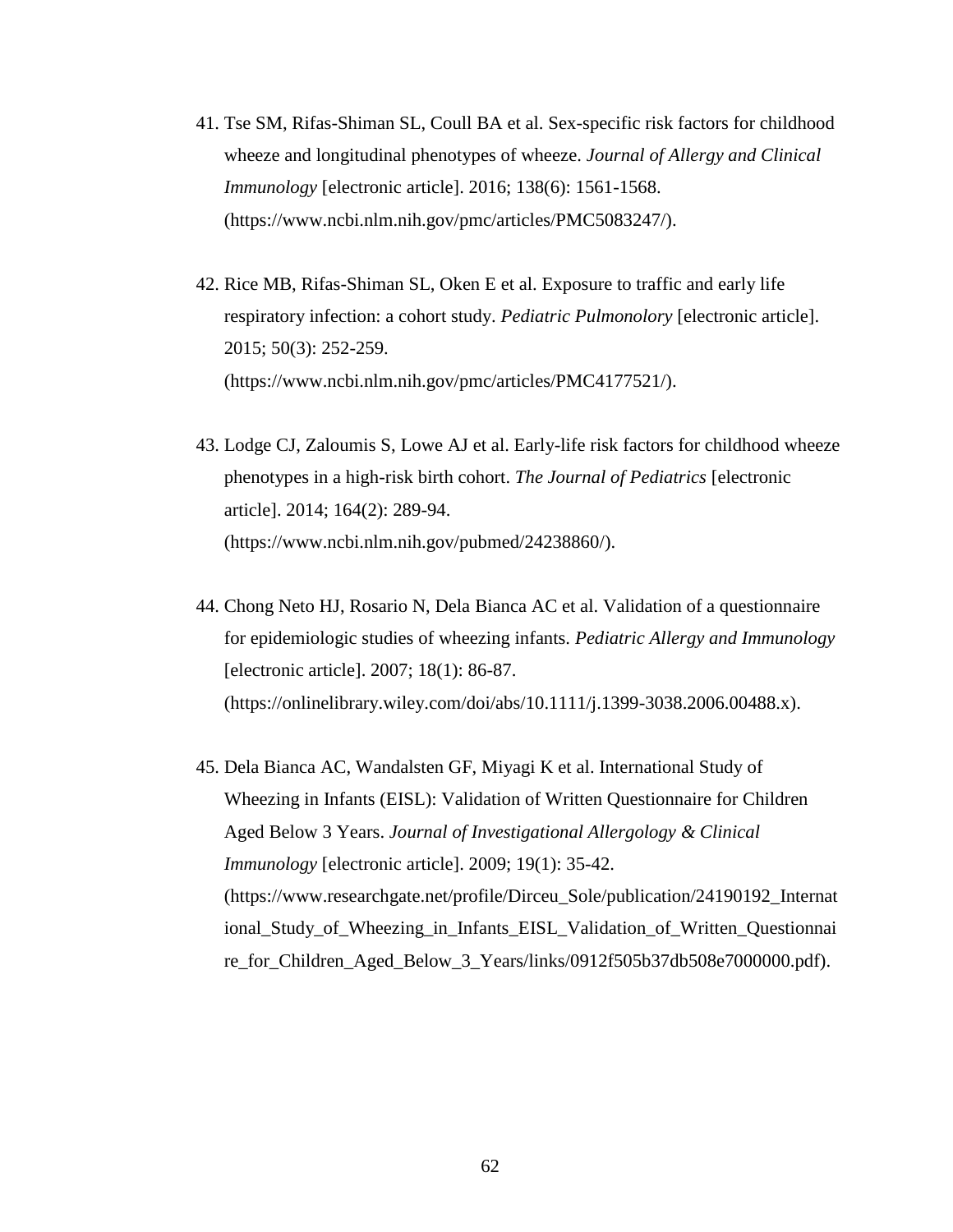41. Tse SM, Rifas-Shiman SL, Coull BA et al. Sex-specific risk factors for childhood wheeze and longitudinal phenotypes of wheeze. *Journal of Allergy and Clinical Immunology* [electronic article]. 2016; 138(6): 1561-1568. (https://www.ncbi.nlm.nih.gov/pmc/articles/PMC5083247/).

42. Rice MB, Rifas-Shiman SL, Oken E et al. Exposure to traffic and early life respiratory infection: a cohort study. *Pediatric Pulmonolory* [electronic article]. 2015; 50(3): 252-259. (https://www.ncbi.nlm.nih.gov/pmc/articles/PMC4177521/).

43. Lodge CJ, Zaloumis S, Lowe AJ et al. Early-life risk factors for childhood wheeze phenotypes in a high-risk birth cohort. *The Journal of Pediatrics* [electronic article]. 2014; 164(2): 289-94. (https://www.ncbi.nlm.nih.gov/pubmed/24238860/).

44. Chong Neto HJ, Rosario N, Dela Bianca AC et al. Validation of a questionnaire for epidemiologic studies of wheezing infants. *Pediatric Allergy and Immunology* [electronic article]. 2007; 18(1): 86-87. (https://onlinelibrary.wiley.com/doi/abs/10.1111/j.1399-3038.2006.00488.x).

45. Dela Bianca AC, Wandalsten GF, Miyagi K et al. International Study of Wheezing in Infants (EISL): Validation of Written Questionnaire for Children Aged Below 3 Years. *Journal of Investigational Allergology & Clinical Immunology* [electronic article]. 2009; 19(1): 35-42. (https://www.researchgate.net/profile/Dirceu_Sole/publication/24190192_International_Study_of_Wheezing_in_Infants_EISL_Validation_of_Written_Questionnaire_for_Children_Aged_Below_3_Years/links/0912f505b37db508e7000000.pdf).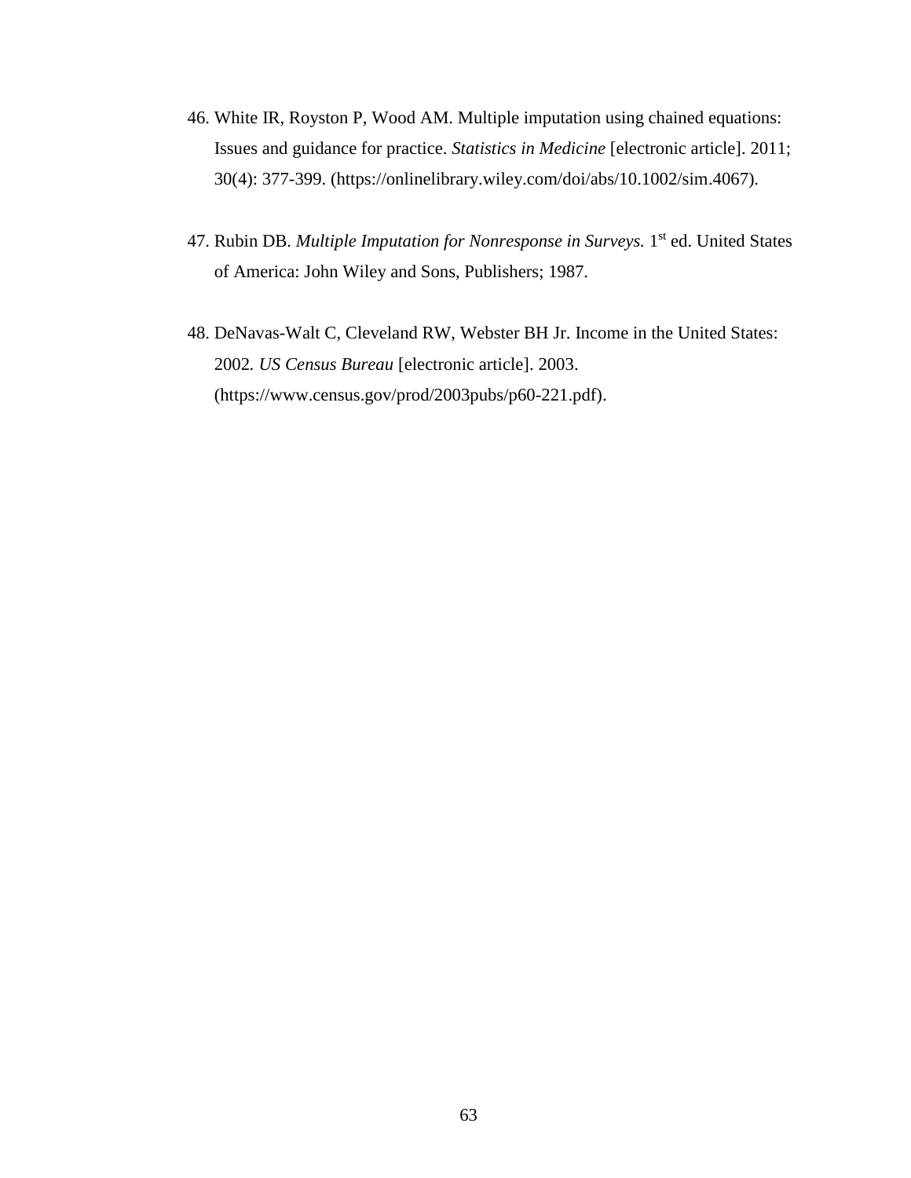46. White IR, Royston P, Wood AM. Multiple imputation using chained equations: Issues and guidance for practice. *Statistics in Medicine* [electronic article]. 2011; 30(4): 377-399. (https://onlinelibrary.wiley.com/doi/abs/10.1002/sim.4067).

47. Rubin DB. *Multiple Imputation for Nonresponse in Surveys.* 1st ed. United States of America: John Wiley and Sons, Publishers; 1987.

48. DeNavas-Walt C, Cleveland RW, Webster BH Jr. Income in the United States: 2002*. US Census Bureau* [electronic article]. 2003. (https://www.census.gov/prod/2003pubs/p60-221.pdf).